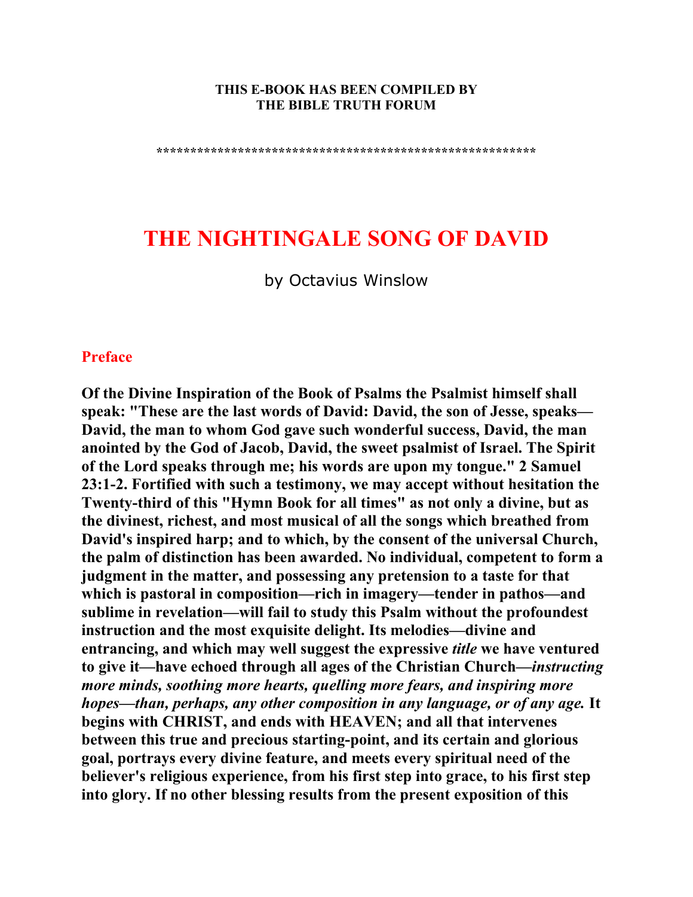**THIS E-BOOK HAS BEEN COMPILED BY**
**THE BIBLE TRUTH FORUM**

*******************************************************

# THE NIGHTINGALE SONG OF DAVID

by Octavius Winslow

## Preface

**Of the Divine Inspiration of the Book of Psalms the Psalmist himself shall speak: "These are the last words of David: David, the son of Jesse, speaks—David, the man to whom God gave such wonderful success, David, the man anointed by the God of Jacob, David, the sweet psalmist of Israel. The Spirit of the Lord speaks through me; his words are upon my tongue." 2 Samuel 23:1-2. Fortified with such a testimony, we may accept without hesitation the Twenty-third of this "Hymn Book for all times" as not only a divine, but as the divinest, richest, and most musical of all the songs which breathed from David's inspired harp; and to which, by the consent of the universal Church, the palm of distinction has been awarded. No individual, competent to form a judgment in the matter, and possessing any pretension to a taste for that which is pastoral in composition—rich in imagery—tender in pathos—and sublime in revelation—will fail to study this Psalm without the profoundest instruction and the most exquisite delight. Its melodies—divine and entrancing, and which may well suggest the expressive *title* we have ventured to give it—have echoed through all ages of the Christian Church—*instructing more minds, soothing more hearts, quelling more fears, and inspiring more hopes—than, perhaps, any other composition in any language, or of any age.* It begins with CHRIST, and ends with HEAVEN; and all that intervenes between this true and precious starting-point, and its certain and glorious goal, portrays every divine feature, and meets every spiritual need of the believer's religious experience, from his first step into grace, to his first step into glory. If no other blessing results from the present exposition of this**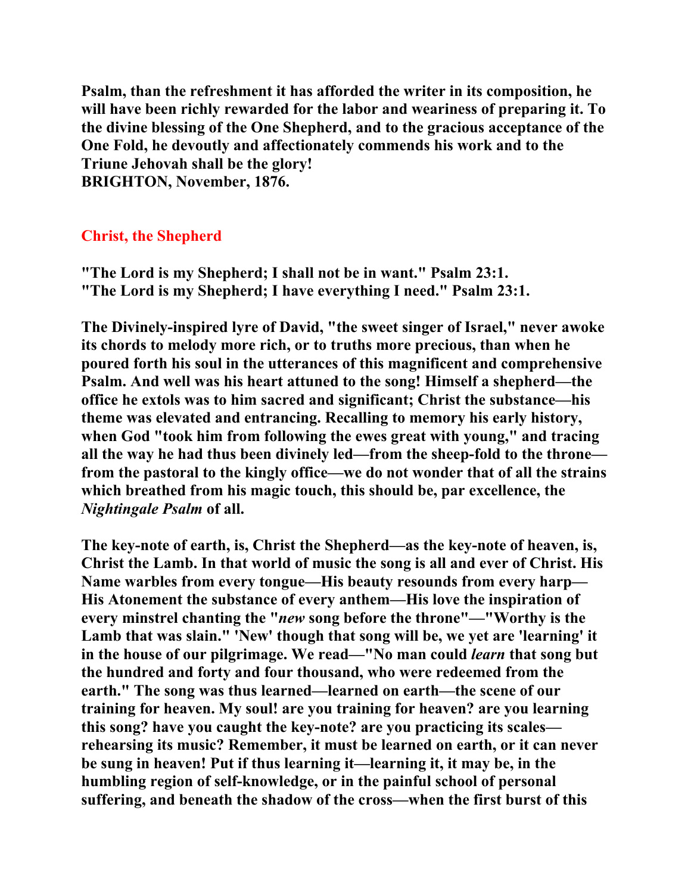**Psalm, than the refreshment it has afforded the writer in its composition, he will have been richly rewarded for the labor and weariness of preparing it. To the divine blessing of the One Shepherd, and to the gracious acceptance of the One Fold, he devoutly and affectionately commends his work and to the Triune Jehovah shall be the glory!**
**BRIGHTON, November, 1876.**

## Christ, the Shepherd

**"The Lord is my Shepherd; I shall not be in want." Psalm 23:1.**
**"The Lord is my Shepherd; I have everything I need." Psalm 23:1.**

**The Divinely-inspired lyre of David, "the sweet singer of Israel," never awoke its chords to melody more rich, or to truths more precious, than when he poured forth his soul in the utterances of this magnificent and comprehensive Psalm. And well was his heart attuned to the song! Himself a shepherd—the office he extols was to him sacred and significant; Christ the substance—his theme was elevated and entrancing. Recalling to memory his early history, when God "took him from following the ewes great with young," and tracing all the way he had thus been divinely led—from the sheep-fold to the throne—from the pastoral to the kingly office—we do not wonder that of all the strains which breathed from his magic touch, this should be, par excellence, the *Nightingale Psalm* of all.**

**The key-note of earth, is, Christ the Shepherd—as the key-note of heaven, is, Christ the Lamb. In that world of music the song is all and ever of Christ. His Name warbles from every tongue—His beauty resounds from every harp—His Atonement the substance of every anthem—His love the inspiration of every minstrel chanting the "*new* song before the throne"—"Worthy is the Lamb that was slain." 'New' though that song will be, we yet are 'learning' it in the house of our pilgrimage. We read—"No man could *learn* that song but the hundred and forty and four thousand, who were redeemed from the earth." The song was thus learned—learned on earth—the scene of our training for heaven. My soul! are you training for heaven? are you learning this song? have you caught the key-note? are you practicing its scales—rehearsing its music? Remember, it must be learned on earth, or it can never be sung in heaven! Put if thus learning it—learning it, it may be, in the humbling region of self-knowledge, or in the painful school of personal suffering, and beneath the shadow of the cross—when the first burst of this**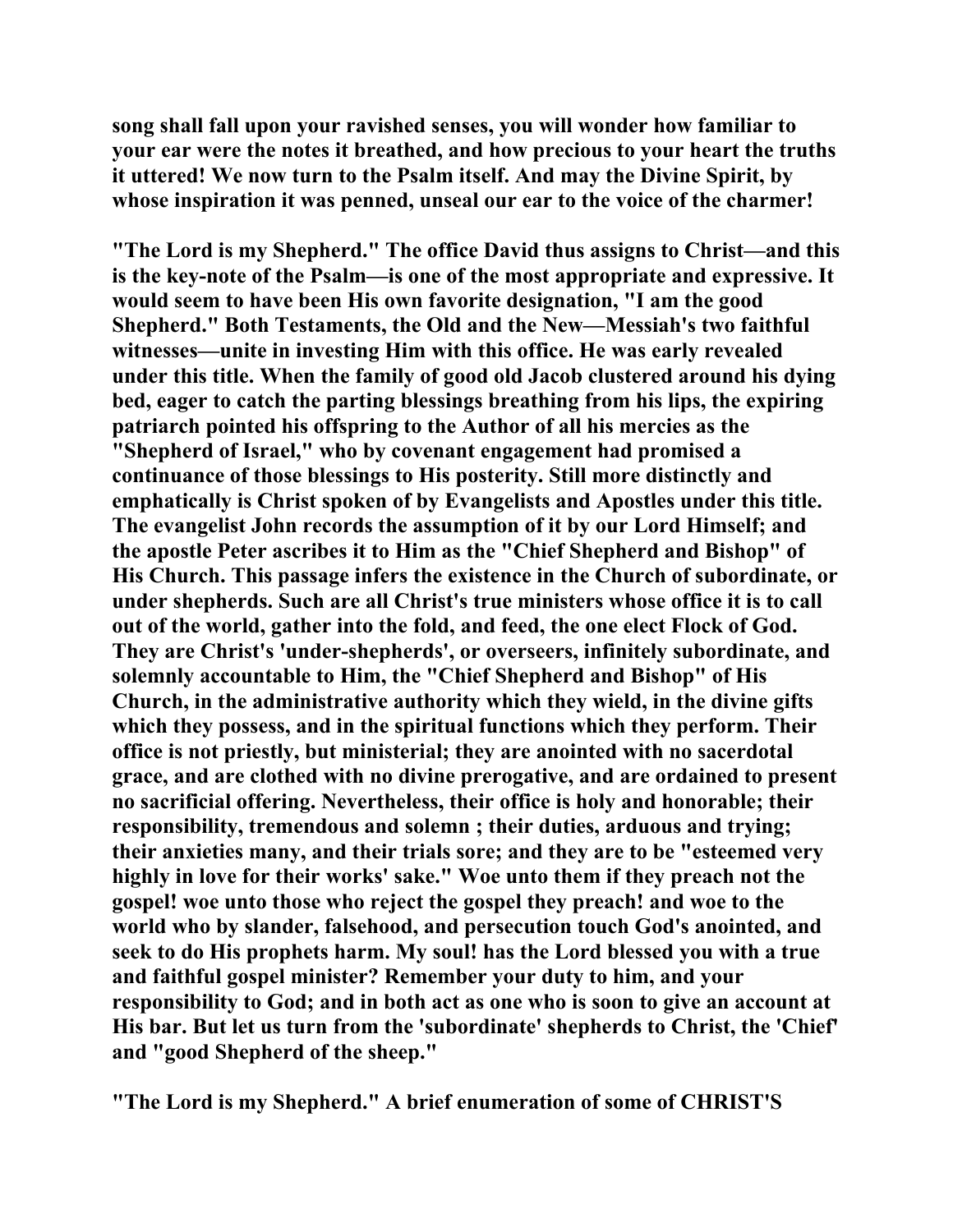**song shall fall upon your ravished senses, you will wonder how familiar to your ear were the notes it breathed, and how precious to your heart the truths it uttered! We now turn to the Psalm itself. And may the Divine Spirit, by whose inspiration it was penned, unseal our ear to the voice of the charmer!**

**"The Lord is my Shepherd." The office David thus assigns to Christ—and this is the key-note of the Psalm—is one of the most appropriate and expressive. It would seem to have been His own favorite designation, "I am the good Shepherd." Both Testaments, the Old and the New—Messiah's two faithful witnesses—unite in investing Him with this office. He was early revealed under this title. When the family of good old Jacob clustered around his dying bed, eager to catch the parting blessings breathing from his lips, the expiring patriarch pointed his offspring to the Author of all his mercies as the "Shepherd of Israel," who by covenant engagement had promised a continuance of those blessings to His posterity. Still more distinctly and emphatically is Christ spoken of by Evangelists and Apostles under this title. The evangelist John records the assumption of it by our Lord Himself; and the apostle Peter ascribes it to Him as the "Chief Shepherd and Bishop" of His Church. This passage infers the existence in the Church of subordinate, or under shepherds. Such are all Christ's true ministers whose office it is to call out of the world, gather into the fold, and feed, the one elect Flock of God. They are Christ's 'under-shepherds', or overseers, infinitely subordinate, and solemnly accountable to Him, the "Chief Shepherd and Bishop" of His Church, in the administrative authority which they wield, in the divine gifts which they possess, and in the spiritual functions which they perform. Their office is not priestly, but ministerial; they are anointed with no sacerdotal grace, and are clothed with no divine prerogative, and are ordained to present no sacrificial offering. Nevertheless, their office is holy and honorable; their responsibility, tremendous and solemn ; their duties, arduous and trying; their anxieties many, and their trials sore; and they are to be "esteemed very highly in love for their works' sake." Woe unto them if they preach not the gospel! woe unto those who reject the gospel they preach! and woe to the world who by slander, falsehood, and persecution touch God's anointed, and seek to do His prophets harm. My soul! has the Lord blessed you with a true and faithful gospel minister? Remember your duty to him, and your responsibility to God; and in both act as one who is soon to give an account at His bar. But let us turn from the 'subordinate' shepherds to Christ, the 'Chief' and "good Shepherd of the sheep."**

**"The Lord is my Shepherd." A brief enumeration of some of CHRIST'S**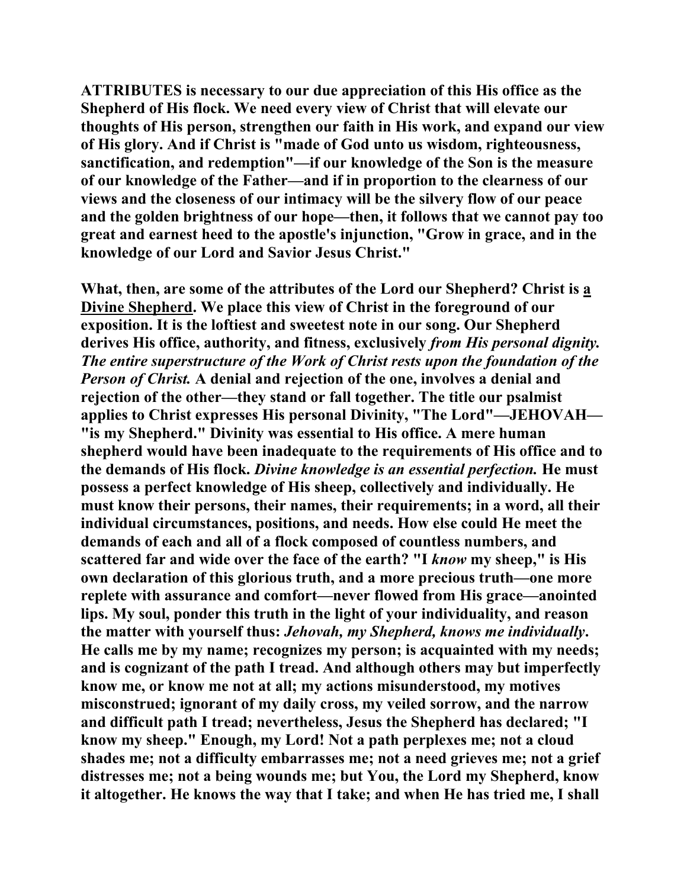**ATTRIBUTES is necessary to our due appreciation of this His office as the Shepherd of His flock. We need every view of Christ that will elevate our thoughts of His person, strengthen our faith in His work, and expand our view of His glory. And if Christ is "made of God unto us wisdom, righteousness, sanctification, and redemption"—if our knowledge of the Son is the measure of our knowledge of the Father—and if in proportion to the clearness of our views and the closeness of our intimacy will be the silvery flow of our peace and the golden brightness of our hope—then, it follows that we cannot pay too great and earnest heed to the apostle's injunction, "Grow in grace, and in the knowledge of our Lord and Savior Jesus Christ."**

**What, then, are some of the attributes of the Lord our Shepherd? Christ is a Divine Shepherd. We place this view of Christ in the foreground of our exposition. It is the loftiest and sweetest note in our song. Our Shepherd derives His office, authority, and fitness, exclusively *from His personal dignity. The entire superstructure of the Work of Christ rests upon the foundation of the Person of Christ.* A denial and rejection of the one, involves a denial and rejection of the other—they stand or fall together. The title our psalmist applies to Christ expresses His personal Divinity, "The Lord"—JEHOVAH—"is my Shepherd." Divinity was essential to His office. A mere human shepherd would have been inadequate to the requirements of His office and to the demands of His flock. *Divine knowledge is an essential perfection.* He must possess a perfect knowledge of His sheep, collectively and individually. He must know their persons, their names, their requirements; in a word, all their individual circumstances, positions, and needs. How else could He meet the demands of each and all of a flock composed of countless numbers, and scattered far and wide over the face of the earth? "I *know* my sheep," is His own declaration of this glorious truth, and a more precious truth—one more replete with assurance and comfort—never flowed from His grace—anointed lips. My soul, ponder this truth in the light of your individuality, and reason the matter with yourself thus: *Jehovah, my Shepherd, knows me individually*. He calls me by my name; recognizes my person; is acquainted with my needs; and is cognizant of the path I tread. And although others may but imperfectly know me, or know me not at all; my actions misunderstood, my motives misconstrued; ignorant of my daily cross, my veiled sorrow, and the narrow and difficult path I tread; nevertheless, Jesus the Shepherd has declared; "I know my sheep." Enough, my Lord! Not a path perplexes me; not a cloud shades me; not a difficulty embarrasses me; not a need grieves me; not a grief distresses me; not a being wounds me; but You, the Lord my Shepherd, know it altogether. He knows the way that I take; and when He has tried me, I shall**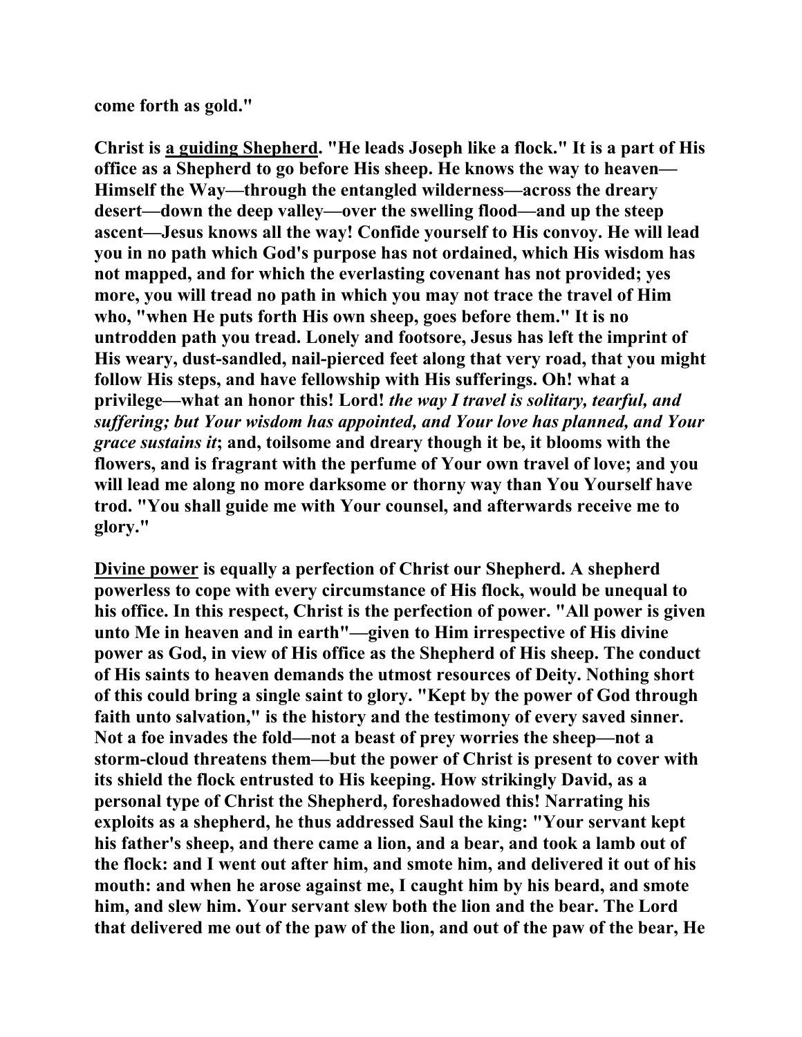**come forth as gold."**

**Christ is <u>a guiding Shepherd</u>. "He leads Joseph like a flock." It is a part of His office as a Shepherd to go before His sheep. He knows the way to heaven—Himself the Way—through the entangled wilderness—across the dreary desert—down the deep valley—over the swelling flood—and up the steep ascent—Jesus knows all the way! Confide yourself to His convoy. He will lead you in no path which God's purpose has not ordained, which His wisdom has not mapped, and for which the everlasting covenant has not provided; yes more, you will tread no path in which you may not trace the travel of Him who, "when He puts forth His own sheep, goes before them." It is no untrodden path you tread. Lonely and footsore, Jesus has left the imprint of His weary, dust-sandled, nail-pierced feet along that very road, that you might follow His steps, and have fellowship with His sufferings. Oh! what a privilege—what an honor this! Lord! *the way I travel is solitary, tearful, and suffering; but Your wisdom has appointed, and Your love has planned, and Your grace sustains it*; and, toilsome and dreary though it be, it blooms with the flowers, and is fragrant with the perfume of Your own travel of love; and you will lead me along no more darksome or thorny way than You Yourself have trod. "You shall guide me with Your counsel, and afterwards receive me to glory."**

**<u>Divine power</u> is equally a perfection of Christ our Shepherd. A shepherd powerless to cope with every circumstance of His flock, would be unequal to his office. In this respect, Christ is the perfection of power. "All power is given unto Me in heaven and in earth"—given to Him irrespective of His divine power as God, in view of His office as the Shepherd of His sheep. The conduct of His saints to heaven demands the utmost resources of Deity. Nothing short of this could bring a single saint to glory. "Kept by the power of God through faith unto salvation," is the history and the testimony of every saved sinner. Not a foe invades the fold—not a beast of prey worries the sheep—not a storm-cloud threatens them—but the power of Christ is present to cover with its shield the flock entrusted to His keeping. How strikingly David, as a personal type of Christ the Shepherd, foreshadowed this! Narrating his exploits as a shepherd, he thus addressed Saul the king: "Your servant kept his father's sheep, and there came a lion, and a bear, and took a lamb out of the flock: and I went out after him, and smote him, and delivered it out of his mouth: and when he arose against me, I caught him by his beard, and smote him, and slew him. Your servant slew both the lion and the bear. The Lord that delivered me out of the paw of the lion, and out of the paw of the bear, He**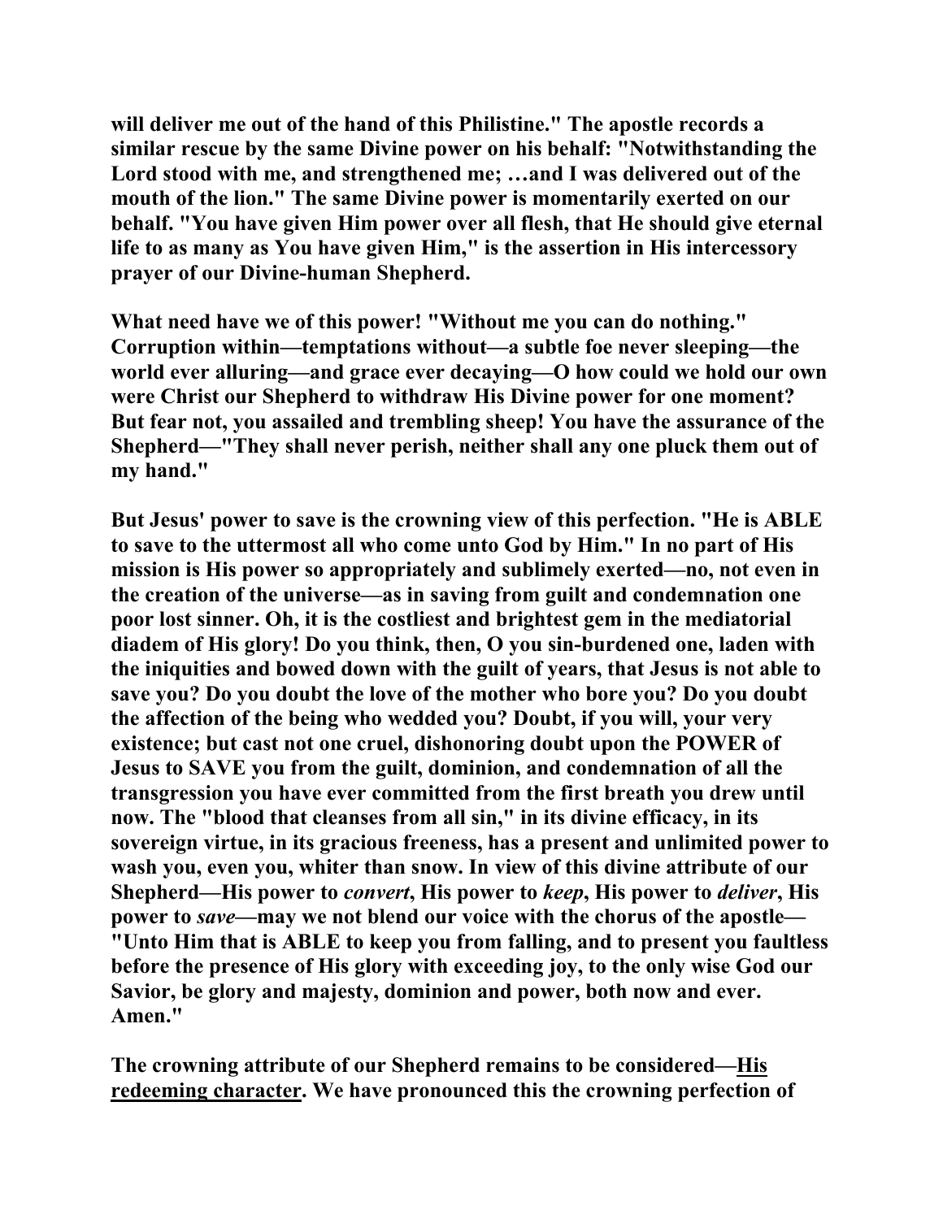**will deliver me out of the hand of this Philistine." The apostle records a similar rescue by the same Divine power on his behalf: "Notwithstanding the Lord stood with me, and strengthened me; …and I was delivered out of the mouth of the lion." The same Divine power is momentarily exerted on our behalf. "You have given Him power over all flesh, that He should give eternal life to as many as You have given Him," is the assertion in His intercessory prayer of our Divine-human Shepherd.**

**What need have we of this power! "Without me you can do nothing." Corruption within—temptations without—a subtle foe never sleeping—the world ever alluring—and grace ever decaying—O how could we hold our own were Christ our Shepherd to withdraw His Divine power for one moment? But fear not, you assailed and trembling sheep! You have the assurance of the Shepherd—"They shall never perish, neither shall any one pluck them out of my hand."**

**But Jesus' power to save is the crowning view of this perfection. "He is ABLE to save to the uttermost all who come unto God by Him." In no part of His mission is His power so appropriately and sublimely exerted—no, not even in the creation of the universe—as in saving from guilt and condemnation one poor lost sinner. Oh, it is the costliest and brightest gem in the mediatorial diadem of His glory! Do you think, then, O you sin-burdened one, laden with the iniquities and bowed down with the guilt of years, that Jesus is not able to save you? Do you doubt the love of the mother who bore you? Do you doubt the affection of the being who wedded you? Doubt, if you will, your very existence; but cast not one cruel, dishonoring doubt upon the POWER of Jesus to SAVE you from the guilt, dominion, and condemnation of all the transgression you have ever committed from the first breath you drew until now. The "blood that cleanses from all sin," in its divine efficacy, in its sovereign virtue, in its gracious freeness, has a present and unlimited power to wash you, even you, whiter than snow. In view of this divine attribute of our Shepherd—His power to *convert*, His power to *keep*, His power to *deliver*, His power to *save*—may we not blend our voice with the chorus of the apostle—"Unto Him that is ABLE to keep you from falling, and to present you faultless before the presence of His glory with exceeding joy, to the only wise God our Savior, be glory and majesty, dominion and power, both now and ever. Amen."**

**The crowning attribute of our Shepherd remains to be considered—<u>His redeeming character</u>. We have pronounced this the crowning perfection of**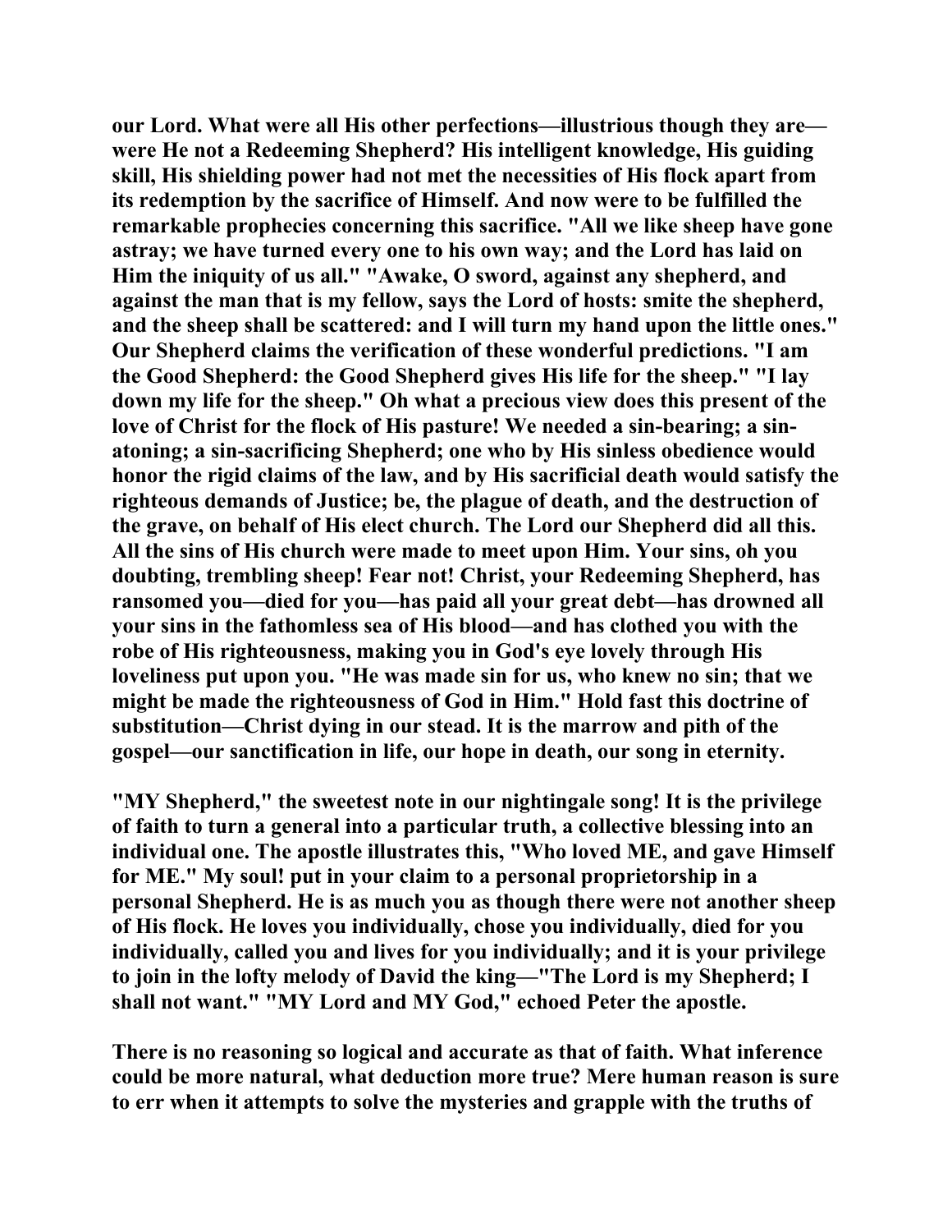**our Lord. What were all His other perfections—illustrious though they are—were He not a Redeeming Shepherd? His intelligent knowledge, His guiding skill, His shielding power had not met the necessities of His flock apart from its redemption by the sacrifice of Himself. And now were to be fulfilled the remarkable prophecies concerning this sacrifice. "All we like sheep have gone astray; we have turned every one to his own way; and the Lord has laid on Him the iniquity of us all." "Awake, O sword, against any shepherd, and against the man that is my fellow, says the Lord of hosts: smite the shepherd, and the sheep shall be scattered: and I will turn my hand upon the little ones." Our Shepherd claims the verification of these wonderful predictions. "I am the Good Shepherd: the Good Shepherd gives His life for the sheep." "I lay down my life for the sheep." Oh what a precious view does this present of the love of Christ for the flock of His pasture! We needed a sin-bearing; a sin-atoning; a sin-sacrificing Shepherd; one who by His sinless obedience would honor the rigid claims of the law, and by His sacrificial death would satisfy the righteous demands of Justice; be, the plague of death, and the destruction of the grave, on behalf of His elect church. The Lord our Shepherd did all this. All the sins of His church were made to meet upon Him. Your sins, oh you doubting, trembling sheep! Fear not! Christ, your Redeeming Shepherd, has ransomed you—died for you—has paid all your great debt—has drowned all your sins in the fathomless sea of His blood—and has clothed you with the robe of His righteousness, making you in God's eye lovely through His loveliness put upon you. "He was made sin for us, who knew no sin; that we might be made the righteousness of God in Him." Hold fast this doctrine of substitution—Christ dying in our stead. It is the marrow and pith of the gospel—our sanctification in life, our hope in death, our song in eternity.**

**"MY Shepherd," the sweetest note in our nightingale song! It is the privilege of faith to turn a general into a particular truth, a collective blessing into an individual one. The apostle illustrates this, "Who loved ME, and gave Himself for ME." My soul! put in your claim to a personal proprietorship in a personal Shepherd. He is as much you as though there were not another sheep of His flock. He loves you individually, chose you individually, died for you individually, called you and lives for you individually; and it is your privilege to join in the lofty melody of David the king—"The Lord is my Shepherd; I shall not want." "MY Lord and MY God," echoed Peter the apostle.**

**There is no reasoning so logical and accurate as that of faith. What inference could be more natural, what deduction more true? Mere human reason is sure to err when it attempts to solve the mysteries and grapple with the truths of**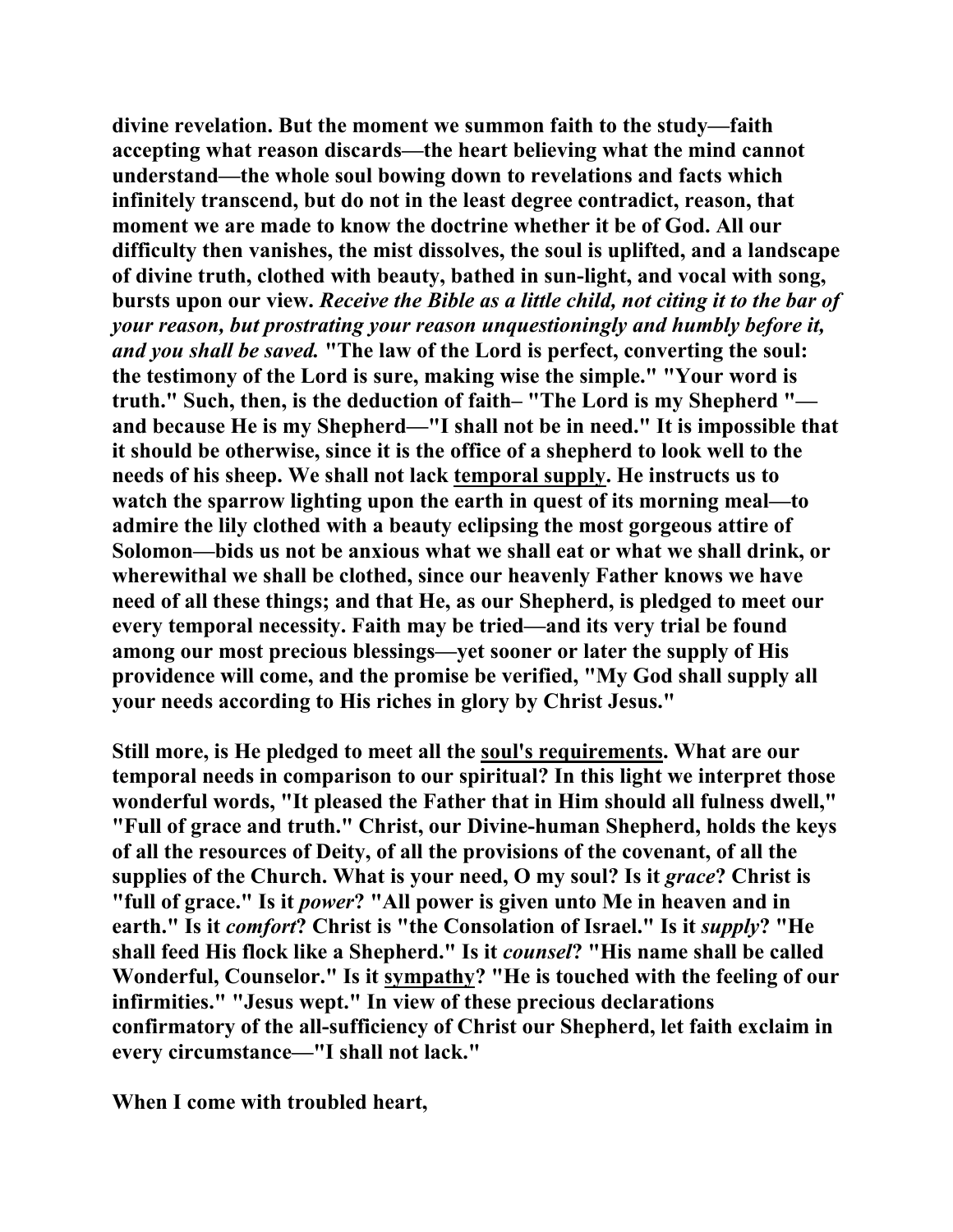**divine revelation. But the moment we summon faith to the study—faith accepting what reason discards—the heart believing what the mind cannot understand—the whole soul bowing down to revelations and facts which infinitely transcend, but do not in the least degree contradict, reason, that moment we are made to know the doctrine whether it be of God. All our difficulty then vanishes, the mist dissolves, the soul is uplifted, and a landscape of divine truth, clothed with beauty, bathed in sun-light, and vocal with song, bursts upon our view. *Receive the Bible as a little child, not citing it to the bar of your reason, but prostrating your reason unquestioningly and humbly before it, and you shall be saved.* "The law of the Lord is perfect, converting the soul: the testimony of the Lord is sure, making wise the simple." "Your word is truth." Such, then, is the deduction of faith– "The Lord is my Shepherd "—and because He is my Shepherd—"I shall not be in need." It is impossible that it should be otherwise, since it is the office of a shepherd to look well to the needs of his sheep. We shall not lack <u>temporal supply</u>. He instructs us to watch the sparrow lighting upon the earth in quest of its morning meal—to admire the lily clothed with a beauty eclipsing the most gorgeous attire of Solomon—bids us not be anxious what we shall eat or what we shall drink, or wherewithal we shall be clothed, since our heavenly Father knows we have need of all these things; and that He, as our Shepherd, is pledged to meet our every temporal necessity. Faith may be tried—and its very trial be found among our most precious blessings—yet sooner or later the supply of His providence will come, and the promise be verified, "My God shall supply all your needs according to His riches in glory by Christ Jesus."**

**Still more, is He pledged to meet all the <u>soul's requirements</u>. What are our temporal needs in comparison to our spiritual? In this light we interpret those wonderful words, "It pleased the Father that in Him should all fulness dwell," "Full of grace and truth." Christ, our Divine-human Shepherd, holds the keys of all the resources of Deity, of all the provisions of the covenant, of all the supplies of the Church. What is your need, O my soul? Is it *grace*? Christ is "full of grace." Is it *power*? "All power is given unto Me in heaven and in earth." Is it *comfort*? Christ is "the Consolation of Israel." Is it *supply*? "He shall feed His flock like a Shepherd." Is it *counsel*? "His name shall be called Wonderful, Counselor." Is it <u>sympathy</u>? "He is touched with the feeling of our infirmities." "Jesus wept." In view of these precious declarations confirmatory of the all-sufficiency of Christ our Shepherd, let faith exclaim in every circumstance—"I shall not lack."**

**When I come with troubled heart,**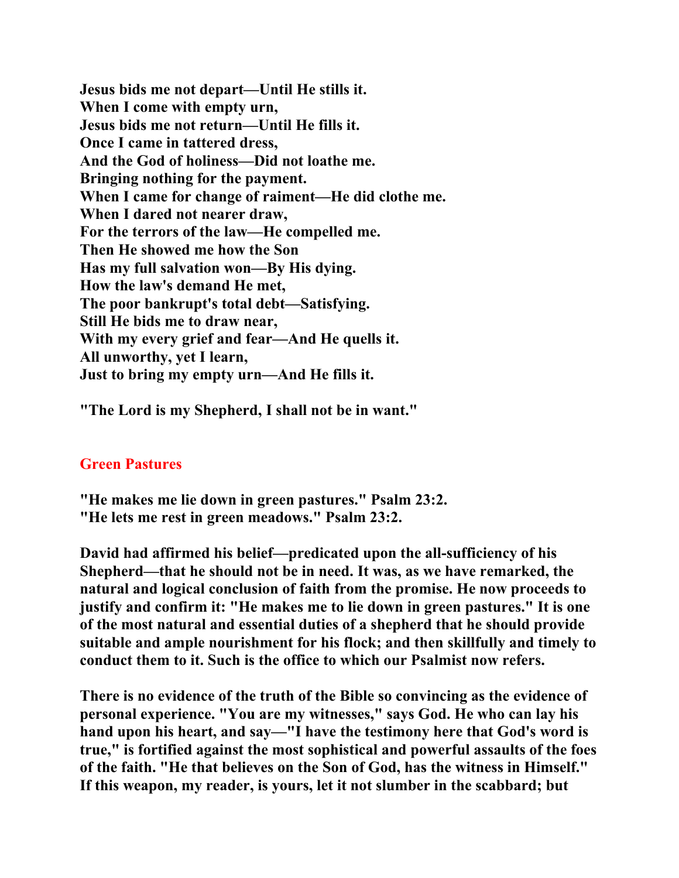**Jesus bids me not depart—Until He stills it.**
**When I come with empty urn,**
**Jesus bids me not return—Until He fills it.**
**Once I came in tattered dress,**
**And the God of holiness—Did not loathe me.**
**Bringing nothing for the payment.**
**When I came for change of raiment—He did clothe me.**
**When I dared not nearer draw,**
**For the terrors of the law—He compelled me.**
**Then He showed me how the Son**
**Has my full salvation won—By His dying.**
**How the law's demand He met,**
**The poor bankrupt's total debt—Satisfying.**
**Still He bids me to draw near,**
**With my every grief and fear—And He quells it.**
**All unworthy, yet I learn,**
**Just to bring my empty urn—And He fills it.**

**"The Lord is my Shepherd, I shall not be in want."**

## Green Pastures

**"He makes me lie down in green pastures." Psalm 23:2.**
**"He lets me rest in green meadows." Psalm 23:2.**

**David had affirmed his belief—predicated upon the all-sufficiency of his Shepherd—that he should not be in need. It was, as we have remarked, the natural and logical conclusion of faith from the promise. He now proceeds to justify and confirm it: "He makes me to lie down in green pastures." It is one of the most natural and essential duties of a shepherd that he should provide suitable and ample nourishment for his flock; and then skillfully and timely to conduct them to it. Such is the office to which our Psalmist now refers.**

**There is no evidence of the truth of the Bible so convincing as the evidence of personal experience. "You are my witnesses," says God. He who can lay his hand upon his heart, and say—"I have the testimony here that God's word is true," is fortified against the most sophistical and powerful assaults of the foes of the faith. "He that believes on the Son of God, has the witness in Himself." If this weapon, my reader, is yours, let it not slumber in the scabbard; but**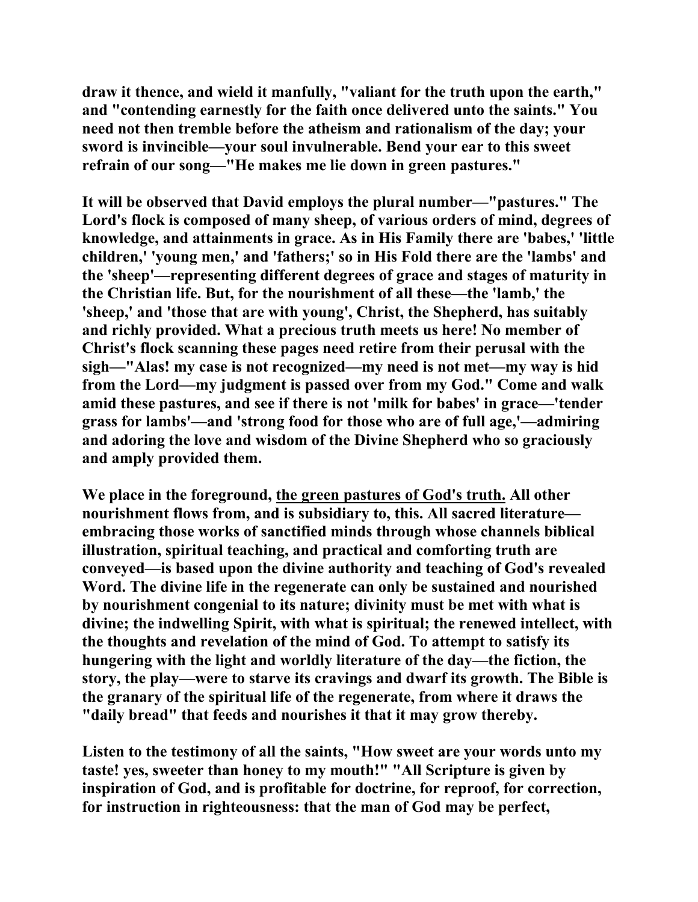**draw it thence, and wield it manfully, "valiant for the truth upon the earth," and "contending earnestly for the faith once delivered unto the saints." You need not then tremble before the atheism and rationalism of the day; your sword is invincible—your soul invulnerable. Bend your ear to this sweet refrain of our song—"He makes me lie down in green pastures."**

**It will be observed that David employs the plural number—"pastures." The Lord's flock is composed of many sheep, of various orders of mind, degrees of knowledge, and attainments in grace. As in His Family there are 'babes,' 'little children,' 'young men,' and 'fathers;' so in His Fold there are the 'lambs' and the 'sheep'—representing different degrees of grace and stages of maturity in the Christian life. But, for the nourishment of all these—the 'lamb,' the 'sheep,' and 'those that are with young', Christ, the Shepherd, has suitably and richly provided. What a precious truth meets us here! No member of Christ's flock scanning these pages need retire from their perusal with the sigh—"Alas! my case is not recognized—my need is not met—my way is hid from the Lord—my judgment is passed over from my God." Come and walk amid these pastures, and see if there is not 'milk for babes' in grace—'tender grass for lambs'—and 'strong food for those who are of full age,'—admiring and adoring the love and wisdom of the Divine Shepherd who so graciously and amply provided them.**

**We place in the foreground, <u>the green pastures of God's truth.</u> All other nourishment flows from, and is subsidiary to, this. All sacred literature—embracing those works of sanctified minds through whose channels biblical illustration, spiritual teaching, and practical and comforting truth are conveyed—is based upon the divine authority and teaching of God's revealed Word. The divine life in the regenerate can only be sustained and nourished by nourishment congenial to its nature; divinity must be met with what is divine; the indwelling Spirit, with what is spiritual; the renewed intellect, with the thoughts and revelation of the mind of God. To attempt to satisfy its hungering with the light and worldly literature of the day—the fiction, the story, the play—were to starve its cravings and dwarf its growth. The Bible is the granary of the spiritual life of the regenerate, from where it draws the "daily bread" that feeds and nourishes it that it may grow thereby.**

**Listen to the testimony of all the saints, "How sweet are your words unto my taste! yes, sweeter than honey to my mouth!" "All Scripture is given by inspiration of God, and is profitable for doctrine, for reproof, for correction, for instruction in righteousness: that the man of God may be perfect,**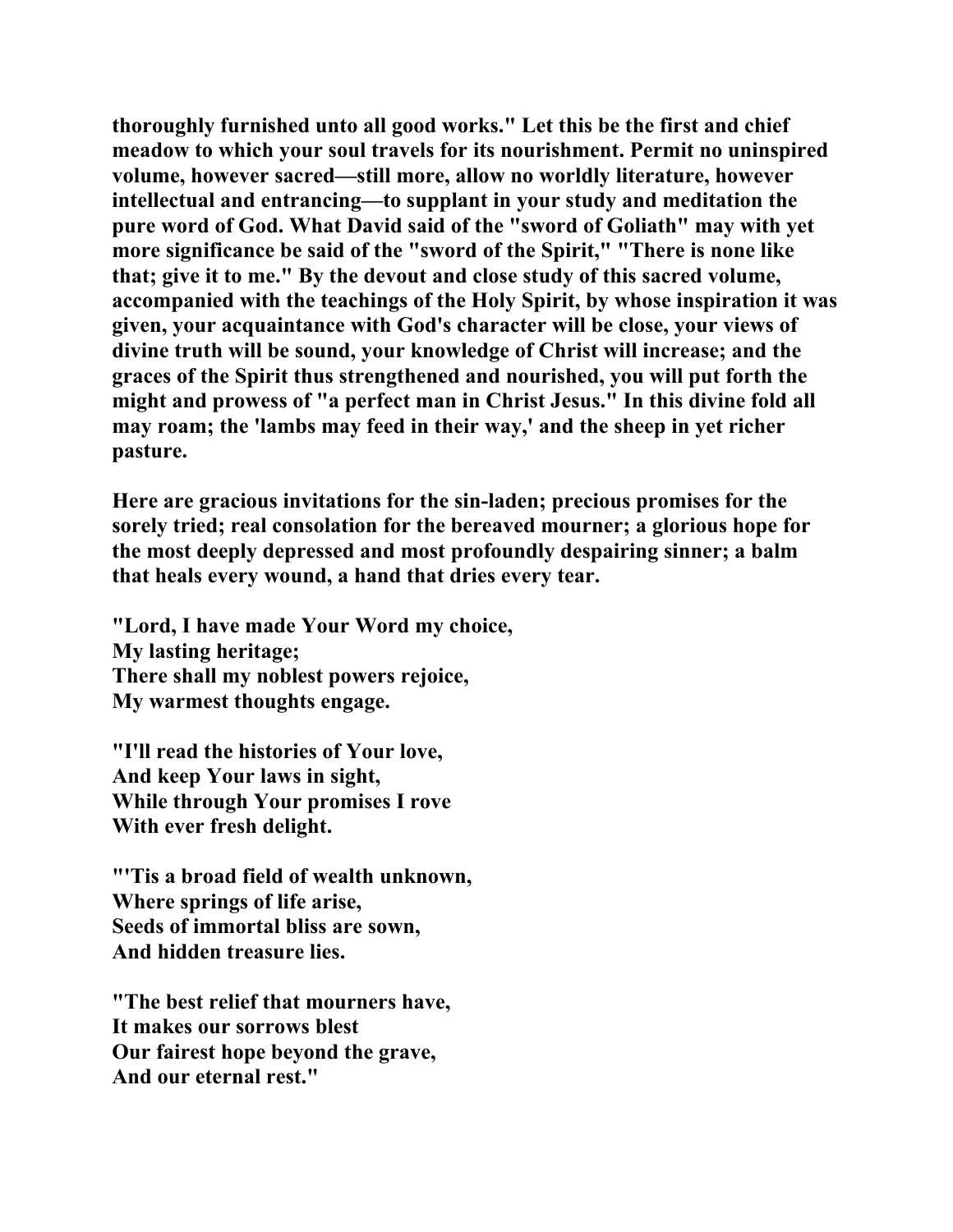**thoroughly furnished unto all good works." Let this be the first and chief meadow to which your soul travels for its nourishment. Permit no uninspired volume, however sacred—still more, allow no worldly literature, however intellectual and entrancing—to supplant in your study and meditation the pure word of God. What David said of the "sword of Goliath" may with yet more significance be said of the "sword of the Spirit," "There is none like that; give it to me." By the devout and close study of this sacred volume, accompanied with the teachings of the Holy Spirit, by whose inspiration it was given, your acquaintance with God's character will be close, your views of divine truth will be sound, your knowledge of Christ will increase; and the graces of the Spirit thus strengthened and nourished, you will put forth the might and prowess of "a perfect man in Christ Jesus." In this divine fold all may roam; the 'lambs may feed in their way,' and the sheep in yet richer pasture.**

**Here are gracious invitations for the sin-laden; precious promises for the sorely tried; real consolation for the bereaved mourner; a glorious hope for the most deeply depressed and most profoundly despairing sinner; a balm that heals every wound, a hand that dries every tear.**

**"Lord, I have made Your Word my choice,**
**My lasting heritage;**
**There shall my noblest powers rejoice,**
**My warmest thoughts engage.**

**"I'll read the histories of Your love,**
**And keep Your laws in sight,**
**While through Your promises I rove**
**With ever fresh delight.**

**"'Tis a broad field of wealth unknown,**
**Where springs of life arise,**
**Seeds of immortal bliss are sown,**
**And hidden treasure lies.**

**"The best relief that mourners have,**
**It makes our sorrows blest**
**Our fairest hope beyond the grave,**
**And our eternal rest."**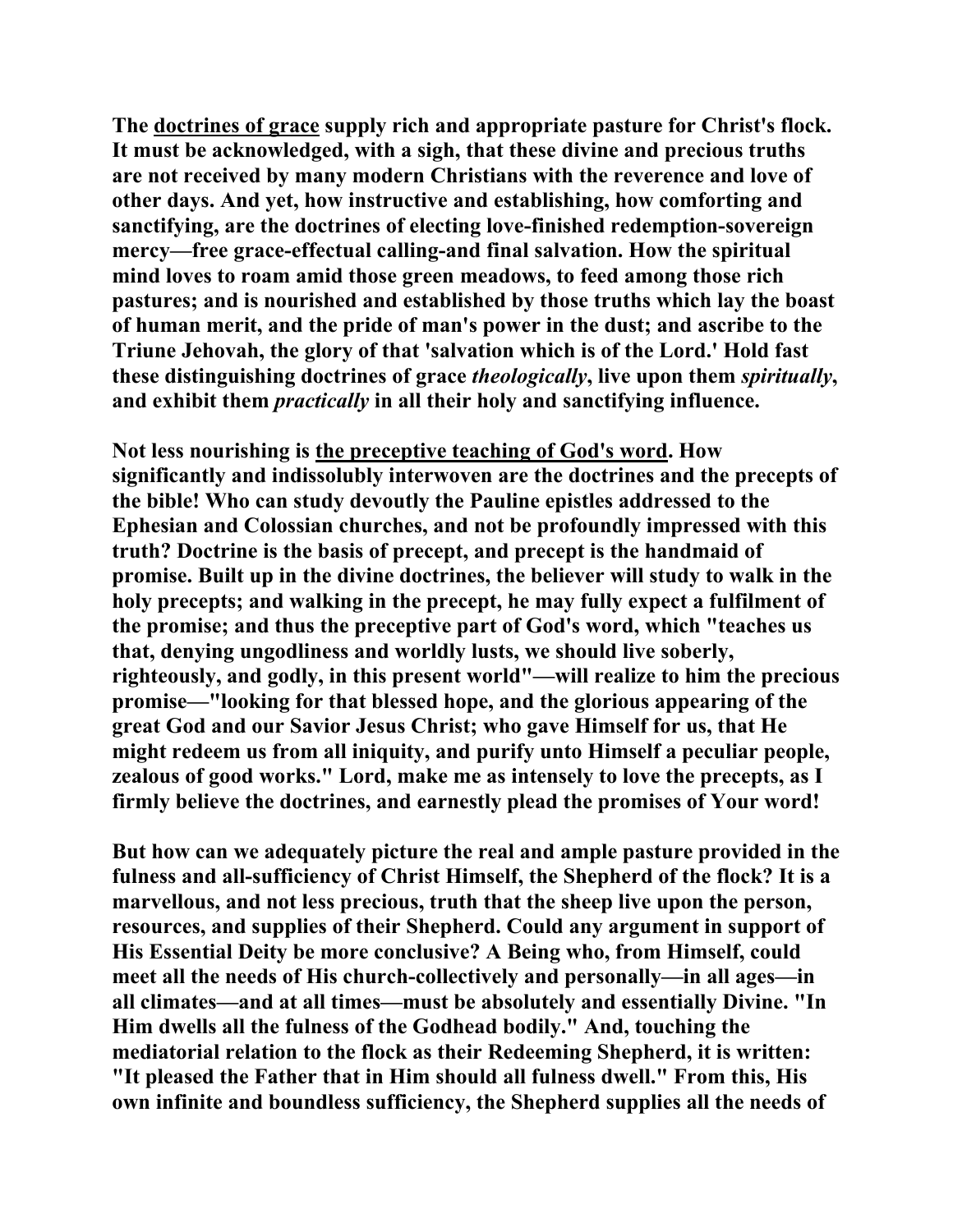**The <u>doctrines of grace</u> supply rich and appropriate pasture for Christ's flock. It must be acknowledged, with a sigh, that these divine and precious truths are not received by many modern Christians with the reverence and love of other days. And yet, how instructive and establishing, how comforting and sanctifying, are the doctrines of electing love-finished redemption-sovereign mercy—free grace-effectual calling-and final salvation. How the spiritual mind loves to roam amid those green meadows, to feed among those rich pastures; and is nourished and established by those truths which lay the boast of human merit, and the pride of man's power in the dust; and ascribe to the Triune Jehovah, the glory of that 'salvation which is of the Lord.' Hold fast these distinguishing doctrines of grace *theologically*, live upon them *spiritually*, and exhibit them *practically* in all their holy and sanctifying influence.**

**Not less nourishing is <u>the preceptive teaching of God's word</u>. How significantly and indissolubly interwoven are the doctrines and the precepts of the bible! Who can study devoutly the Pauline epistles addressed to the Ephesian and Colossian churches, and not be profoundly impressed with this truth? Doctrine is the basis of precept, and precept is the handmaid of promise. Built up in the divine doctrines, the believer will study to walk in the holy precepts; and walking in the precept, he may fully expect a fulfilment of the promise; and thus the preceptive part of God's word, which "teaches us that, denying ungodliness and worldly lusts, we should live soberly, righteously, and godly, in this present world"—will realize to him the precious promise—"looking for that blessed hope, and the glorious appearing of the great God and our Savior Jesus Christ; who gave Himself for us, that He might redeem us from all iniquity, and purify unto Himself a peculiar people, zealous of good works." Lord, make me as intensely to love the precepts, as I firmly believe the doctrines, and earnestly plead the promises of Your word!**

**But how can we adequately picture the real and ample pasture provided in the fulness and all-sufficiency of Christ Himself, the Shepherd of the flock? It is a marvellous, and not less precious, truth that the sheep live upon the person, resources, and supplies of their Shepherd. Could any argument in support of His Essential Deity be more conclusive? A Being who, from Himself, could meet all the needs of His church-collectively and personally—in all ages—in all climates—and at all times—must be absolutely and essentially Divine. "In Him dwells all the fulness of the Godhead bodily." And, touching the mediatorial relation to the flock as their Redeeming Shepherd, it is written: "It pleased the Father that in Him should all fulness dwell." From this, His own infinite and boundless sufficiency, the Shepherd supplies all the needs of**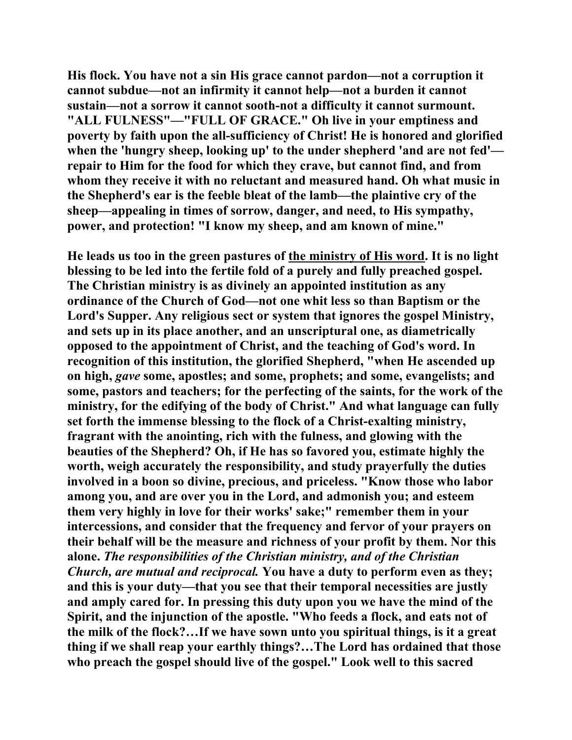**His flock. You have not a sin His grace cannot pardon—not a corruption it cannot subdue—not an infirmity it cannot help—not a burden it cannot sustain—not a sorrow it cannot sooth-not a difficulty it cannot surmount. "ALL FULNESS"—"FULL OF GRACE." Oh live in your emptiness and poverty by faith upon the all-sufficiency of Christ! He is honored and glorified when the 'hungry sheep, looking up' to the under shepherd 'and are not fed'—repair to Him for the food for which they crave, but cannot find, and from whom they receive it with no reluctant and measured hand. Oh what music in the Shepherd's ear is the feeble bleat of the lamb—the plaintive cry of the sheep—appealing in times of sorrow, danger, and need, to His sympathy, power, and protection! "I know my sheep, and am known of mine."**

**He leads us too in the green pastures of <u>the ministry of His word</u>. It is no light blessing to be led into the fertile fold of a purely and fully preached gospel. The Christian ministry is as divinely an appointed institution as any ordinance of the Church of God—not one whit less so than Baptism or the Lord's Supper. Any religious sect or system that ignores the gospel Ministry, and sets up in its place another, and an unscriptural one, as diametrically opposed to the appointment of Christ, and the teaching of God's word. In recognition of this institution, the glorified Shepherd, "when He ascended up on high, *gave* some, apostles; and some, prophets; and some, evangelists; and some, pastors and teachers; for the perfecting of the saints, for the work of the ministry, for the edifying of the body of Christ." And what language can fully set forth the immense blessing to the flock of a Christ-exalting ministry, fragrant with the anointing, rich with the fulness, and glowing with the beauties of the Shepherd? Oh, if He has so favored you, estimate highly the worth, weigh accurately the responsibility, and study prayerfully the duties involved in a boon so divine, precious, and priceless. "Know those who labor among you, and are over you in the Lord, and admonish you; and esteem them very highly in love for their works' sake;" remember them in your intercessions, and consider that the frequency and fervor of your prayers on their behalf will be the measure and richness of your profit by them. Nor this alone. *The responsibilities of the Christian ministry, and of the Christian Church, are mutual and reciprocal.* You have a duty to perform even as they; and this is your duty—that you see that their temporal necessities are justly and amply cared for. In pressing this duty upon you we have the mind of the Spirit, and the injunction of the apostle. "Who feeds a flock, and eats not of the milk of the flock?…If we have sown unto you spiritual things, is it a great thing if we shall reap your earthly things?…The Lord has ordained that those who preach the gospel should live of the gospel." Look well to this sacred**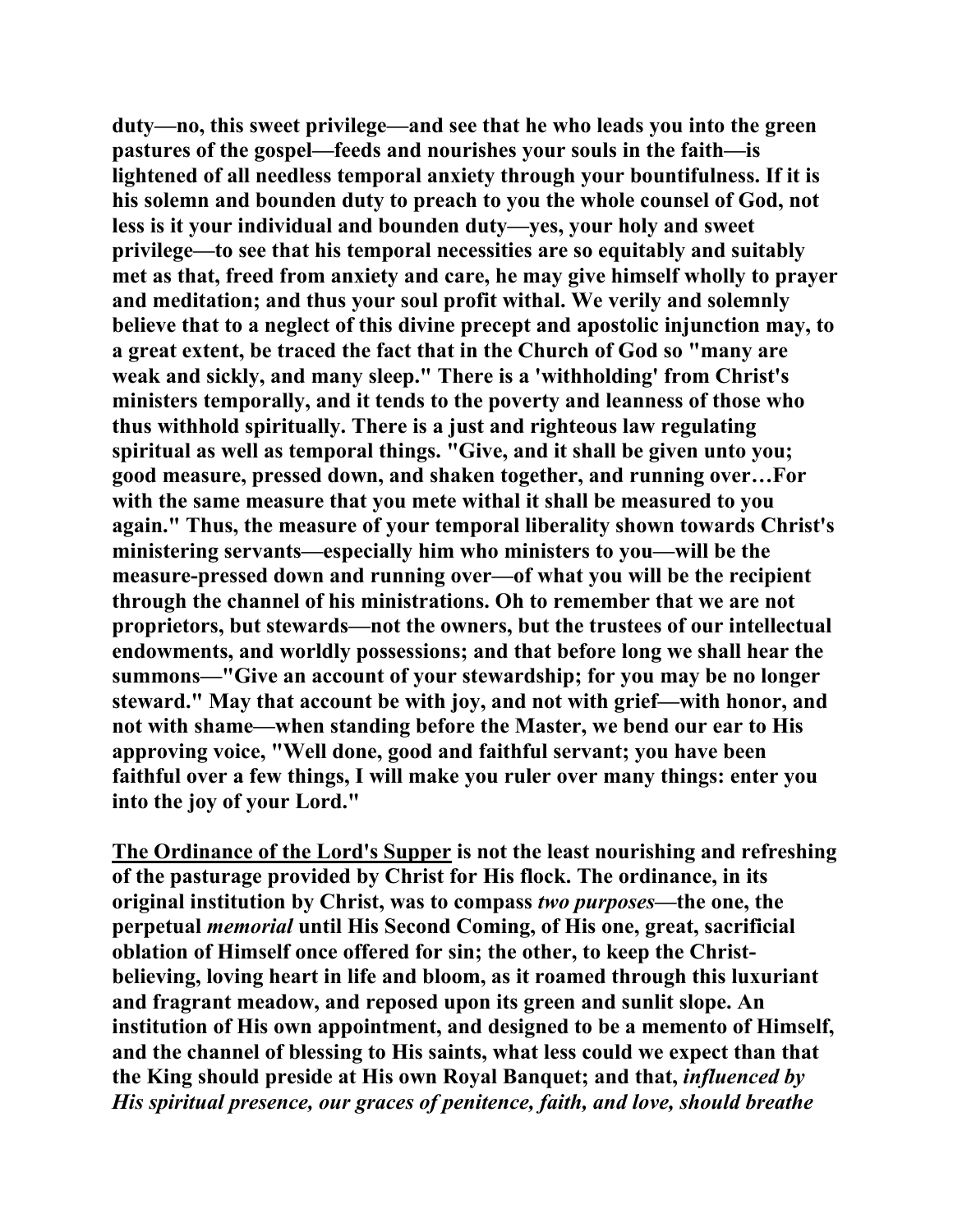**duty—no, this sweet privilege—and see that he who leads you into the green pastures of the gospel—feeds and nourishes your souls in the faith—is lightened of all needless temporal anxiety through your bountifulness. If it is his solemn and bounden duty to preach to you the whole counsel of God, not less is it your individual and bounden duty—yes, your holy and sweet privilege—to see that his temporal necessities are so equitably and suitably met as that, freed from anxiety and care, he may give himself wholly to prayer and meditation; and thus your soul profit withal. We verily and solemnly believe that to a neglect of this divine precept and apostolic injunction may, to a great extent, be traced the fact that in the Church of God so "many are weak and sickly, and many sleep." There is a 'withholding' from Christ's ministers temporally, and it tends to the poverty and leanness of those who thus withhold spiritually. There is a just and righteous law regulating spiritual as well as temporal things. "Give, and it shall be given unto you; good measure, pressed down, and shaken together, and running over…For with the same measure that you mete withal it shall be measured to you again." Thus, the measure of your temporal liberality shown towards Christ's ministering servants—especially him who ministers to you—will be the measure-pressed down and running over—of what you will be the recipient through the channel of his ministrations. Oh to remember that we are not proprietors, but stewards—not the owners, but the trustees of our intellectual endowments, and worldly possessions; and that before long we shall hear the summons—"Give an account of your stewardship; for you may be no longer steward." May that account be with joy, and not with grief—with honor, and not with shame—when standing before the Master, we bend our ear to His approving voice, "Well done, good and faithful servant; you have been faithful over a few things, I will make you ruler over many things: enter you into the joy of your Lord."**

**<u>The Ordinance of the Lord's Supper</u> is not the least nourishing and refreshing of the pasturage provided by Christ for His flock. The ordinance, in its original institution by Christ, was to compass *two purposes*—the one, the perpetual *memorial* until His Second Coming, of His one, great, sacrificial oblation of Himself once offered for sin; the other, to keep the Christ-believing, loving heart in life and bloom, as it roamed through this luxuriant and fragrant meadow, and reposed upon its green and sunlit slope. An institution of His own appointment, and designed to be a memento of Himself, and the channel of blessing to His saints, what less could we expect than that the King should preside at His own Royal Banquet; and that, *influenced by His spiritual presence, our graces of penitence, faith, and love, should breathe***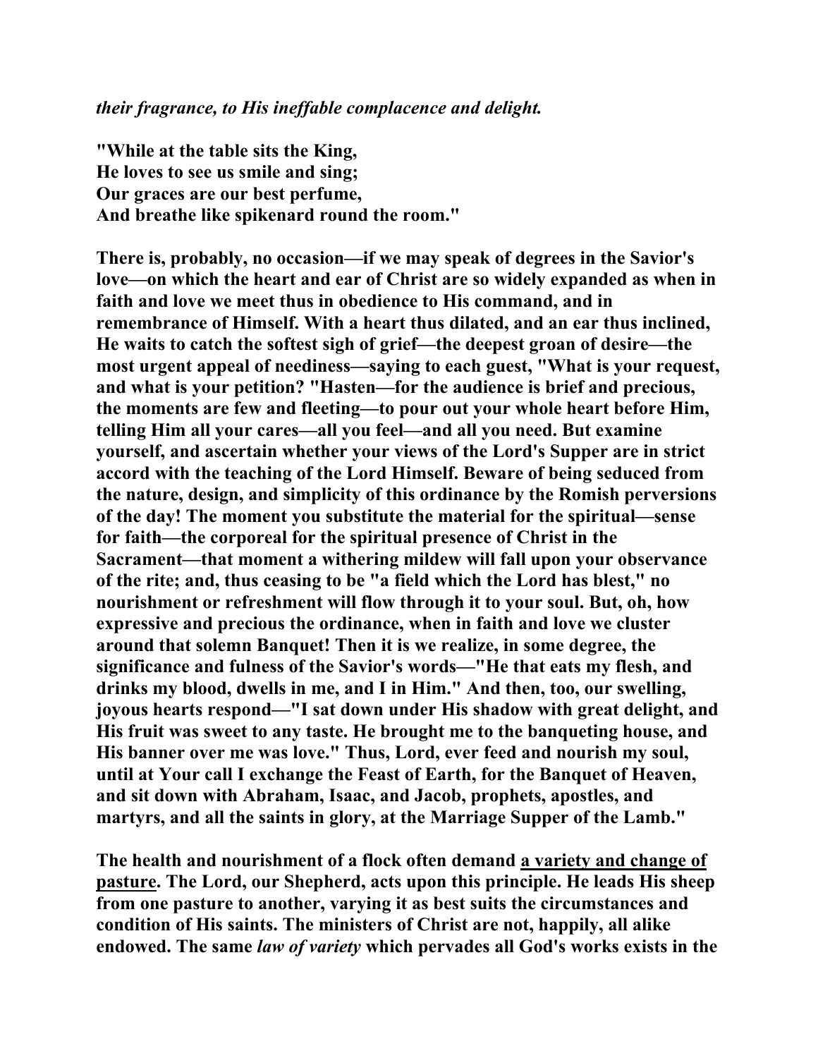*their fragrance, to His ineffable complacence and delight.*

**"While at the table sits the King,**
**He loves to see us smile and sing;**
**Our graces are our best perfume,**
**And breathe like spikenard round the room."**

**There is, probably, no occasion—if we may speak of degrees in the Savior's love—on which the heart and ear of Christ are so widely expanded as when in faith and love we meet thus in obedience to His command, and in remembrance of Himself. With a heart thus dilated, and an ear thus inclined, He waits to catch the softest sigh of grief—the deepest groan of desire—the most urgent appeal of neediness—saying to each guest, "What is your request, and what is your petition? "Hasten—for the audience is brief and precious, the moments are few and fleeting—to pour out your whole heart before Him, telling Him all your cares—all you feel—and all you need. But examine yourself, and ascertain whether your views of the Lord's Supper are in strict accord with the teaching of the Lord Himself. Beware of being seduced from the nature, design, and simplicity of this ordinance by the Romish perversions of the day! The moment you substitute the material for the spiritual—sense for faith—the corporeal for the spiritual presence of Christ in the Sacrament—that moment a withering mildew will fall upon your observance of the rite; and, thus ceasing to be "a field which the Lord has blest," no nourishment or refreshment will flow through it to your soul. But, oh, how expressive and precious the ordinance, when in faith and love we cluster around that solemn Banquet! Then it is we realize, in some degree, the significance and fulness of the Savior's words—"He that eats my flesh, and drinks my blood, dwells in me, and I in Him." And then, too, our swelling, joyous hearts respond—"I sat down under His shadow with great delight, and His fruit was sweet to any taste. He brought me to the banqueting house, and His banner over me was love." Thus, Lord, ever feed and nourish my soul, until at Your call I exchange the Feast of Earth, for the Banquet of Heaven, and sit down with Abraham, Isaac, and Jacob, prophets, apostles, and martyrs, and all the saints in glory, at the Marriage Supper of the Lamb."**

**The health and nourishment of a flock often demand a variety and change of pasture. The Lord, our Shepherd, acts upon this principle. He leads His sheep from one pasture to another, varying it as best suits the circumstances and condition of His saints. The ministers of Christ are not, happily, all alike endowed. The same *law of variety* which pervades all God's works exists in the**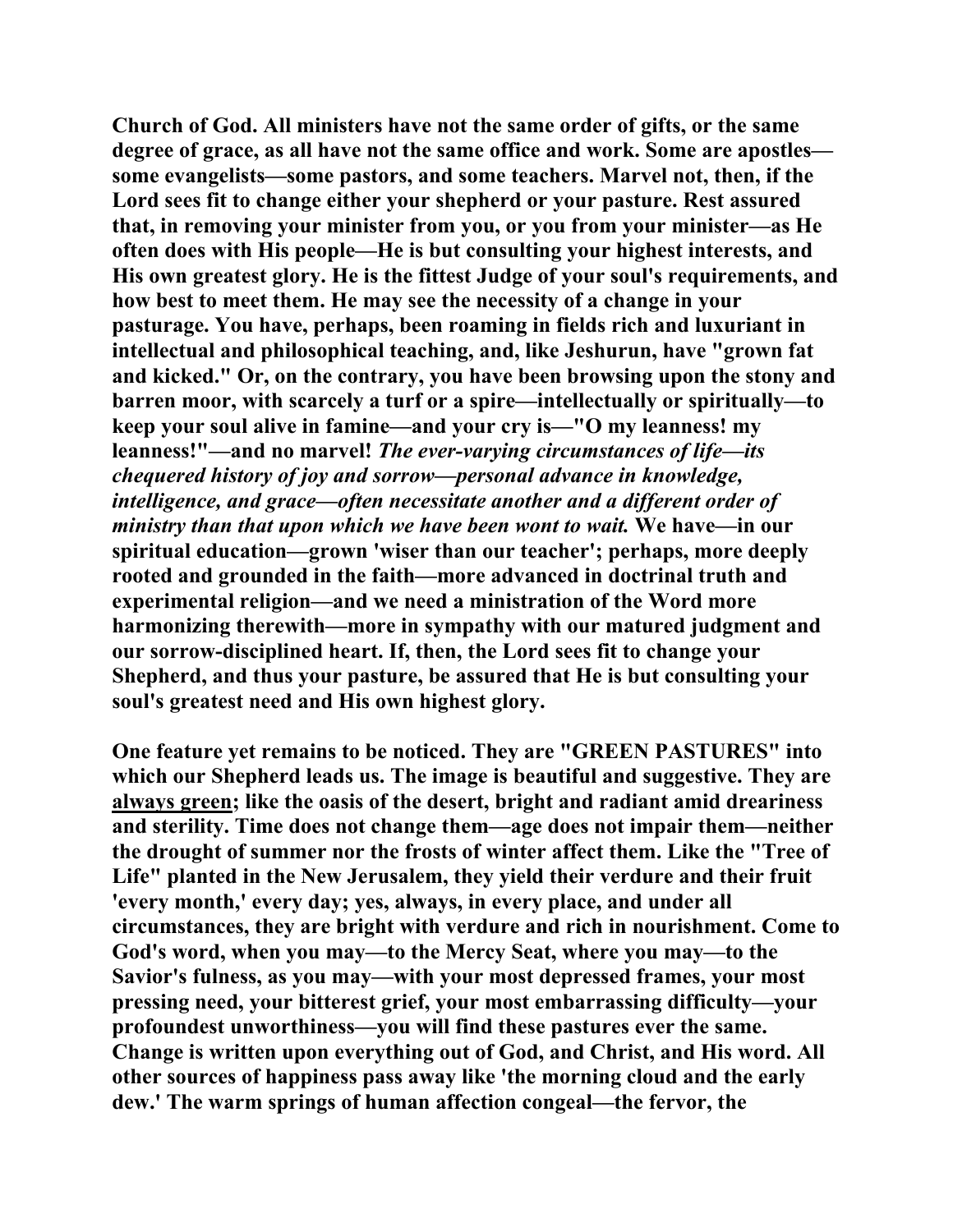**Church of God. All ministers have not the same order of gifts, or the same degree of grace, as all have not the same office and work. Some are apostles—some evangelists—some pastors, and some teachers. Marvel not, then, if the Lord sees fit to change either your shepherd or your pasture. Rest assured that, in removing your minister from you, or you from your minister—as He often does with His people—He is but consulting your highest interests, and His own greatest glory. He is the fittest Judge of your soul's requirements, and how best to meet them. He may see the necessity of a change in your pasturage. You have, perhaps, been roaming in fields rich and luxuriant in intellectual and philosophical teaching, and, like Jeshurun, have "grown fat and kicked." Or, on the contrary, you have been browsing upon the stony and barren moor, with scarcely a turf or a spire—intellectually or spiritually—to keep your soul alive in famine—and your cry is—"O my leanness! my leanness!"—and no marvel! *The ever-varying circumstances of life—its chequered history of joy and sorrow—personal advance in knowledge, intelligence, and grace—often necessitate another and a different order of ministry than that upon which we have been wont to wait.* We have—in our spiritual education—grown 'wiser than our teacher'; perhaps, more deeply rooted and grounded in the faith—more advanced in doctrinal truth and experimental religion—and we need a ministration of the Word more harmonizing therewith—more in sympathy with our matured judgment and our sorrow-disciplined heart. If, then, the Lord sees fit to change your Shepherd, and thus your pasture, be assured that He is but consulting your soul's greatest need and His own highest glory.**

**One feature yet remains to be noticed. They are "GREEN PASTURES" into which our Shepherd leads us. The image is beautiful and suggestive. They are always green; like the oasis of the desert, bright and radiant amid dreariness and sterility. Time does not change them—age does not impair them—neither the drought of summer nor the frosts of winter affect them. Like the "Tree of Life" planted in the New Jerusalem, they yield their verdure and their fruit 'every month,' every day; yes, always, in every place, and under all circumstances, they are bright with verdure and rich in nourishment. Come to God's word, when you may—to the Mercy Seat, where you may—to the Savior's fulness, as you may—with your most depressed frames, your most pressing need, your bitterest grief, your most embarrassing difficulty—your profoundest unworthiness—you will find these pastures ever the same. Change is written upon everything out of God, and Christ, and His word. All other sources of happiness pass away like 'the morning cloud and the early dew.' The warm springs of human affection congeal—the fervor, the**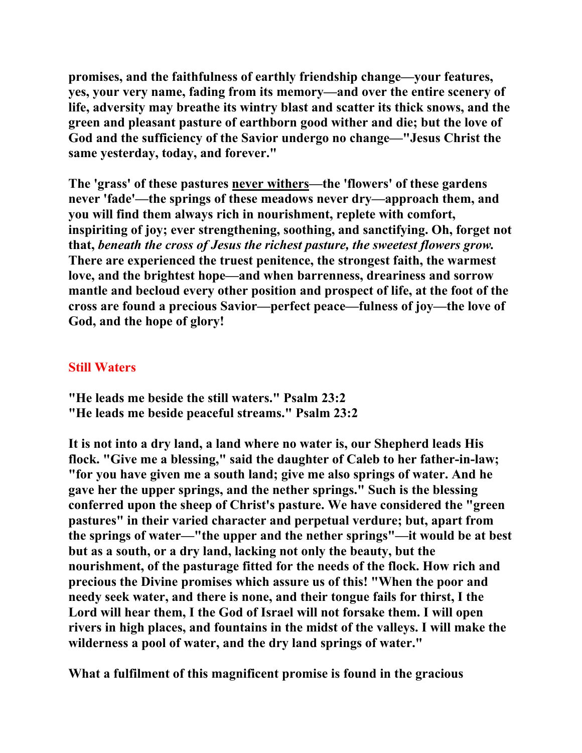**promises, and the faithfulness of earthly friendship change—your features, yes, your very name, fading from its memory—and over the entire scenery of life, adversity may breathe its wintry blast and scatter its thick snows, and the green and pleasant pasture of earthborn good wither and die; but the love of God and the sufficiency of the Savior undergo no change—"Jesus Christ the same yesterday, today, and forever."**

**The 'grass' of these pastures <u>never withers</u>—the 'flowers' of these gardens never 'fade'—the springs of these meadows never dry—approach them, and you will find them always rich in nourishment, replete with comfort, inspiriting of joy; ever strengthening, soothing, and sanctifying. Oh, forget not that, *beneath the cross of Jesus the richest pasture, the sweetest flowers grow.* There are experienced the truest penitence, the strongest faith, the warmest love, and the brightest hope—and when barrenness, dreariness and sorrow mantle and becloud every other position and prospect of life, at the foot of the cross are found a precious Savior—perfect peace—fulness of joy—the love of God, and the hope of glory!**

## Still Waters

**"He leads me beside the still waters." Psalm 23:2**
**"He leads me beside peaceful streams." Psalm 23:2**

**It is not into a dry land, a land where no water is, our Shepherd leads His flock. "Give me a blessing," said the daughter of Caleb to her father-in-law; "for you have given me a south land; give me also springs of water. And he gave her the upper springs, and the nether springs." Such is the blessing conferred upon the sheep of Christ's pasture. We have considered the "green pastures" in their varied character and perpetual verdure; but, apart from the springs of water—"the upper and the nether springs"—it would be at best but as a south, or a dry land, lacking not only the beauty, but the nourishment, of the pasturage fitted for the needs of the flock. How rich and precious the Divine promises which assure us of this! "When the poor and needy seek water, and there is none, and their tongue fails for thirst, I the Lord will hear them, I the God of Israel will not forsake them. I will open rivers in high places, and fountains in the midst of the valleys. I will make the wilderness a pool of water, and the dry land springs of water."**

**What a fulfilment of this magnificent promise is found in the gracious**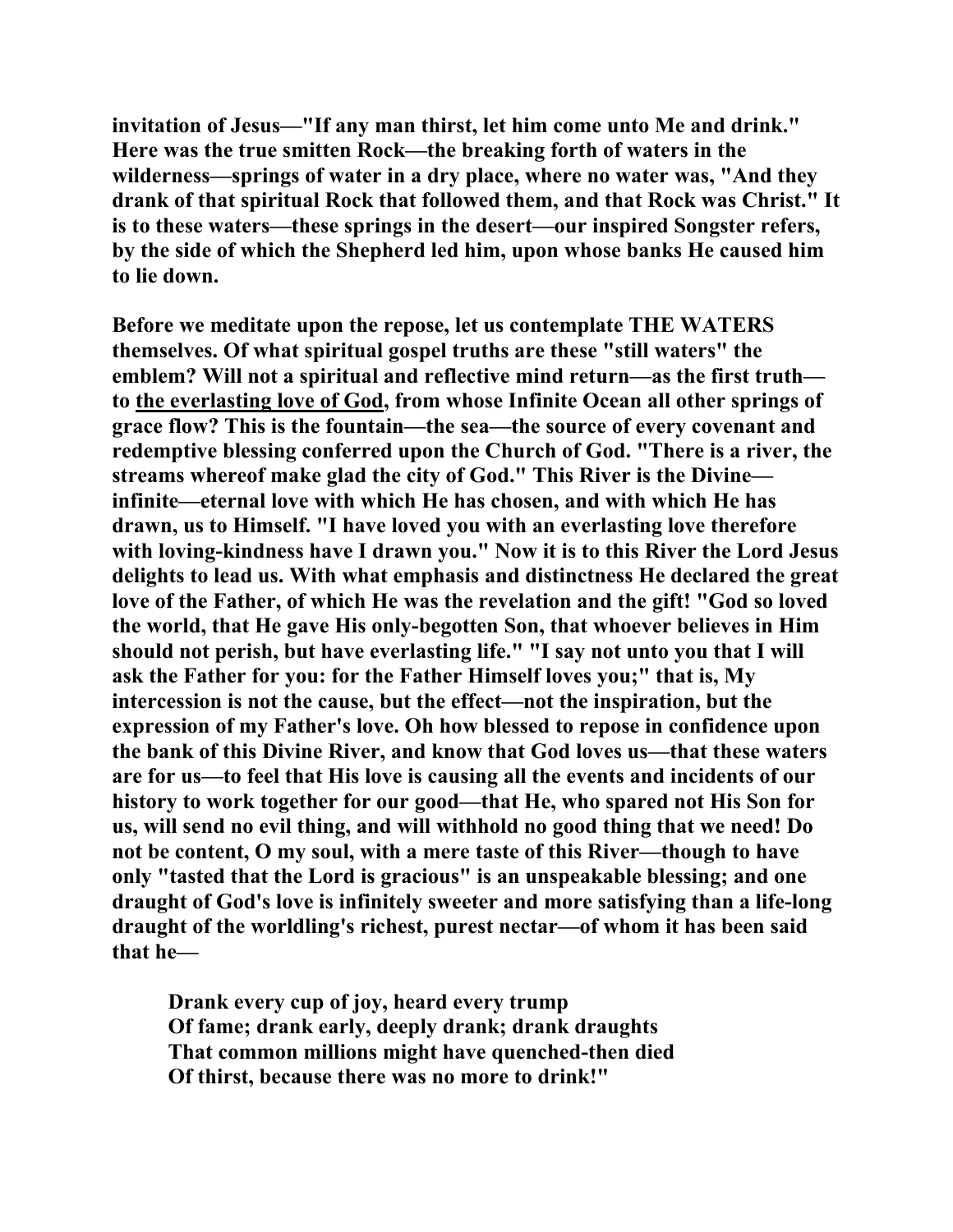**invitation of Jesus—"If any man thirst, let him come unto Me and drink." Here was the true smitten Rock—the breaking forth of waters in the wilderness—springs of water in a dry place, where no water was, "And they drank of that spiritual Rock that followed them, and that Rock was Christ." It is to these waters—these springs in the desert—our inspired Songster refers, by the side of which the Shepherd led him, upon whose banks He caused him to lie down.**

**Before we meditate upon the repose, let us contemplate THE WATERS themselves. Of what spiritual gospel truths are these "still waters" the emblem? Will not a spiritual and reflective mind return—as the first truth—to <u>the everlasting love of God</u>, from whose Infinite Ocean all other springs of grace flow? This is the fountain—the sea—the source of every covenant and redemptive blessing conferred upon the Church of God. "There is a river, the streams whereof make glad the city of God." This River is the Divine—infinite—eternal love with which He has chosen, and with which He has drawn, us to Himself. "I have loved you with an everlasting love therefore with loving-kindness have I drawn you." Now it is to this River the Lord Jesus delights to lead us. With what emphasis and distinctness He declared the great love of the Father, of which He was the revelation and the gift! "God so loved the world, that He gave His only-begotten Son, that whoever believes in Him should not perish, but have everlasting life." "I say not unto you that I will ask the Father for you: for the Father Himself loves you;" that is, My intercession is not the cause, but the effect—not the inspiration, but the expression of my Father's love. Oh how blessed to repose in confidence upon the bank of this Divine River, and know that God loves us—that these waters are for us—to feel that His love is causing all the events and incidents of our history to work together for our good—that He, who spared not His Son for us, will send no evil thing, and will withhold no good thing that we need! Do not be content, O my soul, with a mere taste of this River—though to have only "tasted that the Lord is gracious" is an unspeakable blessing; and one draught of God's love is infinitely sweeter and more satisfying than a life-long draught of the worldling's richest, purest nectar—of whom it has been said that he—**

> **Drank every cup of joy, heard every trump**
> **Of fame; drank early, deeply drank; drank draughts**
> **That common millions might have quenched-then died**
> **Of thirst, because there was no more to drink!"**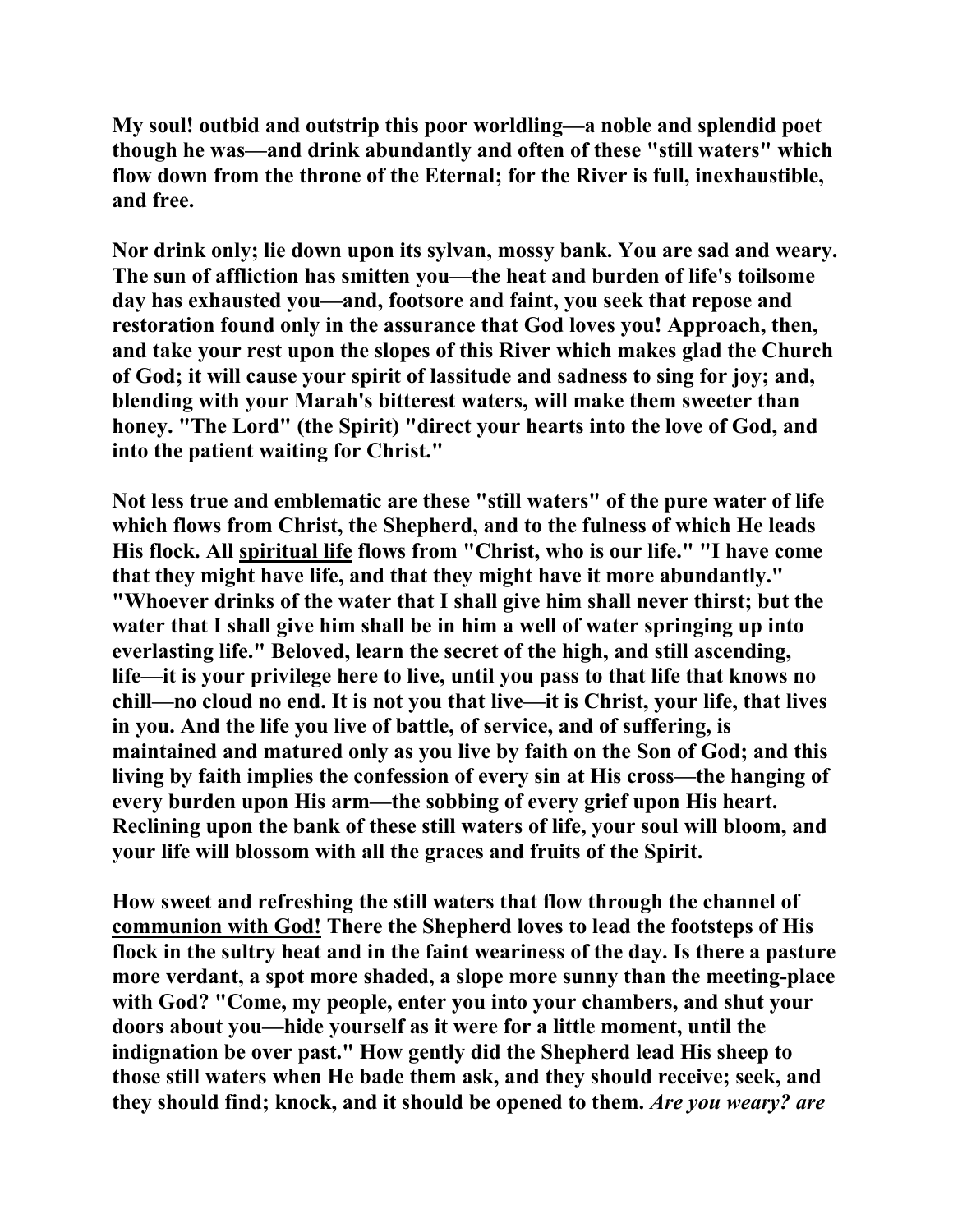**My soul! outbid and outstrip this poor worldling—a noble and splendid poet though he was—and drink abundantly and often of these "still waters" which flow down from the throne of the Eternal; for the River is full, inexhaustible, and free.**

**Nor drink only; lie down upon its sylvan, mossy bank. You are sad and weary. The sun of affliction has smitten you—the heat and burden of life's toilsome day has exhausted you—and, footsore and faint, you seek that repose and restoration found only in the assurance that God loves you! Approach, then, and take your rest upon the slopes of this River which makes glad the Church of God; it will cause your spirit of lassitude and sadness to sing for joy; and, blending with your Marah's bitterest waters, will make them sweeter than honey. "The Lord" (the Spirit) "direct your hearts into the love of God, and into the patient waiting for Christ."**

**Not less true and emblematic are these "still waters" of the pure water of life which flows from Christ, the Shepherd, and to the fulness of which He leads His flock. All <u>spiritual life</u> flows from "Christ, who is our life." "I have come that they might have life, and that they might have it more abundantly." "Whoever drinks of the water that I shall give him shall never thirst; but the water that I shall give him shall be in him a well of water springing up into everlasting life." Beloved, learn the secret of the high, and still ascending, life—it is your privilege here to live, until you pass to that life that knows no chill—no cloud no end. It is not you that live—it is Christ, your life, that lives in you. And the life you live of battle, of service, and of suffering, is maintained and matured only as you live by faith on the Son of God; and this living by faith implies the confession of every sin at His cross—the hanging of every burden upon His arm—the sobbing of every grief upon His heart. Reclining upon the bank of these still waters of life, your soul will bloom, and your life will blossom with all the graces and fruits of the Spirit.**

**How sweet and refreshing the still waters that flow through the channel of <u>communion with God!</u> There the Shepherd loves to lead the footsteps of His flock in the sultry heat and in the faint weariness of the day. Is there a pasture more verdant, a spot more shaded, a slope more sunny than the meeting-place with God? "Come, my people, enter you into your chambers, and shut your doors about you—hide yourself as it were for a little moment, until the indignation be over past." How gently did the Shepherd lead His sheep to those still waters when He bade them ask, and they should receive; seek, and they should find; knock, and it should be opened to them.** ***Are you weary? are***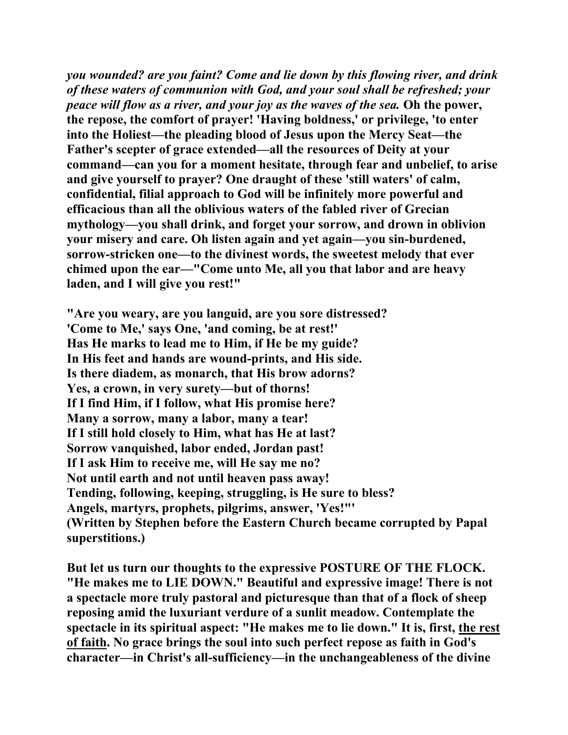***you wounded? are you faint? Come and lie down by this flowing river, and drink of these waters of communion with God, and your soul shall be refreshed; your peace will flow as a river, and your joy as the waves of the sea.*** **Oh the power, the repose, the comfort of prayer! 'Having boldness,' or privilege, 'to enter into the Holiest—the pleading blood of Jesus upon the Mercy Seat—the Father's scepter of grace extended—all the resources of Deity at your command—can you for a moment hesitate, through fear and unbelief, to arise and give yourself to prayer? One draught of these 'still waters' of calm, confidential, filial approach to God will be infinitely more powerful and efficacious than all the oblivious waters of the fabled river of Grecian mythology—you shall drink, and forget your sorrow, and drown in oblivion your misery and care. Oh listen again and yet again—you sin-burdened, sorrow-stricken one—to the divinest words, the sweetest melody that ever chimed upon the ear—"Come unto Me, all you that labor and are heavy laden, and I will give you rest!"**

**"Are you weary, are you languid, are you sore distressed?**
**'Come to Me,' says One, 'and coming, be at rest!'**
**Has He marks to lead me to Him, if He be my guide?**
**In His feet and hands are wound-prints, and His side.**
**Is there diadem, as monarch, that His brow adorns?**
**Yes, a crown, in very surety—but of thorns!**
**If I find Him, if I follow, what His promise here?**
**Many a sorrow, many a labor, many a tear!**
**If I still hold closely to Him, what has He at last?**
**Sorrow vanquished, labor ended, Jordan past!**
**If I ask Him to receive me, will He say me no?**
**Not until earth and not until heaven pass away!**
**Tending, following, keeping, struggling, is He sure to bless?**
**Angels, martyrs, prophets, pilgrims, answer, 'Yes!'"**
**(Written by Stephen before the Eastern Church became corrupted by Papal superstitions.)**

**But let us turn our thoughts to the expressive POSTURE OF THE FLOCK. "He makes me to LIE DOWN." Beautiful and expressive image! There is not a spectacle more truly pastoral and picturesque than that of a flock of sheep reposing amid the luxuriant verdure of a sunlit meadow. Contemplate the spectacle in its spiritual aspect: "He makes me to lie down." It is, first, the rest of faith. No grace brings the soul into such perfect repose as faith in God's character—in Christ's all-sufficiency—in the unchangeableness of the divine**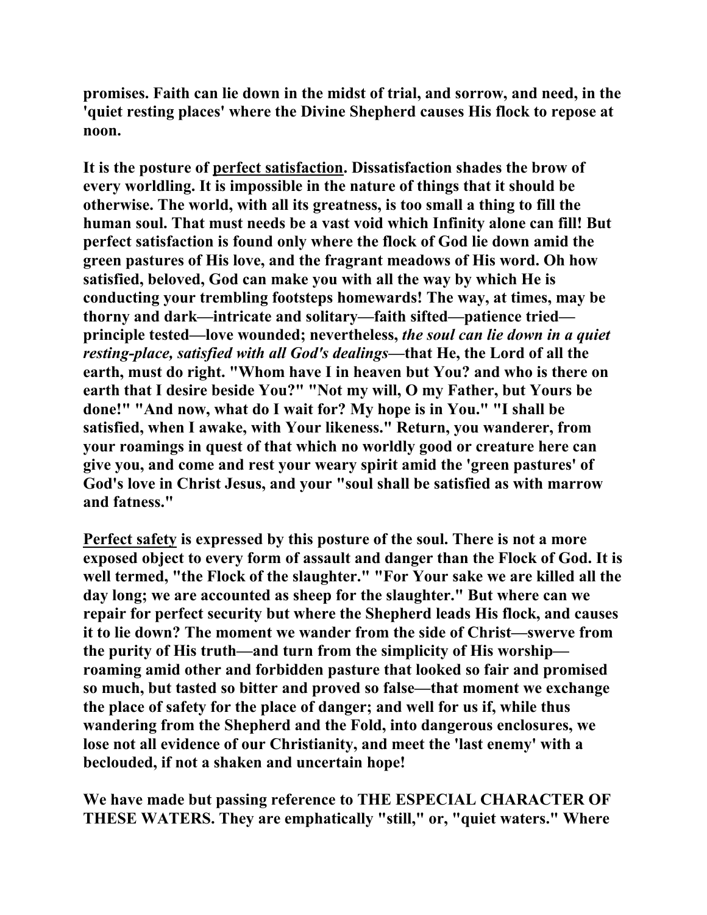**promises. Faith can lie down in the midst of trial, and sorrow, and need, in the 'quiet resting places' where the Divine Shepherd causes His flock to repose at noon.**

**It is the posture of <u>perfect satisfaction</u>. Dissatisfaction shades the brow of every worldling. It is impossible in the nature of things that it should be otherwise. The world, with all its greatness, is too small a thing to fill the human soul. That must needs be a vast void which Infinity alone can fill! But perfect satisfaction is found only where the flock of God lie down amid the green pastures of His love, and the fragrant meadows of His word. Oh how satisfied, beloved, God can make you with all the way by which He is conducting your trembling footsteps homewards! The way, at times, may be thorny and dark—intricate and solitary—faith sifted—patience tried—principle tested—love wounded; nevertheless, *the soul can lie down in a quiet resting-place, satisfied with all God's dealings*—that He, the Lord of all the earth, must do right. "Whom have I in heaven but You? and who is there on earth that I desire beside You?" "Not my will, O my Father, but Yours be done!" "And now, what do I wait for? My hope is in You." "I shall be satisfied, when I awake, with Your likeness." Return, you wanderer, from your roamings in quest of that which no worldly good or creature here can give you, and come and rest your weary spirit amid the 'green pastures' of God's love in Christ Jesus, and your "soul shall be satisfied as with marrow and fatness."**

**<u>Perfect safety</u> is expressed by this posture of the soul. There is not a more exposed object to every form of assault and danger than the Flock of God. It is well termed, "the Flock of the slaughter." "For Your sake we are killed all the day long; we are accounted as sheep for the slaughter." But where can we repair for perfect security but where the Shepherd leads His flock, and causes it to lie down? The moment we wander from the side of Christ—swerve from the purity of His truth—and turn from the simplicity of His worship—roaming amid other and forbidden pasture that looked so fair and promised so much, but tasted so bitter and proved so false—that moment we exchange the place of safety for the place of danger; and well for us if, while thus wandering from the Shepherd and the Fold, into dangerous enclosures, we lose not all evidence of our Christianity, and meet the 'last enemy' with a beclouded, if not a shaken and uncertain hope!**

**We have made but passing reference to THE ESPECIAL CHARACTER OF THESE WATERS. They are emphatically "still," or, "quiet waters." Where**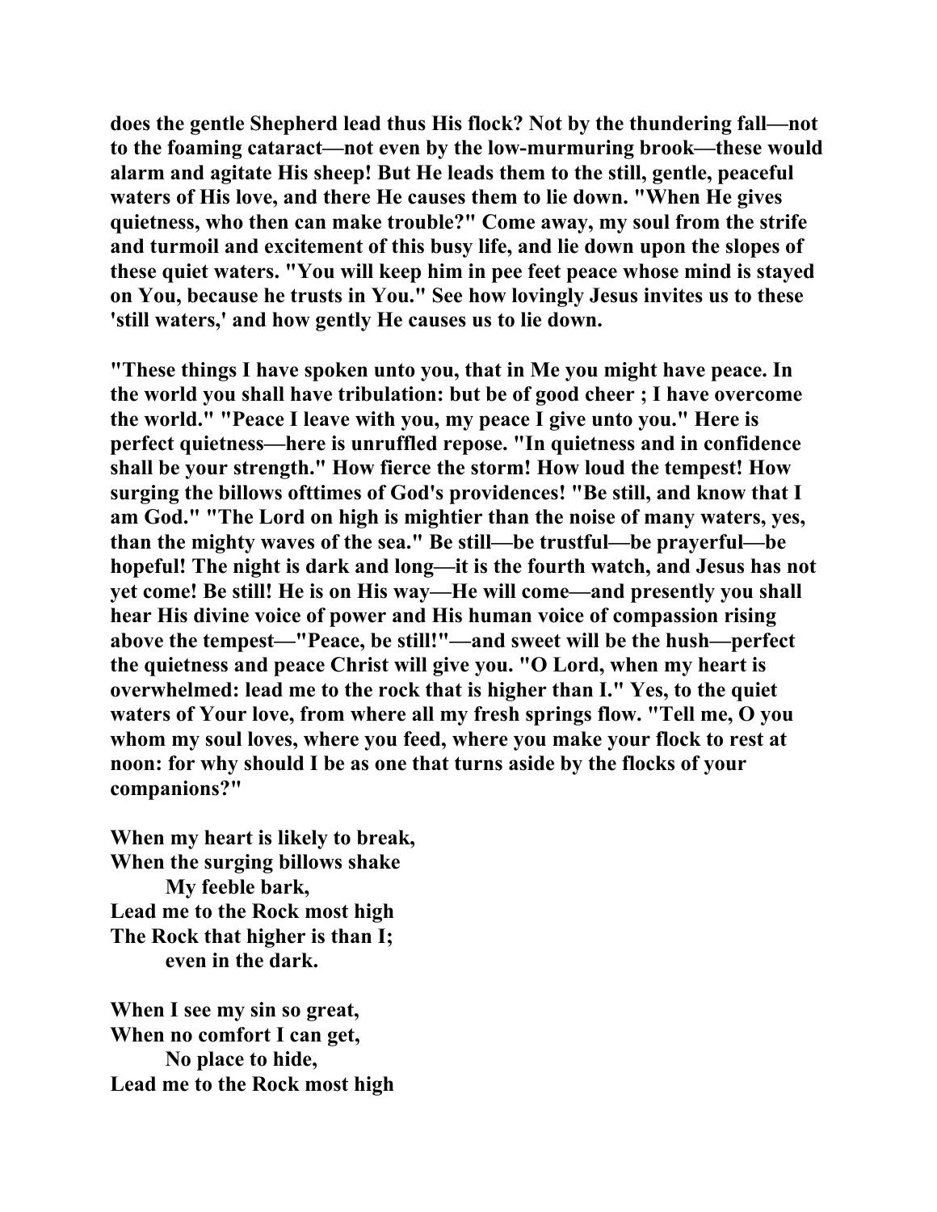**does the gentle Shepherd lead thus His flock? Not by the thundering fall—not to the foaming cataract—not even by the low-murmuring brook—these would alarm and agitate His sheep! But He leads them to the still, gentle, peaceful waters of His love, and there He causes them to lie down. "When He gives quietness, who then can make trouble?" Come away, my soul from the strife and turmoil and excitement of this busy life, and lie down upon the slopes of these quiet waters. "You will keep him in pee feet peace whose mind is stayed on You, because he trusts in You." See how lovingly Jesus invites us to these 'still waters,' and how gently He causes us to lie down.**

**"These things I have spoken unto you, that in Me you might have peace. In the world you shall have tribulation: but be of good cheer ; I have overcome the world." "Peace I leave with you, my peace I give unto you." Here is perfect quietness—here is unruffled repose. "In quietness and in confidence shall be your strength." How fierce the storm! How loud the tempest! How surging the billows ofttimes of God's providences! "Be still, and know that I am God." "The Lord on high is mightier than the noise of many waters, yes, than the mighty waves of the sea." Be still—be trustful—be prayerful—be hopeful! The night is dark and long—it is the fourth watch, and Jesus has not yet come! Be still! He is on His way—He will come—and presently you shall hear His divine voice of power and His human voice of compassion rising above the tempest—"Peace, be still!"—and sweet will be the hush—perfect the quietness and peace Christ will give you. "O Lord, when my heart is overwhelmed: lead me to the rock that is higher than I." Yes, to the quiet waters of Your love, from where all my fresh springs flow. "Tell me, O you whom my soul loves, where you feed, where you make your flock to rest at noon: for why should I be as one that turns aside by the flocks of your companions?"**

**When my heart is likely to break,**
**When the surging billows shake**
**My feeble bark,**
**Lead me to the Rock most high**
**The Rock that higher is than I;**
**even in the dark.**

**When I see my sin so great,**
**When no comfort I can get,**
**No place to hide,**
**Lead me to the Rock most high**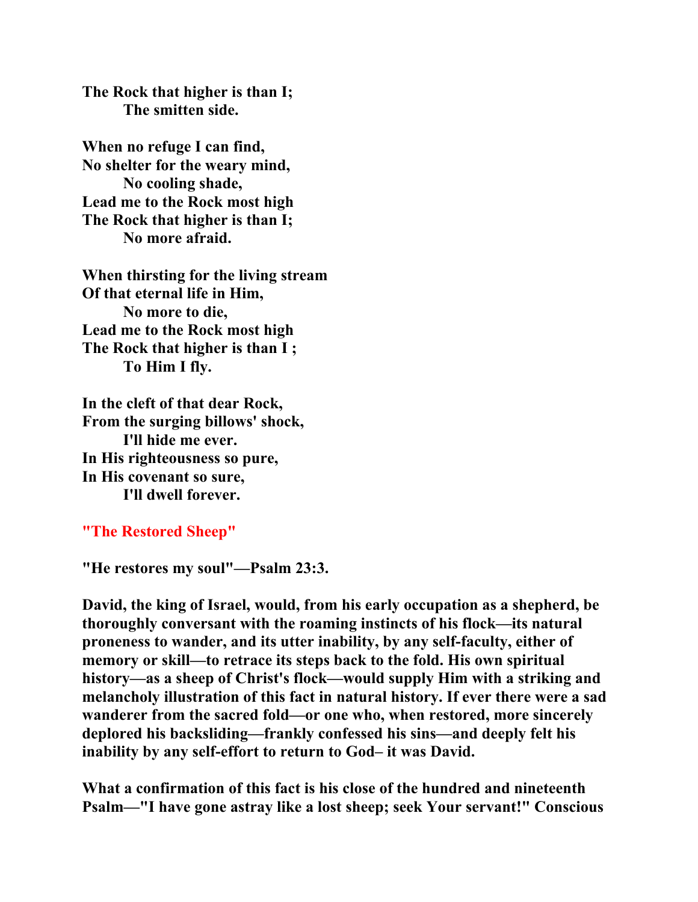**The Rock that higher is than I;**
**The smitten side.**

**When no refuge I can find,**
**No shelter for the weary mind,**
**No cooling shade,**
**Lead me to the Rock most high**
**The Rock that higher is than I;**
**No more afraid.**

**When thirsting for the living stream**
**Of that eternal life in Him,**
**No more to die,**
**Lead me to the Rock most high**
**The Rock that higher is than I ;**
**To Him I fly.**

**In the cleft of that dear Rock,**
**From the surging billows' shock,**
**I'll hide me ever.**
**In His righteousness so pure,**
**In His covenant so sure,**
**I'll dwell forever.**

## "The Restored Sheep"

**"He restores my soul"—Psalm 23:3.**

**David, the king of Israel, would, from his early occupation as a shepherd, be thoroughly conversant with the roaming instincts of his flock—its natural proneness to wander, and its utter inability, by any self-faculty, either of memory or skill—to retrace its steps back to the fold. His own spiritual history—as a sheep of Christ's flock—would supply Him with a striking and melancholy illustration of this fact in natural history. If ever there were a sad wanderer from the sacred fold—or one who, when restored, more sincerely deplored his backsliding—frankly confessed his sins—and deeply felt his inability by any self-effort to return to God– it was David.**

**What a confirmation of this fact is his close of the hundred and nineteenth Psalm—"I have gone astray like a lost sheep; seek Your servant!" Conscious**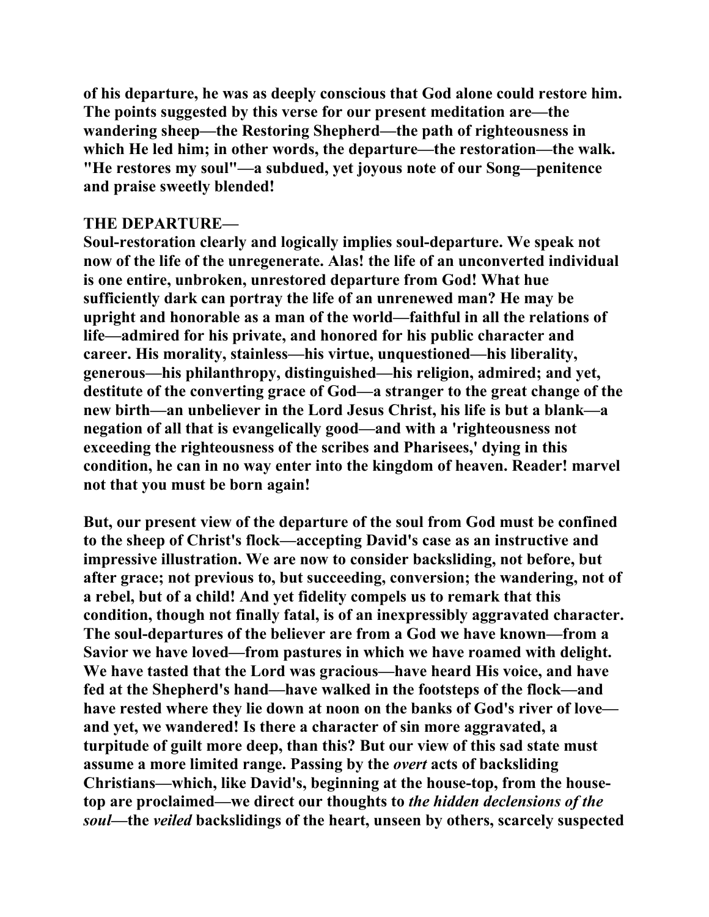of his departure, he was as deeply conscious that God alone could restore him. The points suggested by this verse for our present meditation are—the wandering sheep—the Restoring Shepherd—the path of righteousness in which He led him; in other words, the departure—the restoration—the walk. "He restores my soul"—a subdued, yet joyous note of our Song—penitence and praise sweetly blended!

**THE DEPARTURE—**

Soul-restoration clearly and logically implies soul-departure. We speak not now of the life of the unregenerate. Alas! the life of an unconverted individual is one entire, unbroken, unrestored departure from God! What hue sufficiently dark can portray the life of an unrenewed man? He may be upright and honorable as a man of the world—faithful in all the relations of life—admired for his private, and honored for his public character and career. His morality, stainless—his virtue, unquestioned—his liberality, generous—his philanthropy, distinguished—his religion, admired; and yet, destitute of the converting grace of God—a stranger to the great change of the new birth—an unbeliever in the Lord Jesus Christ, his life is but a blank—a negation of all that is evangelically good—and with a 'righteousness not exceeding the righteousness of the scribes and Pharisees,' dying in this condition, he can in no way enter into the kingdom of heaven. Reader! marvel not that you must be born again!

But, our present view of the departure of the soul from God must be confined to the sheep of Christ's flock—accepting David's case as an instructive and impressive illustration. We are now to consider backsliding, not before, but after grace; not previous to, but succeeding, conversion; the wandering, not of a rebel, but of a child! And yet fidelity compels us to remark that this condition, though not finally fatal, is of an inexpressibly aggravated character. The soul-departures of the believer are from a God we have known—from a Savior we have loved—from pastures in which we have roamed with delight. We have tasted that the Lord was gracious—have heard His voice, and have fed at the Shepherd's hand—have walked in the footsteps of the flock—and have rested where they lie down at noon on the banks of God's river of love—and yet, we wandered! Is there a character of sin more aggravated, a turpitude of guilt more deep, than this? But our view of this sad state must assume a more limited range. Passing by the *overt* acts of backsliding Christians—which, like David's, beginning at the house-top, from the house-top are proclaimed—we direct our thoughts to *the hidden declensions of the soul*—the *veiled* backslidings of the heart, unseen by others, scarcely suspected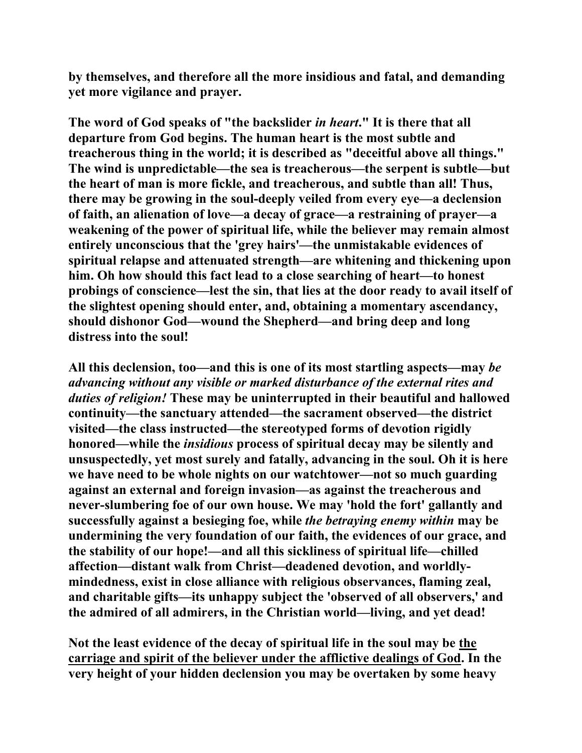**by themselves, and therefore all the more insidious and fatal, and demanding yet more vigilance and prayer.**

**The word of God speaks of "the backslider *in heart*." It is there that all departure from God begins. The human heart is the most subtle and treacherous thing in the world; it is described as "deceitful above all things." The wind is unpredictable—the sea is treacherous—the serpent is subtle—but the heart of man is more fickle, and treacherous, and subtle than all! Thus, there may be growing in the soul-deeply veiled from every eye—a declension of faith, an alienation of love—a decay of grace—a restraining of prayer—a weakening of the power of spiritual life, while the believer may remain almost entirely unconscious that the 'grey hairs'—the unmistakable evidences of spiritual relapse and attenuated strength—are whitening and thickening upon him. Oh how should this fact lead to a close searching of heart—to honest probings of conscience—lest the sin, that lies at the door ready to avail itself of the slightest opening should enter, and, obtaining a momentary ascendancy, should dishonor God—wound the Shepherd—and bring deep and long distress into the soul!**

**All this declension, too—and this is one of its most startling aspects—may *be advancing without any visible or marked disturbance of the external rites and duties of religion!* These may be uninterrupted in their beautiful and hallowed continuity—the sanctuary attended—the sacrament observed—the district visited—the class instructed—the stereotyped forms of devotion rigidly honored—while the *insidious* process of spiritual decay may be silently and unsuspectedly, yet most surely and fatally, advancing in the soul. Oh it is here we have need to be whole nights on our watchtower—not so much guarding against an external and foreign invasion—as against the treacherous and never-slumbering foe of our own house. We may 'hold the fort' gallantly and successfully against a besieging foe, while *the betraying enemy within* may be undermining the very foundation of our faith, the evidences of our grace, and the stability of our hope!—and all this sickliness of spiritual life—chilled affection—distant walk from Christ—deadened devotion, and worldly-mindedness, exist in close alliance with religious observances, flaming zeal, and charitable gifts—its unhappy subject the 'observed of all observers,' and the admired of all admirers, in the Christian world—living, and yet dead!**

**Not the least evidence of the decay of spiritual life in the soul may be <u>the carriage and spirit of the believer under the afflictive dealings of God</u>. In the very height of your hidden declension you may be overtaken by some heavy**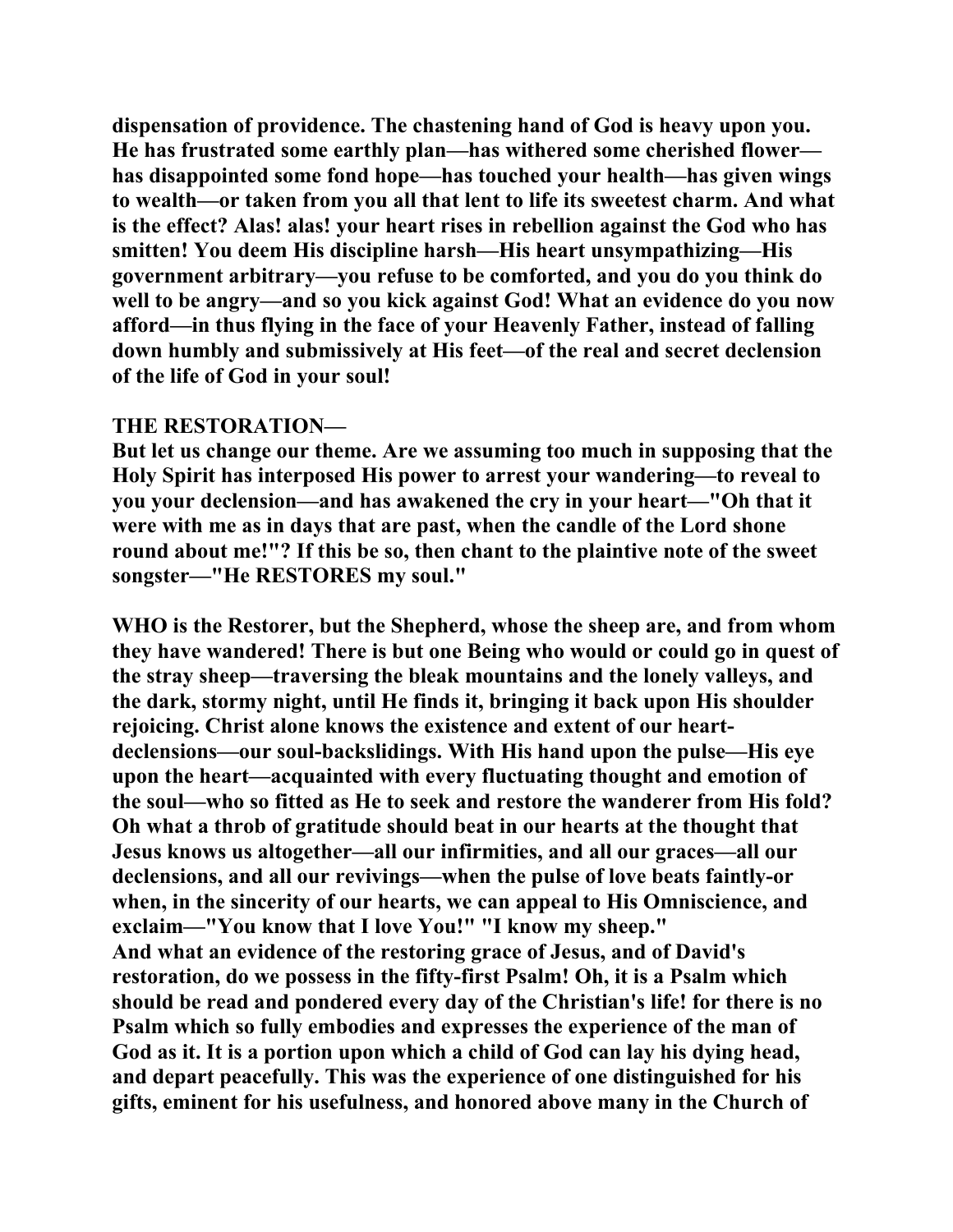**dispensation of providence. The chastening hand of God is heavy upon you. He has frustrated some earthly plan—has withered some cherished flower—has disappointed some fond hope—has touched your health—has given wings to wealth—or taken from you all that lent to life its sweetest charm. And what is the effect? Alas! alas! your heart rises in rebellion against the God who has smitten! You deem His discipline harsh—His heart unsympathizing—His government arbitrary—you refuse to be comforted, and you do you think do well to be angry—and so you kick against God! What an evidence do you now afford—in thus flying in the face of your Heavenly Father, instead of falling down humbly and submissively at His feet—of the real and secret declension of the life of God in your soul!**

**THE RESTORATION—**

**But let us change our theme. Are we assuming too much in supposing that the Holy Spirit has interposed His power to arrest your wandering—to reveal to you your declension—and has awakened the cry in your heart—"Oh that it were with me as in days that are past, when the candle of the Lord shone round about me!"? If this be so, then chant to the plaintive note of the sweet songster—"He RESTORES my soul."**

**WHO is the Restorer, but the Shepherd, whose the sheep are, and from whom they have wandered! There is but one Being who would or could go in quest of the stray sheep—traversing the bleak mountains and the lonely valleys, and the dark, stormy night, until He finds it, bringing it back upon His shoulder rejoicing. Christ alone knows the existence and extent of our heart-declensions—our soul-backslidings. With His hand upon the pulse—His eye upon the heart—acquainted with every fluctuating thought and emotion of the soul—who so fitted as He to seek and restore the wanderer from His fold? Oh what a throb of gratitude should beat in our hearts at the thought that Jesus knows us altogether—all our infirmities, and all our graces—all our declensions, and all our revivings—when the pulse of love beats faintly-or when, in the sincerity of our hearts, we can appeal to His Omniscience, and exclaim—"You know that I love You!" "I know my sheep."**
**And what an evidence of the restoring grace of Jesus, and of David's restoration, do we possess in the fifty-first Psalm! Oh, it is a Psalm which should be read and pondered every day of the Christian's life! for there is no Psalm which so fully embodies and expresses the experience of the man of God as it. It is a portion upon which a child of God can lay his dying head, and depart peacefully. This was the experience of one distinguished for his gifts, eminent for his usefulness, and honored above many in the Church of**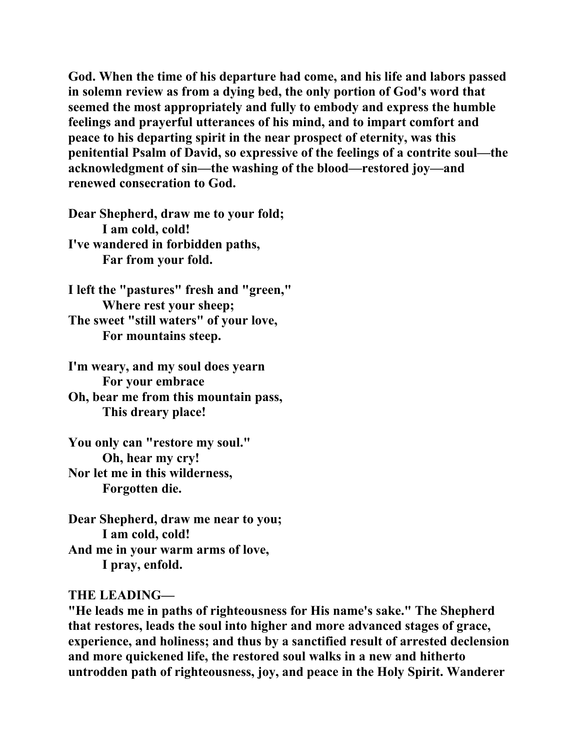**God. When the time of his departure had come, and his life and labors passed in solemn review as from a dying bed, the only portion of God's word that seemed the most appropriately and fully to embody and express the humble feelings and prayerful utterances of his mind, and to impart comfort and peace to his departing spirit in the near prospect of eternity, was this penitential Psalm of David, so expressive of the feelings of a contrite soul—the acknowledgment of sin—the washing of the blood—restored joy—and renewed consecration to God.**

**Dear Shepherd, draw me to your fold;**
**I am cold, cold!**
**I've wandered in forbidden paths,**
**Far from your fold.**

**I left the "pastures" fresh and "green,"**
**Where rest your sheep;**
**The sweet "still waters" of your love,**
**For mountains steep.**

**I'm weary, and my soul does yearn**
**For your embrace**
**Oh, bear me from this mountain pass,**
**This dreary place!**

**You only can "restore my soul."**
**Oh, hear my cry!**
**Nor let me in this wilderness,**
**Forgotten die.**

**Dear Shepherd, draw me near to you;**
**I am cold, cold!**
**And me in your warm arms of love,**
**I pray, enfold.**

**THE LEADING—**
**"He leads me in paths of righteousness for His name's sake." The Shepherd that restores, leads the soul into higher and more advanced stages of grace, experience, and holiness; and thus by a sanctified result of arrested declension and more quickened life, the restored soul walks in a new and hitherto untrodden path of righteousness, joy, and peace in the Holy Spirit. Wanderer**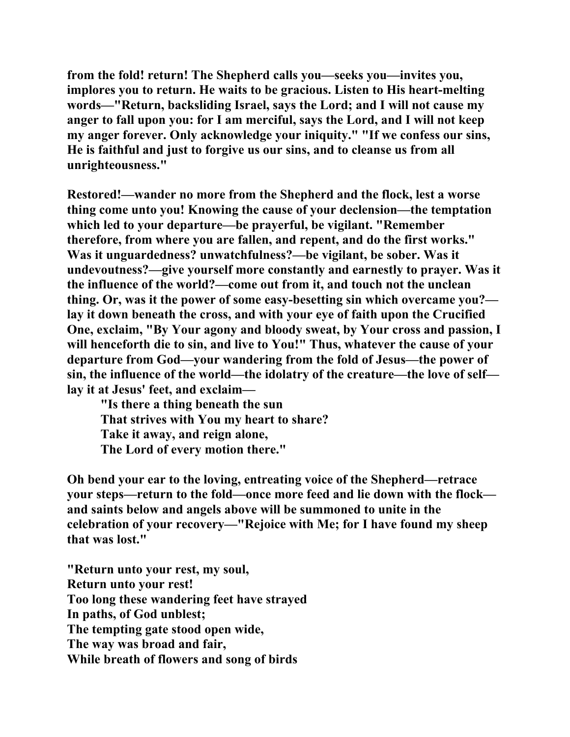**from the fold! return! The Shepherd calls you—seeks you—invites you, implores you to return. He waits to be gracious. Listen to His heart-melting words—"Return, backsliding Israel, says the Lord; and I will not cause my anger to fall upon you: for I am merciful, says the Lord, and I will not keep my anger forever. Only acknowledge your iniquity." "If we confess our sins, He is faithful and just to forgive us our sins, and to cleanse us from all unrighteousness."**

**Restored!—wander no more from the Shepherd and the flock, lest a worse thing come unto you! Knowing the cause of your declension—the temptation which led to your departure—be prayerful, be vigilant. "Remember therefore, from where you are fallen, and repent, and do the first works." Was it unguardedness? unwatchfulness?—be vigilant, be sober. Was it undevoutness?—give yourself more constantly and earnestly to prayer. Was it the influence of the world?—come out from it, and touch not the unclean thing. Or, was it the power of some easy-besetting sin which overcame you?—lay it down beneath the cross, and with your eye of faith upon the Crucified One, exclaim, "By Your agony and bloody sweat, by Your cross and passion, I will henceforth die to sin, and live to You!" Thus, whatever the cause of your departure from God—your wandering from the fold of Jesus—the power of sin, the influence of the world—the idolatry of the creature—the love of self—lay it at Jesus' feet, and exclaim—**

> **"Is there a thing beneath the sun**
> **That strives with You my heart to share?**
> **Take it away, and reign alone,**
> **The Lord of every motion there."**

**Oh bend your ear to the loving, entreating voice of the Shepherd—retrace your steps—return to the fold—once more feed and lie down with the flock—and saints below and angels above will be summoned to unite in the celebration of your recovery—"Rejoice with Me; for I have found my sheep that was lost."**

**"Return unto your rest, my soul,**
**Return unto your rest!**
**Too long these wandering feet have strayed**
**In paths, of God unblest;**
**The tempting gate stood open wide,**
**The way was broad and fair,**
**While breath of flowers and song of birds**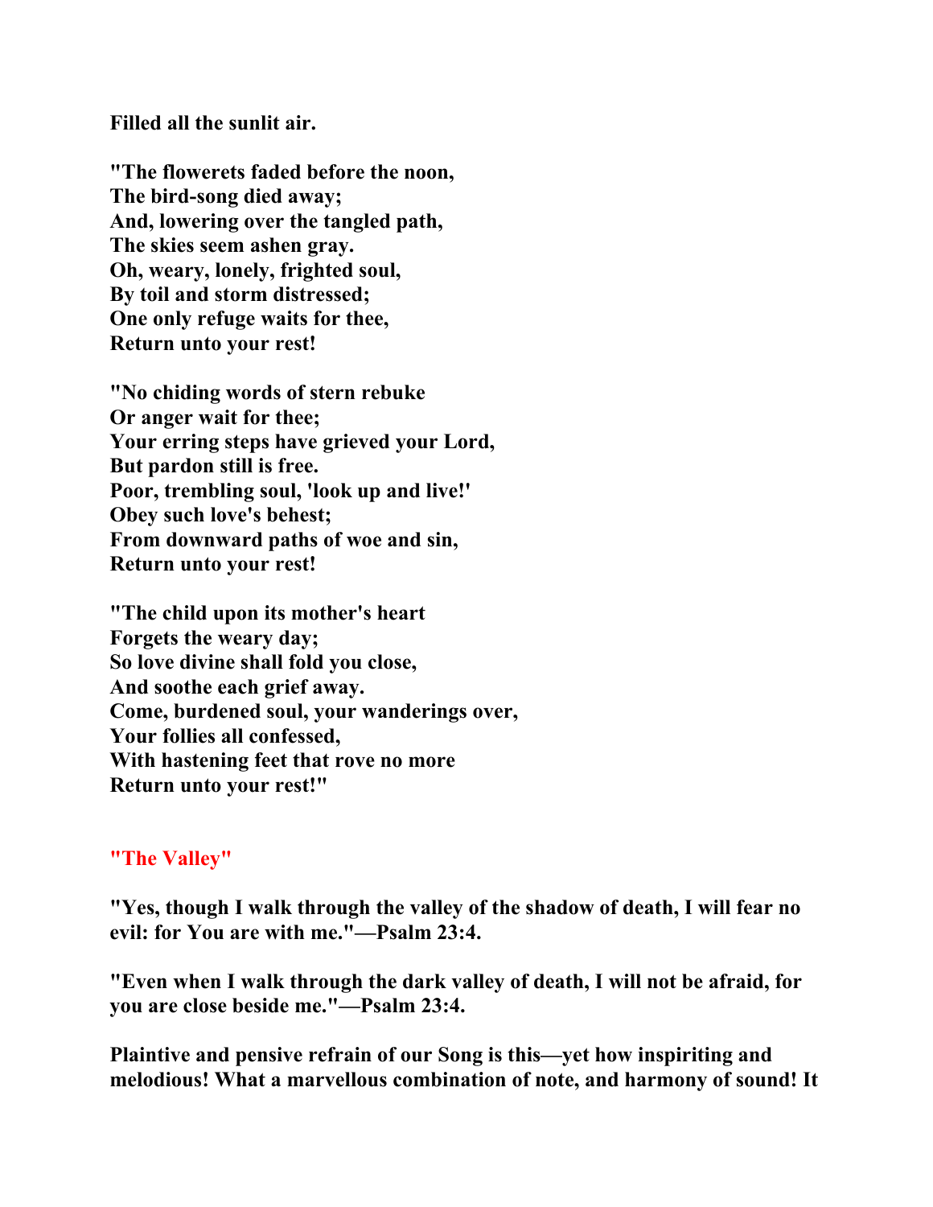**Filled all the sunlit air.**

**"The flowerets faded before the noon,**
**The bird-song died away;**
**And, lowering over the tangled path,**
**The skies seem ashen gray.**
**Oh, weary, lonely, frighted soul,**
**By toil and storm distressed;**
**One only refuge waits for thee,**
**Return unto your rest!**

**"No chiding words of stern rebuke**
**Or anger wait for thee;**
**Your erring steps have grieved your Lord,**
**But pardon still is free.**
**Poor, trembling soul, 'look up and live!'**
**Obey such love's behest;**
**From downward paths of woe and sin,**
**Return unto your rest!**

**"The child upon its mother's heart**
**Forgets the weary day;**
**So love divine shall fold you close,**
**And soothe each grief away.**
**Come, burdened soul, your wanderings over,**
**Your follies all confessed,**
**With hastening feet that rove no more**
**Return unto your rest!"**

## "The Valley"

**"Yes, though I walk through the valley of the shadow of death, I will fear no evil: for You are with me."—Psalm 23:4.**

**"Even when I walk through the dark valley of death, I will not be afraid, for you are close beside me."—Psalm 23:4.**

**Plaintive and pensive refrain of our Song is this—yet how inspiriting and melodious! What a marvellous combination of note, and harmony of sound! It**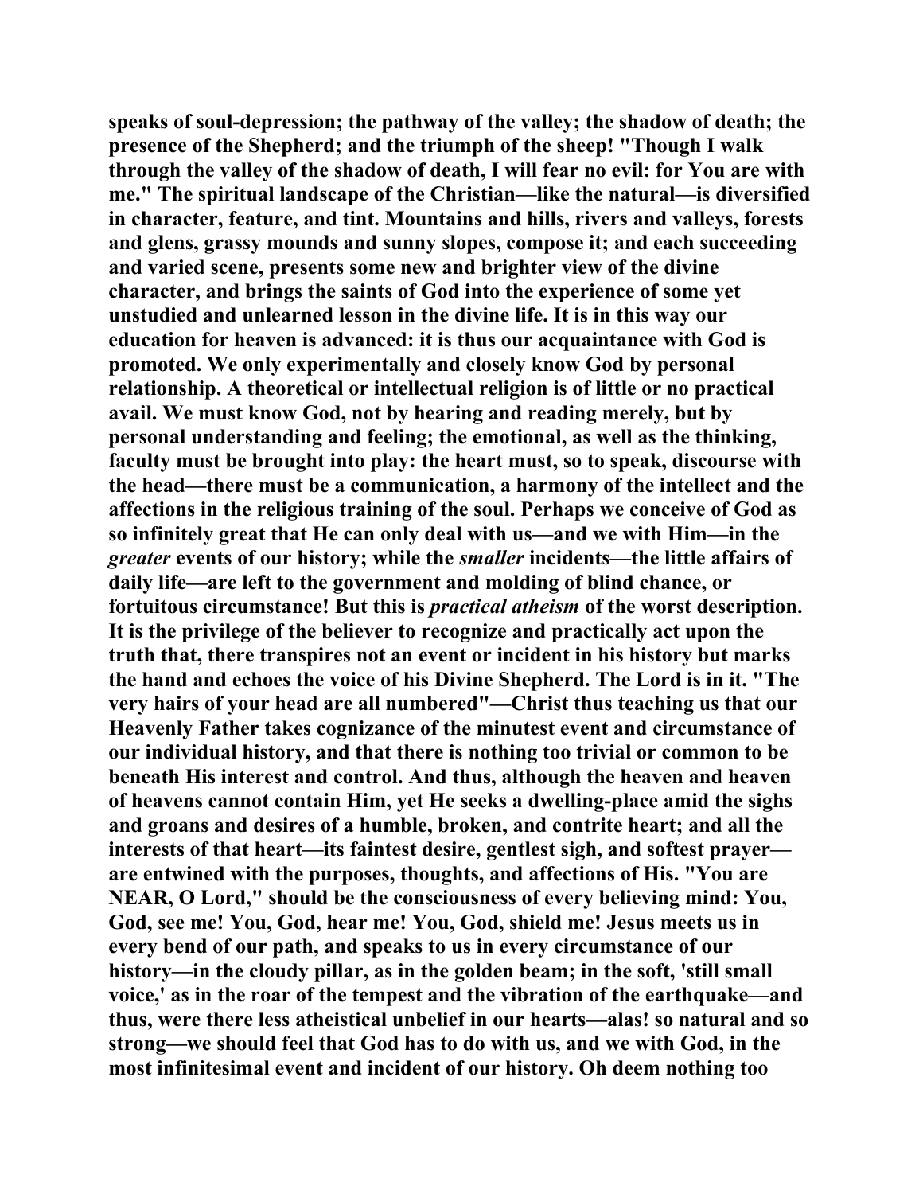**speaks of soul-depression; the pathway of the valley; the shadow of death; the presence of the Shepherd; and the triumph of the sheep! "Though I walk through the valley of the shadow of death, I will fear no evil: for You are with me." The spiritual landscape of the Christian—like the natural—is diversified in character, feature, and tint. Mountains and hills, rivers and valleys, forests and glens, grassy mounds and sunny slopes, compose it; and each succeeding and varied scene, presents some new and brighter view of the divine character, and brings the saints of God into the experience of some yet unstudied and unlearned lesson in the divine life. It is in this way our education for heaven is advanced: it is thus our acquaintance with God is promoted. We only experimentally and closely know God by personal relationship. A theoretical or intellectual religion is of little or no practical avail. We must know God, not by hearing and reading merely, but by personal understanding and feeling; the emotional, as well as the thinking, faculty must be brought into play: the heart must, so to speak, discourse with the head—there must be a communication, a harmony of the intellect and the affections in the religious training of the soul. Perhaps we conceive of God as so infinitely great that He can only deal with us—and we with Him—in the *greater* events of our history; while the *smaller* incidents—the little affairs of daily life—are left to the government and molding of blind chance, or fortuitous circumstance! But this is *practical atheism* of the worst description. It is the privilege of the believer to recognize and practically act upon the truth that, there transpires not an event or incident in his history but marks the hand and echoes the voice of his Divine Shepherd. The Lord is in it. "The very hairs of your head are all numbered"—Christ thus teaching us that our Heavenly Father takes cognizance of the minutest event and circumstance of our individual history, and that there is nothing too trivial or common to be beneath His interest and control. And thus, although the heaven and heaven of heavens cannot contain Him, yet He seeks a dwelling-place amid the sighs and groans and desires of a humble, broken, and contrite heart; and all the interests of that heart—its faintest desire, gentlest sigh, and softest prayer—are entwined with the purposes, thoughts, and affections of His. "You are NEAR, O Lord," should be the consciousness of every believing mind: You, God, see me! You, God, hear me! You, God, shield me! Jesus meets us in every bend of our path, and speaks to us in every circumstance of our history—in the cloudy pillar, as in the golden beam; in the soft, 'still small voice,' as in the roar of the tempest and the vibration of the earthquake—and thus, were there less atheistical unbelief in our hearts—alas! so natural and so strong—we should feel that God has to do with us, and we with God, in the most infinitesimal event and incident of our history. Oh deem nothing too**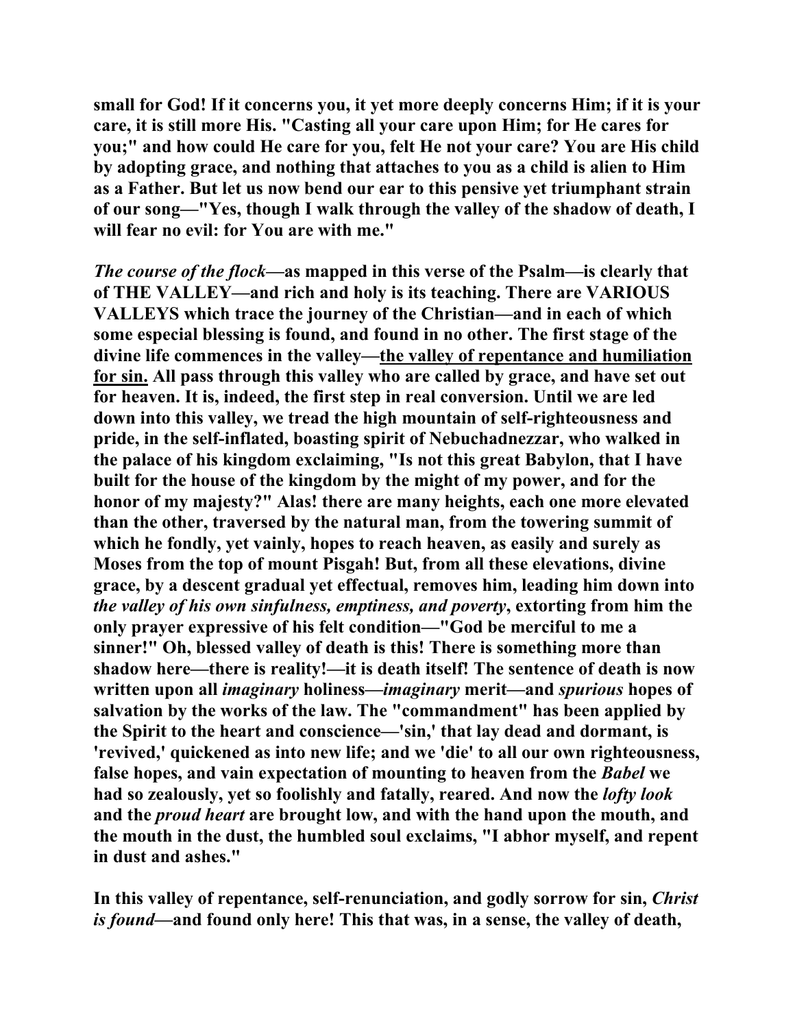**small for God! If it concerns you, it yet more deeply concerns Him; if it is your care, it is still more His. "Casting all your care upon Him; for He cares for you;" and how could He care for you, felt He not your care? You are His child by adopting grace, and nothing that attaches to you as a child is alien to Him as a Father. But let us now bend our ear to this pensive yet triumphant strain of our song—"Yes, though I walk through the valley of the shadow of death, I will fear no evil: for You are with me."**

***The course of the flock*—as mapped in this verse of the Psalm—is clearly that of THE VALLEY—and rich and holy is its teaching. There are VARIOUS VALLEYS which trace the journey of the Christian—and in each of which some especial blessing is found, and found in no other. The first stage of the divine life commences in the valley—<u>the valley of repentance and humiliation for sin.</u> All pass through this valley who are called by grace, and have set out for heaven. It is, indeed, the first step in real conversion. Until we are led down into this valley, we tread the high mountain of self-righteousness and pride, in the self-inflated, boasting spirit of Nebuchadnezzar, who walked in the palace of his kingdom exclaiming, "Is not this great Babylon, that I have built for the house of the kingdom by the might of my power, and for the honor of my majesty?" Alas! there are many heights, each one more elevated than the other, traversed by the natural man, from the towering summit of which he fondly, yet vainly, hopes to reach heaven, as easily and surely as Moses from the top of mount Pisgah! But, from all these elevations, divine grace, by a descent gradual yet effectual, removes him, leading him down into *the valley of his own sinfulness, emptiness, and poverty*, extorting from him the only prayer expressive of his felt condition—"God be merciful to me a sinner!" Oh, blessed valley of death is this! There is something more than shadow here—there is reality!—it is death itself! The sentence of death is now written upon all *imaginary* holiness—*imaginary* merit—and *spurious* hopes of salvation by the works of the law. The "commandment" has been applied by the Spirit to the heart and conscience—'sin,' that lay dead and dormant, is 'revived,' quickened as into new life; and we 'die' to all our own righteousness, false hopes, and vain expectation of mounting to heaven from the *Babel* we had so zealously, yet so foolishly and fatally, reared. And now the *lofty look* and the *proud heart* are brought low, and with the hand upon the mouth, and the mouth in the dust, the humbled soul exclaims, "I abhor myself, and repent in dust and ashes."**

**In this valley of repentance, self-renunciation, and godly sorrow for sin, *Christ is found*—and found only here! This that was, in a sense, the valley of death,**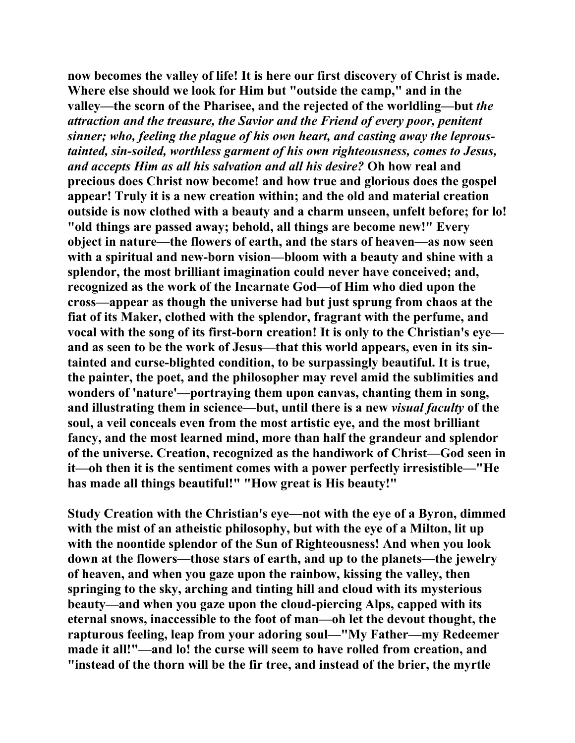now becomes the valley of life! It is here our first discovery of Christ is made. Where else should we look for Him but "outside the camp," and in the valley—the scorn of the Pharisee, and the rejected of the worldling—but *the attraction and the treasure, the Savior and the Friend of every poor, penitent sinner; who, feeling the plague of his own heart, and casting away the leprous-tainted, sin-soiled, worthless garment of his own righteousness, comes to Jesus, and accepts Him as all his salvation and all his desire?* Oh how real and precious does Christ now become! and how true and glorious does the gospel appear! Truly it is a new creation within; and the old and material creation outside is now clothed with a beauty and a charm unseen, unfelt before; for lo! "old things are passed away; behold, all things are become new!" Every object in nature—the flowers of earth, and the stars of heaven—as now seen with a spiritual and new-born vision—bloom with a beauty and shine with a splendor, the most brilliant imagination could never have conceived; and, recognized as the work of the Incarnate God—of Him who died upon the cross—appear as though the universe had but just sprung from chaos at the fiat of its Maker, clothed with the splendor, fragrant with the perfume, and vocal with the song of its first-born creation! It is only to the Christian's eye—and as seen to be the work of Jesus—that this world appears, even in its sin-tainted and curse-blighted condition, to be surpassingly beautiful. It is true, the painter, the poet, and the philosopher may revel amid the sublimities and wonders of 'nature'—portraying them upon canvas, chanting them in song, and illustrating them in science—but, until there is a new *visual faculty* of the soul, a veil conceals even from the most artistic eye, and the most brilliant fancy, and the most learned mind, more than half the grandeur and splendor of the universe. Creation, recognized as the handiwork of Christ—God seen in it—oh then it is the sentiment comes with a power perfectly irresistible—"He has made all things beautiful!" "How great is His beauty!"

Study Creation with the Christian's eye—not with the eye of a Byron, dimmed with the mist of an atheistic philosophy, but with the eye of a Milton, lit up with the noontide splendor of the Sun of Righteousness! And when you look down at the flowers—those stars of earth, and up to the planets—the jewelry of heaven, and when you gaze upon the rainbow, kissing the valley, then springing to the sky, arching and tinting hill and cloud with its mysterious beauty—and when you gaze upon the cloud-piercing Alps, capped with its eternal snows, inaccessible to the foot of man—oh let the devout thought, the rapturous feeling, leap from your adoring soul—"My Father—my Redeemer made it all!"—and lo! the curse will seem to have rolled from creation, and "instead of the thorn will be the fir tree, and instead of the brier, the myrtle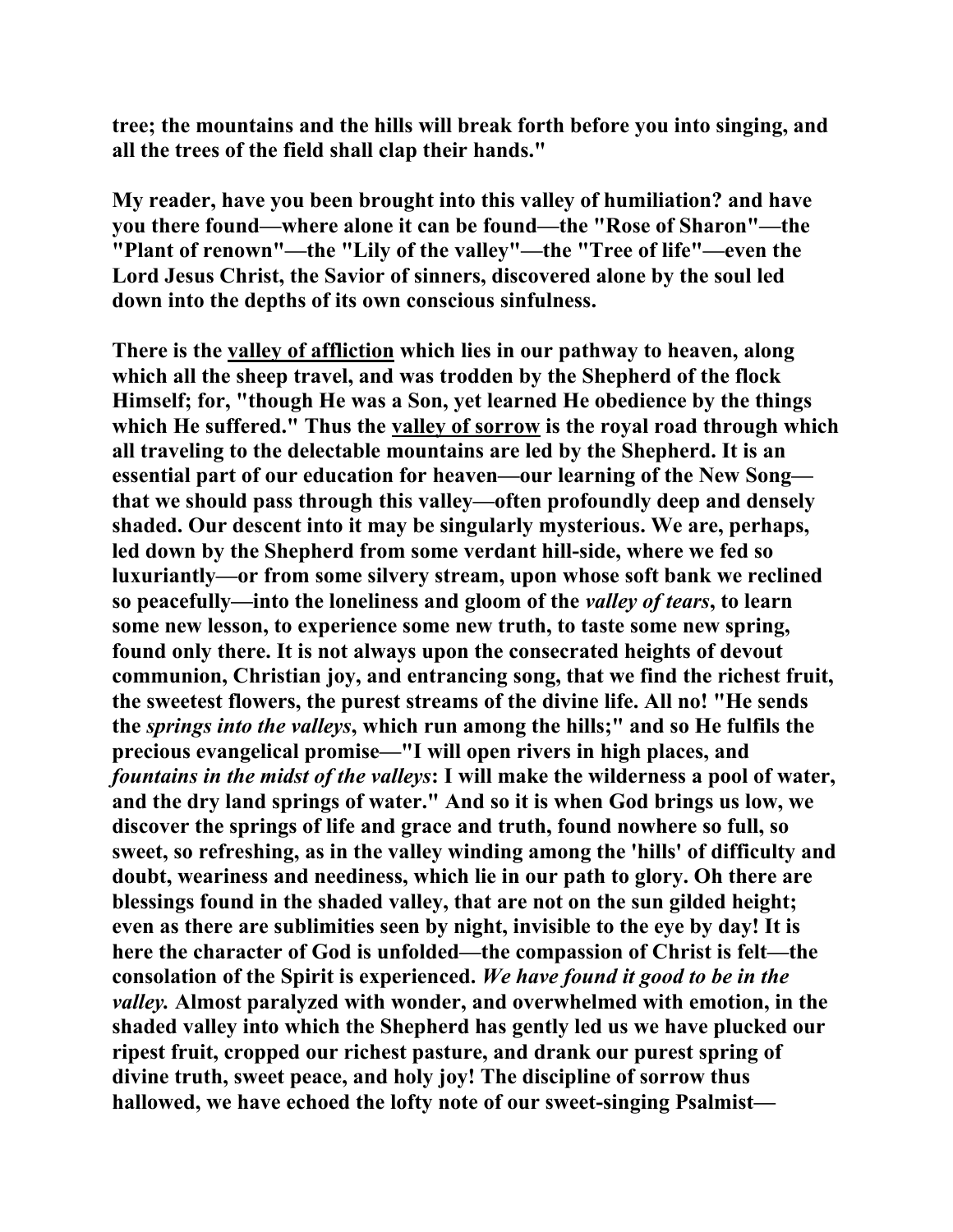**tree; the mountains and the hills will break forth before you into singing, and all the trees of the field shall clap their hands."**

**My reader, have you been brought into this valley of humiliation? and have you there found—where alone it can be found—the "Rose of Sharon"—the "Plant of renown"—the "Lily of the valley"—the "Tree of life"—even the Lord Jesus Christ, the Savior of sinners, discovered alone by the soul led down into the depths of its own conscious sinfulness.**

**There is the <u>valley of affliction</u> which lies in our pathway to heaven, along which all the sheep travel, and was trodden by the Shepherd of the flock Himself; for, "though He was a Son, yet learned He obedience by the things which He suffered." Thus the <u>valley of sorrow</u> is the royal road through which all traveling to the delectable mountains are led by the Shepherd. It is an essential part of our education for heaven—our learning of the New Song—that we should pass through this valley—often profoundly deep and densely shaded. Our descent into it may be singularly mysterious. We are, perhaps, led down by the Shepherd from some verdant hill-side, where we fed so luxuriantly—or from some silvery stream, upon whose soft bank we reclined so peacefully—into the loneliness and gloom of the *valley of tears*, to learn some new lesson, to experience some new truth, to taste some new spring, found only there. It is not always upon the consecrated heights of devout communion, Christian joy, and entrancing song, that we find the richest fruit, the sweetest flowers, the purest streams of the divine life. All no! "He sends the *springs into the valleys*, which run among the hills;" and so He fulfils the precious evangelical promise—"I will open rivers in high places, and *fountains in the midst of the valleys*: I will make the wilderness a pool of water, and the dry land springs of water." And so it is when God brings us low, we discover the springs of life and grace and truth, found nowhere so full, so sweet, so refreshing, as in the valley winding among the 'hills' of difficulty and doubt, weariness and neediness, which lie in our path to glory. Oh there are blessings found in the shaded valley, that are not on the sun gilded height; even as there are sublimities seen by night, invisible to the eye by day! It is here the character of God is unfolded—the compassion of Christ is felt—the consolation of the Spirit is experienced. *We have found it good to be in the valley.* Almost paralyzed with wonder, and overwhelmed with emotion, in the shaded valley into which the Shepherd has gently led us we have plucked our ripest fruit, cropped our richest pasture, and drank our purest spring of divine truth, sweet peace, and holy joy! The discipline of sorrow thus hallowed, we have echoed the lofty note of our sweet-singing Psalmist—**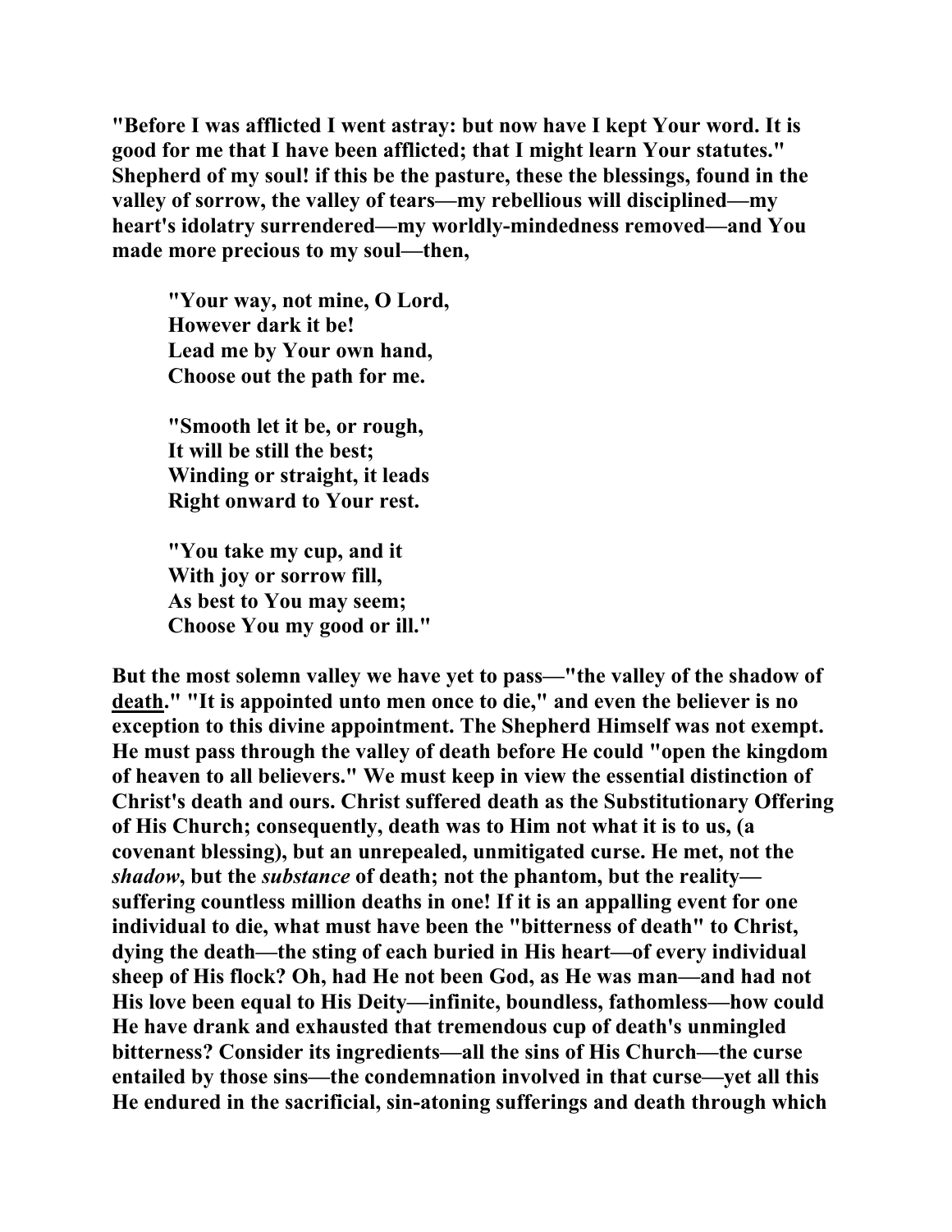**"Before I was afflicted I went astray: but now have I kept Your word. It is good for me that I have been afflicted; that I might learn Your statutes." Shepherd of my soul! if this be the pasture, these the blessings, found in the valley of sorrow, the valley of tears—my rebellious will disciplined—my heart's idolatry surrendered—my worldly-mindedness removed—and You made more precious to my soul—then,**

> **"Your way, not mine, O Lord,**
> **However dark it be!**
> **Lead me by Your own hand,**
> **Choose out the path for me.**
>
> **"Smooth let it be, or rough,**
> **It will be still the best;**
> **Winding or straight, it leads**
> **Right onward to Your rest.**
>
> **"You take my cup, and it**
> **With joy or sorrow fill,**
> **As best to You may seem;**
> **Choose You my good or ill."**

**But the most solemn valley we have yet to pass—"the valley of the shadow of <u>death</u>." "It is appointed unto men once to die," and even the believer is no exception to this divine appointment. The Shepherd Himself was not exempt. He must pass through the valley of death before He could "open the kingdom of heaven to all believers." We must keep in view the essential distinction of Christ's death and ours. Christ suffered death as the Substitutionary Offering of His Church; consequently, death was to Him not what it is to us, (a covenant blessing), but an unrepealed, unmitigated curse. He met, not the *shadow*, but the *substance* of death; not the phantom, but the reality—suffering countless million deaths in one! If it is an appalling event for one individual to die, what must have been the "bitterness of death" to Christ, dying the death—the sting of each buried in His heart—of every individual sheep of His flock? Oh, had He not been God, as He was man—and had not His love been equal to His Deity—infinite, boundless, fathomless—how could He have drank and exhausted that tremendous cup of death's unmingled bitterness? Consider its ingredients—all the sins of His Church—the curse entailed by those sins—the condemnation involved in that curse—yet all this He endured in the sacrificial, sin-atoning sufferings and death through which**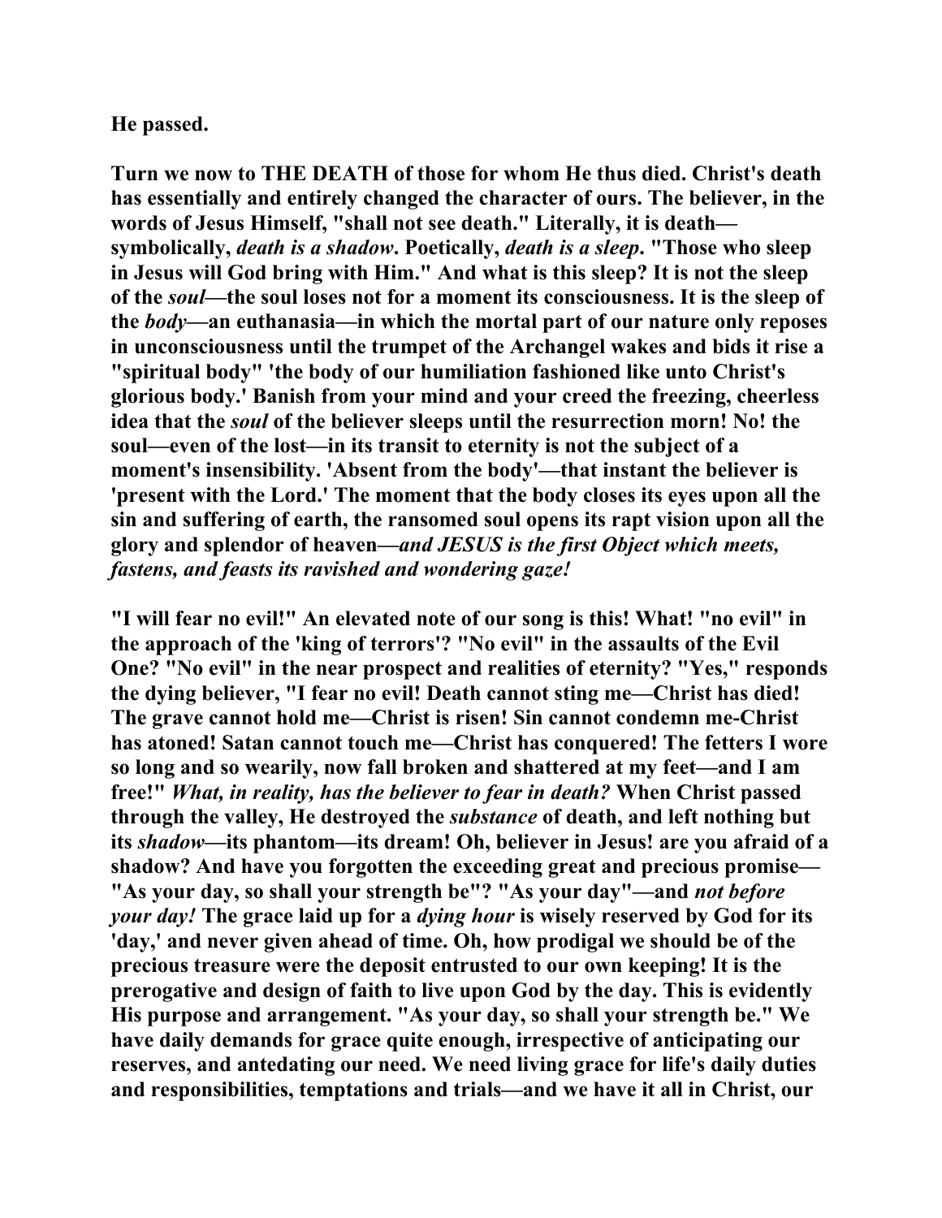**He passed.**

**Turn we now to THE DEATH of those for whom He thus died. Christ's death has essentially and entirely changed the character of ours. The believer, in the words of Jesus Himself, "shall not see death." Literally, it is death—symbolically, *death is a shadow*. Poetically, *death is a sleep*. "Those who sleep in Jesus will God bring with Him." And what is this sleep? It is not the sleep of the *soul*—the soul loses not for a moment its consciousness. It is the sleep of the *body*—an euthanasia—in which the mortal part of our nature only reposes in unconsciousness until the trumpet of the Archangel wakes and bids it rise a "spiritual body" 'the body of our humiliation fashioned like unto Christ's glorious body.' Banish from your mind and your creed the freezing, cheerless idea that the *soul* of the believer sleeps until the resurrection morn! No! the soul—even of the lost—in its transit to eternity is not the subject of a moment's insensibility. 'Absent from the body'—that instant the believer is 'present with the Lord.' The moment that the body closes its eyes upon all the sin and suffering of earth, the ransomed soul opens its rapt vision upon all the glory and splendor of heaven—*and JESUS is the first Object which meets, fastens, and feasts its ravished and wondering gaze!***

**"I will fear no evil!" An elevated note of our song is this! What! "no evil" in the approach of the 'king of terrors'? "No evil" in the assaults of the Evil One? "No evil" in the near prospect and realities of eternity? "Yes," responds the dying believer, "I fear no evil! Death cannot sting me—Christ has died! The grave cannot hold me—Christ is risen! Sin cannot condemn me-Christ has atoned! Satan cannot touch me—Christ has conquered! The fetters I wore so long and so wearily, now fall broken and shattered at my feet—and I am free!" *What, in reality, has the believer to fear in death?* When Christ passed through the valley, He destroyed the *substance* of death, and left nothing but its *shadow*—its phantom—its dream! Oh, believer in Jesus! are you afraid of a shadow? And have you forgotten the exceeding great and precious promise—"As your day, so shall your strength be"? "As your day"—and *not before your day!* The grace laid up for a *dying hour* is wisely reserved by God for its 'day,' and never given ahead of time. Oh, how prodigal we should be of the precious treasure were the deposit entrusted to our own keeping! It is the prerogative and design of faith to live upon God by the day. This is evidently His purpose and arrangement. "As your day, so shall your strength be." We have daily demands for grace quite enough, irrespective of anticipating our reserves, and antedating our need. We need living grace for life's daily duties and responsibilities, temptations and trials—and we have it all in Christ, our**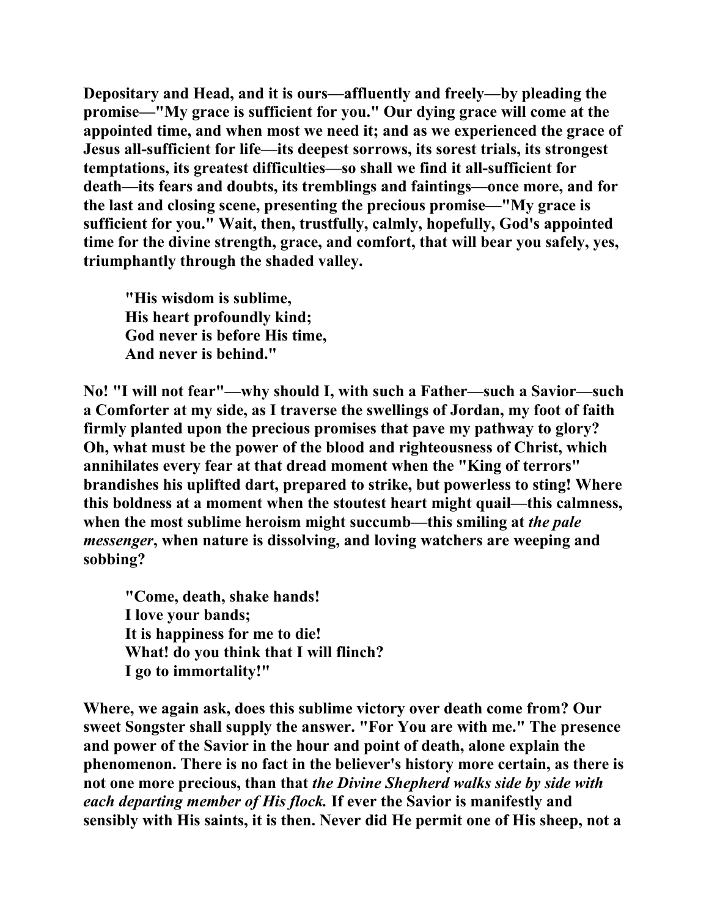Depositary and Head, and it is ours—affluently and freely—by pleading the promise—"My grace is sufficient for you." Our dying grace will come at the appointed time, and when most we need it; and as we experienced the grace of Jesus all-sufficient for life—its deepest sorrows, its sorest trials, its strongest temptations, its greatest difficulties—so shall we find it all-sufficient for death—its fears and doubts, its tremblings and faintings—once more, and for the last and closing scene, presenting the precious promise—"My grace is sufficient for you." Wait, then, trustfully, calmly, hopefully, God's appointed time for the divine strength, grace, and comfort, that will bear you safely, yes, triumphantly through the shaded valley.

> "His wisdom is sublime,
> His heart profoundly kind;
> God never is before His time,
> And never is behind."

No! "I will not fear"—why should I, with such a Father—such a Savior—such a Comforter at my side, as I traverse the swellings of Jordan, my foot of faith firmly planted upon the precious promises that pave my pathway to glory? Oh, what must be the power of the blood and righteousness of Christ, which annihilates every fear at that dread moment when the "King of terrors" brandishes his uplifted dart, prepared to strike, but powerless to sting! Where this boldness at a moment when the stoutest heart might quail—this calmness, when the most sublime heroism might succumb—this smiling at *the pale messenger*, when nature is dissolving, and loving watchers are weeping and sobbing?

> "Come, death, shake hands!
> I love your bands;
> It is happiness for me to die!
> What! do you think that I will flinch?
> I go to immortality!"

Where, we again ask, does this sublime victory over death come from? Our sweet Songster shall supply the answer. "For You are with me." The presence and power of the Savior in the hour and point of death, alone explain the phenomenon. There is no fact in the believer's history more certain, as there is not one more precious, than that *the Divine Shepherd walks side by side with each departing member of His flock.* If ever the Savior is manifestly and sensibly with His saints, it is then. Never did He permit one of His sheep, not a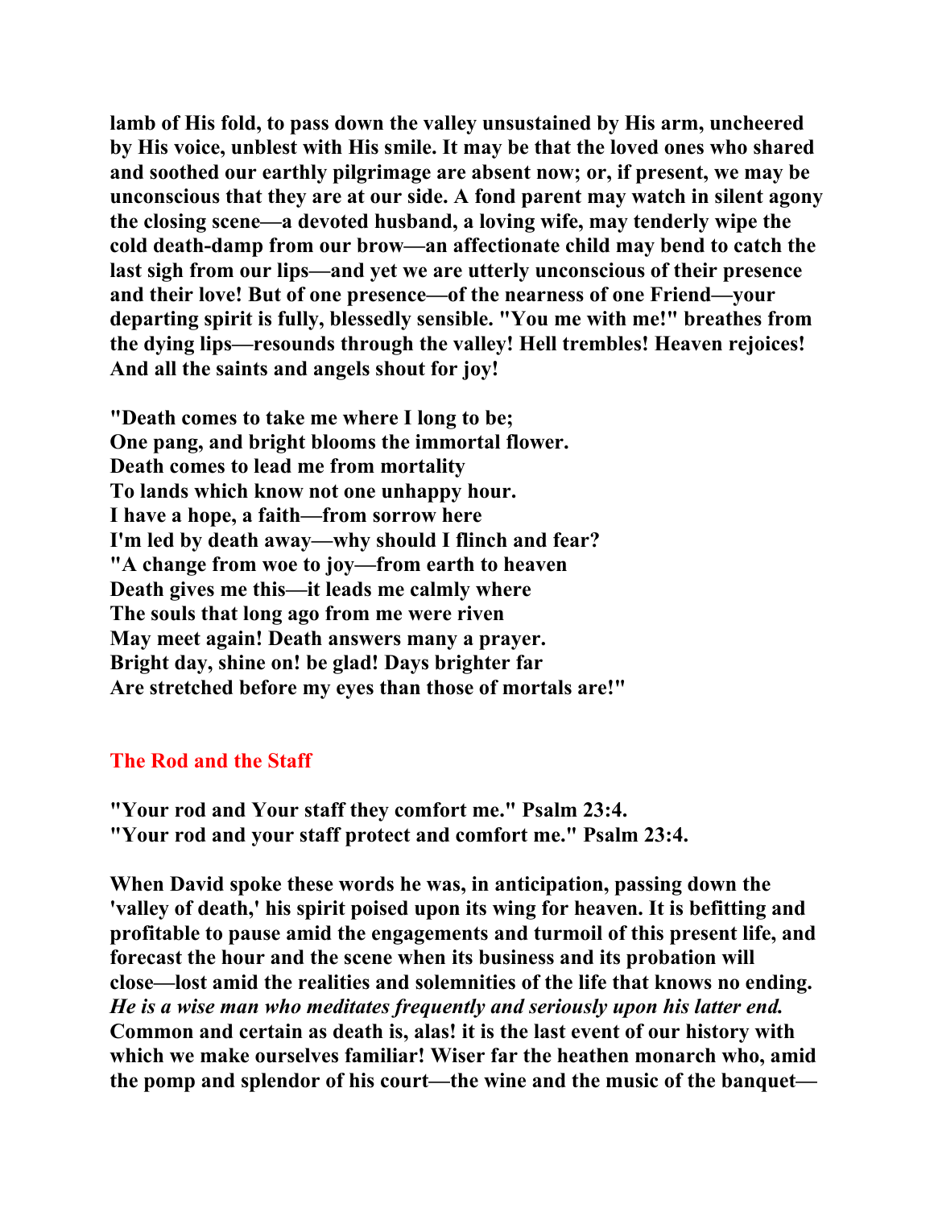**lamb of His fold, to pass down the valley unsustained by His arm, uncheered by His voice, unblest with His smile. It may be that the loved ones who shared and soothed our earthly pilgrimage are absent now; or, if present, we may be unconscious that they are at our side. A fond parent may watch in silent agony the closing scene—a devoted husband, a loving wife, may tenderly wipe the cold death-damp from our brow—an affectionate child may bend to catch the last sigh from our lips—and yet we are utterly unconscious of their presence and their love! But of one presence—of the nearness of one Friend—your departing spirit is fully, blessedly sensible. "You me with me!" breathes from the dying lips—resounds through the valley! Hell trembles! Heaven rejoices! And all the saints and angels shout for joy!**

**"Death comes to take me where I long to be;**
**One pang, and bright blooms the immortal flower.**
**Death comes to lead me from mortality**
**To lands which know not one unhappy hour.**
**I have a hope, a faith—from sorrow here**
**I'm led by death away—why should I flinch and fear?**
**"A change from woe to joy—from earth to heaven**
**Death gives me this—it leads me calmly where**
**The souls that long ago from me were riven**
**May meet again! Death answers many a prayer.**
**Bright day, shine on! be glad! Days brighter far**
**Are stretched before my eyes than those of mortals are!"**

## The Rod and the Staff

**"Your rod and Your staff they comfort me." Psalm 23:4.**
**"Your rod and your staff protect and comfort me." Psalm 23:4.**

**When David spoke these words he was, in anticipation, passing down the 'valley of death,' his spirit poised upon its wing for heaven. It is befitting and profitable to pause amid the engagements and turmoil of this present life, and forecast the hour and the scene when its business and its probation will close—lost amid the realities and solemnities of the life that knows no ending.** ***He is a wise man who meditates frequently and seriously upon his latter end.*** **Common and certain as death is, alas! it is the last event of our history with which we make ourselves familiar! Wiser far the heathen monarch who, amid the pomp and splendor of his court—the wine and the music of the banquet—**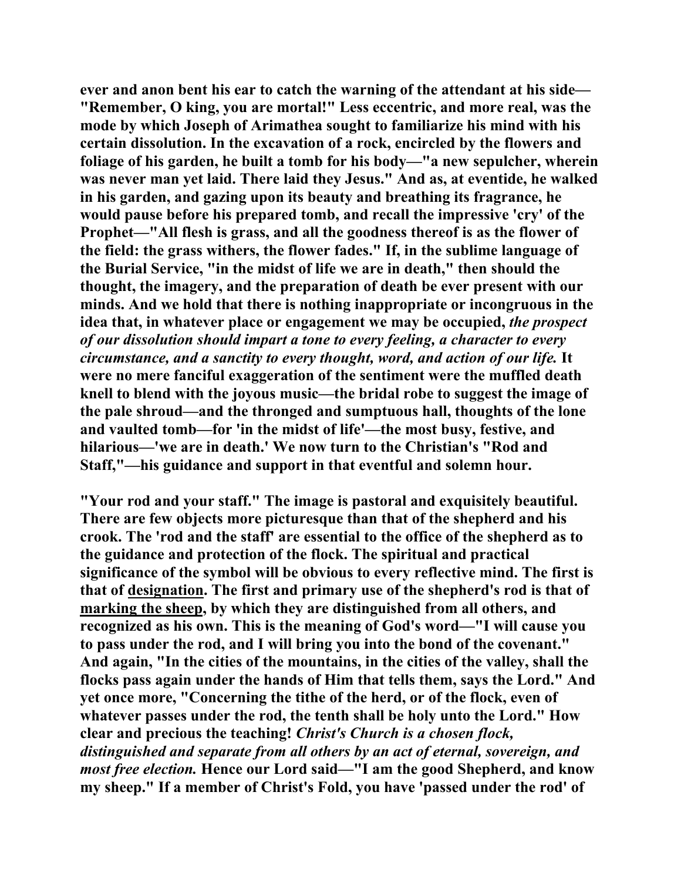ever and anon bent his ear to catch the warning of the attendant at his side—"Remember, O king, you are mortal!" Less eccentric, and more real, was the mode by which Joseph of Arimathea sought to familiarize his mind with his certain dissolution. In the excavation of a rock, encircled by the flowers and foliage of his garden, he built a tomb for his body—"a new sepulcher, wherein was never man yet laid. There laid they Jesus." And as, at eventide, he walked in his garden, and gazing upon its beauty and breathing its fragrance, he would pause before his prepared tomb, and recall the impressive 'cry' of the Prophet—"All flesh is grass, and all the goodness thereof is as the flower of the field: the grass withers, the flower fades." If, in the sublime language of the Burial Service, "in the midst of life we are in death," then should the thought, the imagery, and the preparation of death be ever present with our minds. And we hold that there is nothing inappropriate or incongruous in the idea that, in whatever place or engagement we may be occupied, *the prospect of our dissolution should impart a tone to every feeling, a character to every circumstance, and a sanctity to every thought, word, and action of our life.* It were no mere fanciful exaggeration of the sentiment were the muffled death knell to blend with the joyous music—the bridal robe to suggest the image of the pale shroud—and the thronged and sumptuous hall, thoughts of the lone and vaulted tomb—for 'in the midst of life'—the most busy, festive, and hilarious—'we are in death.' We now turn to the Christian's "Rod and Staff,"—his guidance and support in that eventful and solemn hour.

"Your rod and your staff." The image is pastoral and exquisitely beautiful. There are few objects more picturesque than that of the shepherd and his crook. The 'rod and the staff' are essential to the office of the shepherd as to the guidance and protection of the flock. The spiritual and practical significance of the symbol will be obvious to every reflective mind. The first is that of designation. The first and primary use of the shepherd's rod is that of marking the sheep, by which they are distinguished from all others, and recognized as his own. This is the meaning of God's word—"I will cause you to pass under the rod, and I will bring you into the bond of the covenant." And again, "In the cities of the mountains, in the cities of the valley, shall the flocks pass again under the hands of Him that tells them, says the Lord." And yet once more, "Concerning the tithe of the herd, or of the flock, even of whatever passes under the rod, the tenth shall be holy unto the Lord." How clear and precious the teaching! *Christ's Church is a chosen flock, distinguished and separate from all others by an act of eternal, sovereign, and most free election.* Hence our Lord said—"I am the good Shepherd, and know my sheep." If a member of Christ's Fold, you have 'passed under the rod' of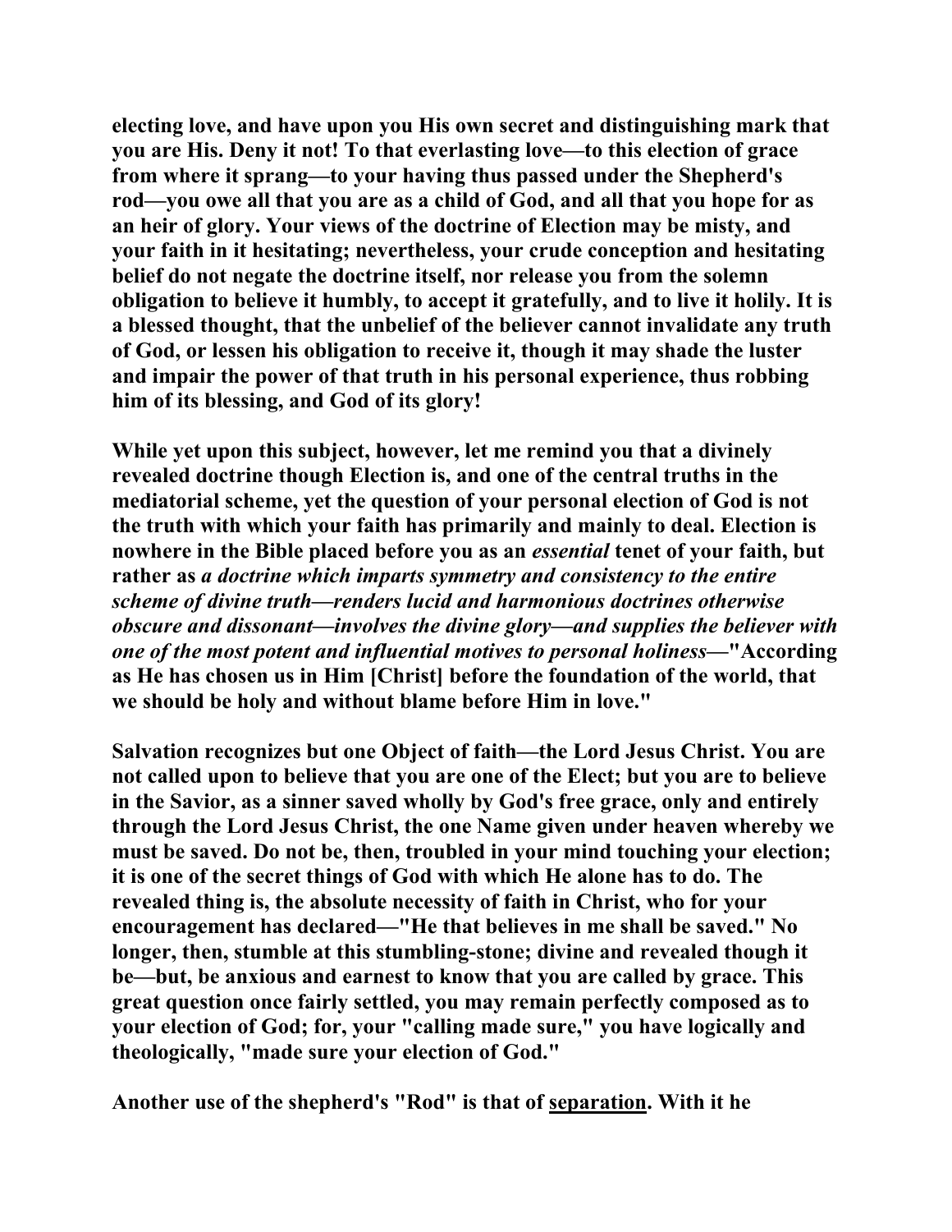**electing love, and have upon you His own secret and distinguishing mark that you are His. Deny it not! To that everlasting love—to this election of grace from where it sprang—to your having thus passed under the Shepherd's rod—you owe all that you are as a child of God, and all that you hope for as an heir of glory. Your views of the doctrine of Election may be misty, and your faith in it hesitating; nevertheless, your crude conception and hesitating belief do not negate the doctrine itself, nor release you from the solemn obligation to believe it humbly, to accept it gratefully, and to live it holily. It is a blessed thought, that the unbelief of the believer cannot invalidate any truth of God, or lessen his obligation to receive it, though it may shade the luster and impair the power of that truth in his personal experience, thus robbing him of its blessing, and God of its glory!**

**While yet upon this subject, however, let me remind you that a divinely revealed doctrine though Election is, and one of the central truths in the mediatorial scheme, yet the question of your personal election of God is not the truth with which your faith has primarily and mainly to deal. Election is nowhere in the Bible placed before you as an *essential* tenet of your faith, but rather as *a doctrine which imparts symmetry and consistency to the entire scheme of divine truth—renders lucid and harmonious doctrines otherwise obscure and dissonant—involves the divine glory—and supplies the believer with one of the most potent and influential motives to personal holiness*—"According as He has chosen us in Him [Christ] before the foundation of the world, that we should be holy and without blame before Him in love."**

**Salvation recognizes but one Object of faith—the Lord Jesus Christ. You are not called upon to believe that you are one of the Elect; but you are to believe in the Savior, as a sinner saved wholly by God's free grace, only and entirely through the Lord Jesus Christ, the one Name given under heaven whereby we must be saved. Do not be, then, troubled in your mind touching your election; it is one of the secret things of God with which He alone has to do. The revealed thing is, the absolute necessity of faith in Christ, who for your encouragement has declared—"He that believes in me shall be saved." No longer, then, stumble at this stumbling-stone; divine and revealed though it be—but, be anxious and earnest to know that you are called by grace. This great question once fairly settled, you may remain perfectly composed as to your election of God; for, your "calling made sure," you have logically and theologically, "made sure your election of God."**

**Another use of the shepherd's "Rod" is that of <u>separation</u>. With it he**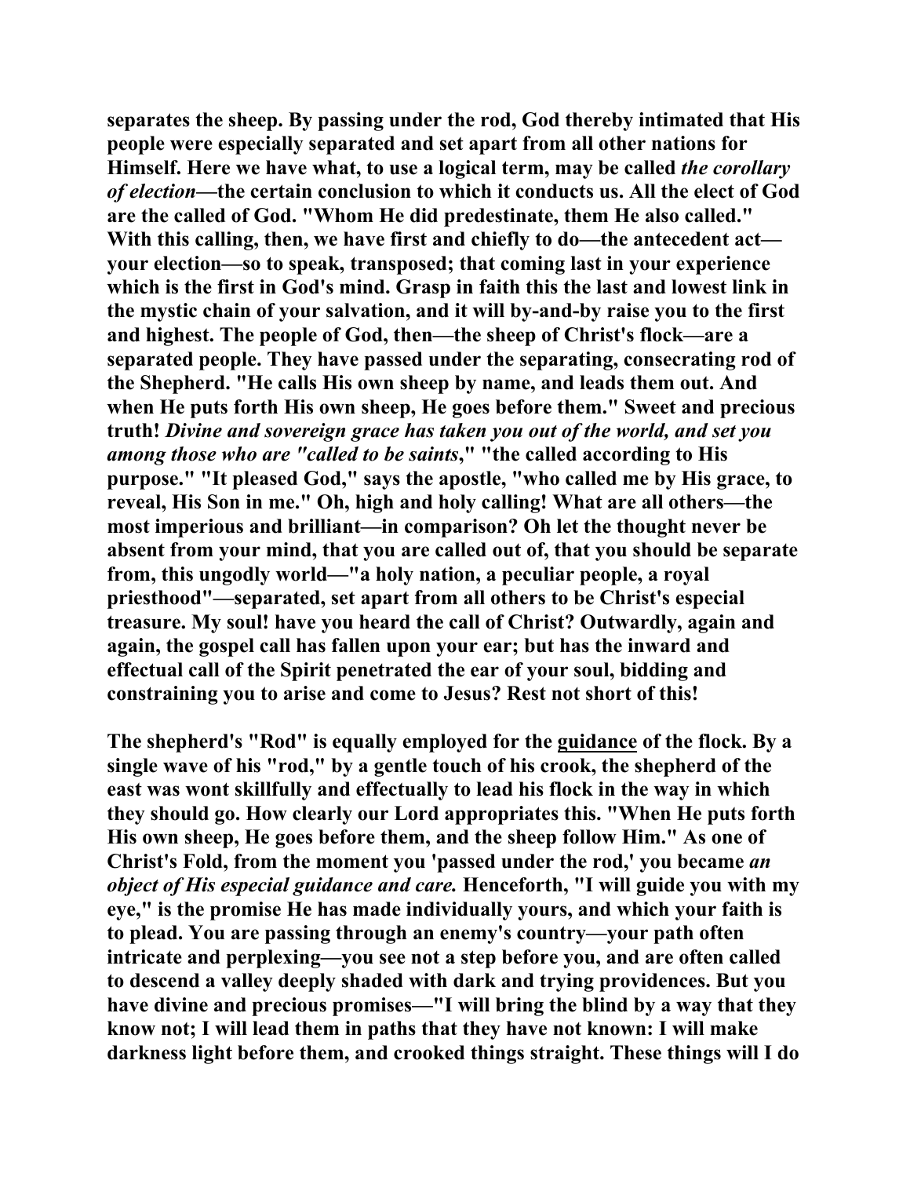separates the sheep. By passing under the rod, God thereby intimated that His people were especially separated and set apart from all other nations for Himself. Here we have what, to use a logical term, may be called *the corollary of election*—the certain conclusion to which it conducts us. All the elect of God are the called of God. "Whom He did predestinate, them He also called." With this calling, then, we have first and chiefly to do—the antecedent act—your election—so to speak, transposed; that coming last in your experience which is the first in God's mind. Grasp in faith this the last and lowest link in the mystic chain of your salvation, and it will by-and-by raise you to the first and highest. The people of God, then—the sheep of Christ's flock—are a separated people. They have passed under the separating, consecrating rod of the Shepherd. "He calls His own sheep by name, and leads them out. And when He puts forth His own sheep, He goes before them." Sweet and precious truth! *Divine and sovereign grace has taken you out of the world, and set you among those who are "called to be saints*," "the called according to His purpose." "It pleased God," says the apostle, "who called me by His grace, to reveal, His Son in me." Oh, high and holy calling! What are all others—the most imperious and brilliant—in comparison? Oh let the thought never be absent from your mind, that you are called out of, that you should be separate from, this ungodly world—"a holy nation, a peculiar people, a royal priesthood"—separated, set apart from all others to be Christ's especial treasure. My soul! have you heard the call of Christ? Outwardly, again and again, the gospel call has fallen upon your ear; but has the inward and effectual call of the Spirit penetrated the ear of your soul, bidding and constraining you to arise and come to Jesus? Rest not short of this!

The shepherd's "Rod" is equally employed for the guidance of the flock. By a single wave of his "rod," by a gentle touch of his crook, the shepherd of the east was wont skillfully and effectually to lead his flock in the way in which they should go. How clearly our Lord appropriates this. "When He puts forth His own sheep, He goes before them, and the sheep follow Him." As one of Christ's Fold, from the moment you 'passed under the rod,' you became *an object of His especial guidance and care.* Henceforth, "I will guide you with my eye," is the promise He has made individually yours, and which your faith is to plead. You are passing through an enemy's country—your path often intricate and perplexing—you see not a step before you, and are often called to descend a valley deeply shaded with dark and trying providences. But you have divine and precious promises—"I will bring the blind by a way that they know not; I will lead them in paths that they have not known: I will make darkness light before them, and crooked things straight. These things will I do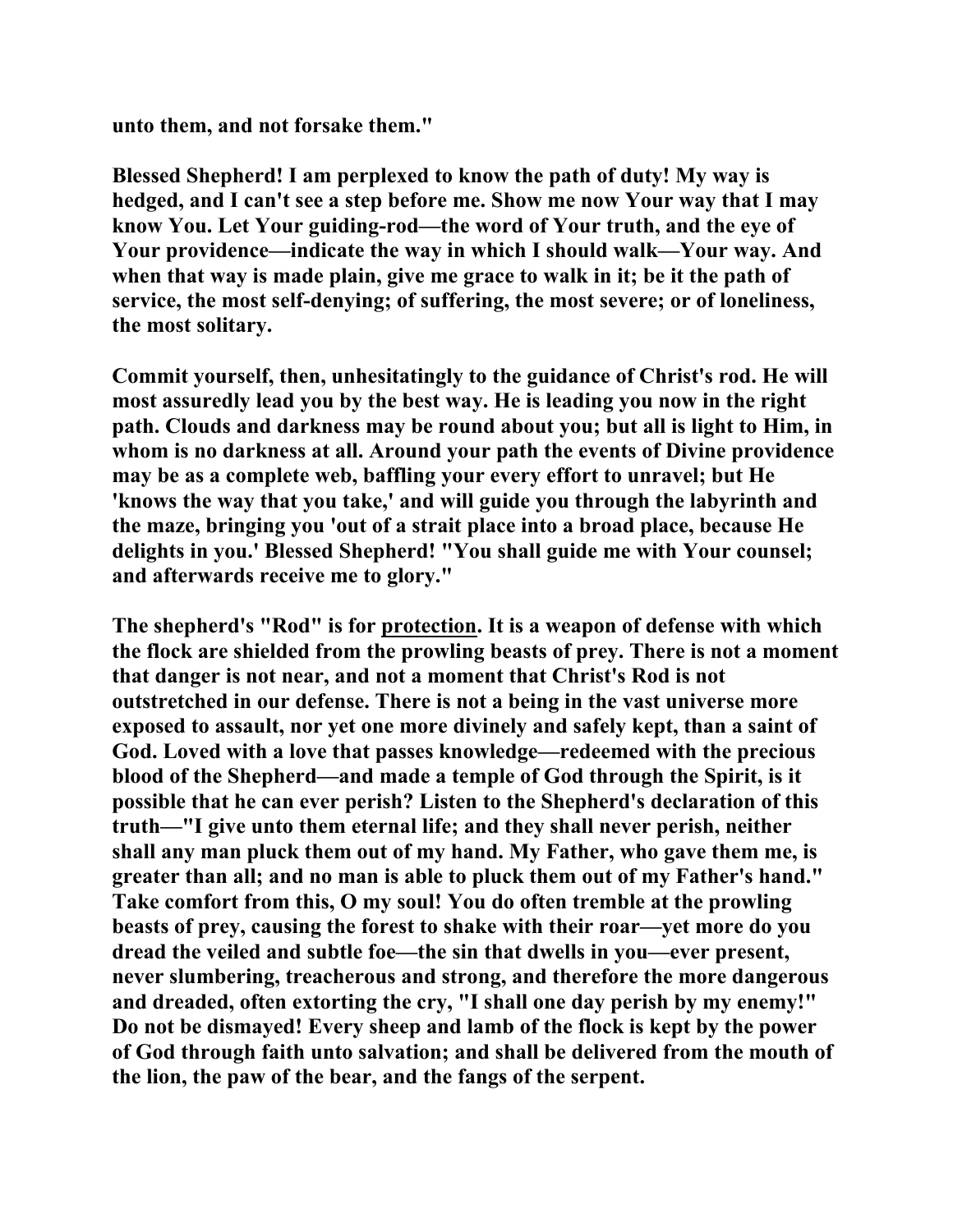**unto them, and not forsake them."**

**Blessed Shepherd! I am perplexed to know the path of duty! My way is hedged, and I can't see a step before me. Show me now Your way that I may know You. Let Your guiding-rod—the word of Your truth, and the eye of Your providence—indicate the way in which I should walk—Your way. And when that way is made plain, give me grace to walk in it; be it the path of service, the most self-denying; of suffering, the most severe; or of loneliness, the most solitary.**

**Commit yourself, then, unhesitatingly to the guidance of Christ's rod. He will most assuredly lead you by the best way. He is leading you now in the right path. Clouds and darkness may be round about you; but all is light to Him, in whom is no darkness at all. Around your path the events of Divine providence may be as a complete web, baffling your every effort to unravel; but He 'knows the way that you take,' and will guide you through the labyrinth and the maze, bringing you 'out of a strait place into a broad place, because He delights in you.' Blessed Shepherd! "You shall guide me with Your counsel; and afterwards receive me to glory."**

**The shepherd's "Rod" is for <u>protection</u>. It is a weapon of defense with which the flock are shielded from the prowling beasts of prey. There is not a moment that danger is not near, and not a moment that Christ's Rod is not outstretched in our defense. There is not a being in the vast universe more exposed to assault, nor yet one more divinely and safely kept, than a saint of God. Loved with a love that passes knowledge—redeemed with the precious blood of the Shepherd—and made a temple of God through the Spirit, is it possible that he can ever perish? Listen to the Shepherd's declaration of this truth—"I give unto them eternal life; and they shall never perish, neither shall any man pluck them out of my hand. My Father, who gave them me, is greater than all; and no man is able to pluck them out of my Father's hand." Take comfort from this, O my soul! You do often tremble at the prowling beasts of prey, causing the forest to shake with their roar—yet more do you dread the veiled and subtle foe—the sin that dwells in you—ever present, never slumbering, treacherous and strong, and therefore the more dangerous and dreaded, often extorting the cry, "I shall one day perish by my enemy!" Do not be dismayed! Every sheep and lamb of the flock is kept by the power of God through faith unto salvation; and shall be delivered from the mouth of the lion, the paw of the bear, and the fangs of the serpent.**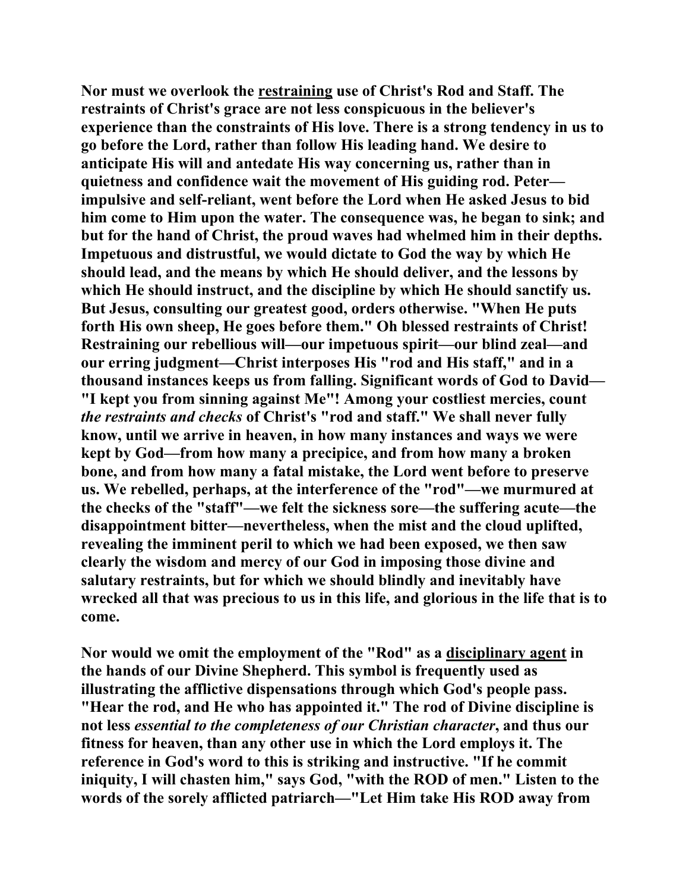**Nor must we overlook the <u>restraining</u> use of Christ's Rod and Staff. The restraints of Christ's grace are not less conspicuous in the believer's experience than the constraints of His love. There is a strong tendency in us to go before the Lord, rather than follow His leading hand. We desire to anticipate His will and antedate His way concerning us, rather than in quietness and confidence wait the movement of His guiding rod. Peter—impulsive and self-reliant, went before the Lord when He asked Jesus to bid him come to Him upon the water. The consequence was, he began to sink; and but for the hand of Christ, the proud waves had whelmed him in their depths. Impetuous and distrustful, we would dictate to God the way by which He should lead, and the means by which He should deliver, and the lessons by which He should instruct, and the discipline by which He should sanctify us. But Jesus, consulting our greatest good, orders otherwise. "When He puts forth His own sheep, He goes before them." Oh blessed restraints of Christ! Restraining our rebellious will—our impetuous spirit—our blind zeal—and our erring judgment—Christ interposes His "rod and His staff," and in a thousand instances keeps us from falling. Significant words of God to David—"I kept you from sinning against Me"! Among your costliest mercies, count *the restraints and checks* of Christ's "rod and staff." We shall never fully know, until we arrive in heaven, in how many instances and ways we were kept by God—from how many a precipice, and from how many a broken bone, and from how many a fatal mistake, the Lord went before to preserve us. We rebelled, perhaps, at the interference of the "rod"—we murmured at the checks of the "staff"—we felt the sickness sore—the suffering acute—the disappointment bitter—nevertheless, when the mist and the cloud uplifted, revealing the imminent peril to which we had been exposed, we then saw clearly the wisdom and mercy of our God in imposing those divine and salutary restraints, but for which we should blindly and inevitably have wrecked all that was precious to us in this life, and glorious in the life that is to come.**

**Nor would we omit the employment of the "Rod" as a <u>disciplinary agent</u> in the hands of our Divine Shepherd. This symbol is frequently used as illustrating the afflictive dispensations through which God's people pass. "Hear the rod, and He who has appointed it." The rod of Divine discipline is not less *essential to the completeness of our Christian character*, and thus our fitness for heaven, than any other use in which the Lord employs it. The reference in God's word to this is striking and instructive. "If he commit iniquity, I will chasten him," says God, "with the ROD of men." Listen to the words of the sorely afflicted patriarch—"Let Him take His ROD away from**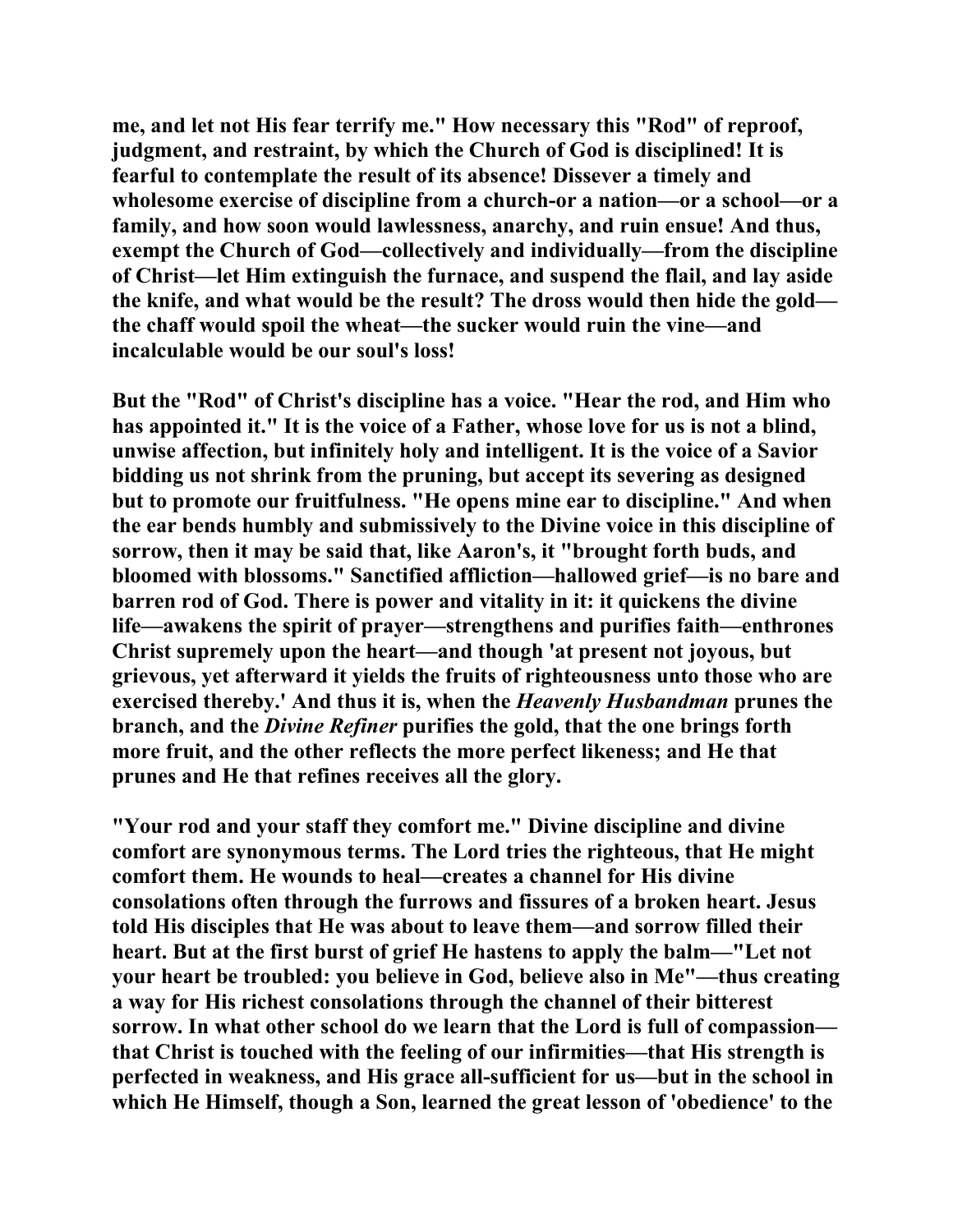**me, and let not His fear terrify me." How necessary this "Rod" of reproof, judgment, and restraint, by which the Church of God is disciplined! It is fearful to contemplate the result of its absence! Dissever a timely and wholesome exercise of discipline from a church-or a nation—or a school—or a family, and how soon would lawlessness, anarchy, and ruin ensue! And thus, exempt the Church of God—collectively and individually—from the discipline of Christ—let Him extinguish the furnace, and suspend the flail, and lay aside the knife, and what would be the result? The dross would then hide the gold—the chaff would spoil the wheat—the sucker would ruin the vine—and incalculable would be our soul's loss!**

**But the "Rod" of Christ's discipline has a voice. "Hear the rod, and Him who has appointed it." It is the voice of a Father, whose love for us is not a blind, unwise affection, but infinitely holy and intelligent. It is the voice of a Savior bidding us not shrink from the pruning, but accept its severing as designed but to promote our fruitfulness. "He opens mine ear to discipline." And when the ear bends humbly and submissively to the Divine voice in this discipline of sorrow, then it may be said that, like Aaron's, it "brought forth buds, and bloomed with blossoms." Sanctified affliction—hallowed grief—is no bare and barren rod of God. There is power and vitality in it: it quickens the divine life—awakens the spirit of prayer—strengthens and purifies faith—enthrones Christ supremely upon the heart—and though 'at present not joyous, but grievous, yet afterward it yields the fruits of righteousness unto those who are exercised thereby.' And thus it is, when the *Heavenly Husbandman* prunes the branch, and the *Divine Refiner* purifies the gold, that the one brings forth more fruit, and the other reflects the more perfect likeness; and He that prunes and He that refines receives all the glory.**

**"Your rod and your staff they comfort me." Divine discipline and divine comfort are synonymous terms. The Lord tries the righteous, that He might comfort them. He wounds to heal—creates a channel for His divine consolations often through the furrows and fissures of a broken heart. Jesus told His disciples that He was about to leave them—and sorrow filled their heart. But at the first burst of grief He hastens to apply the balm—"Let not your heart be troubled: you believe in God, believe also in Me"—thus creating a way for His richest consolations through the channel of their bitterest sorrow. In what other school do we learn that the Lord is full of compassion—that Christ is touched with the feeling of our infirmities—that His strength is perfected in weakness, and His grace all-sufficient for us—but in the school in which He Himself, though a Son, learned the great lesson of 'obedience' to the**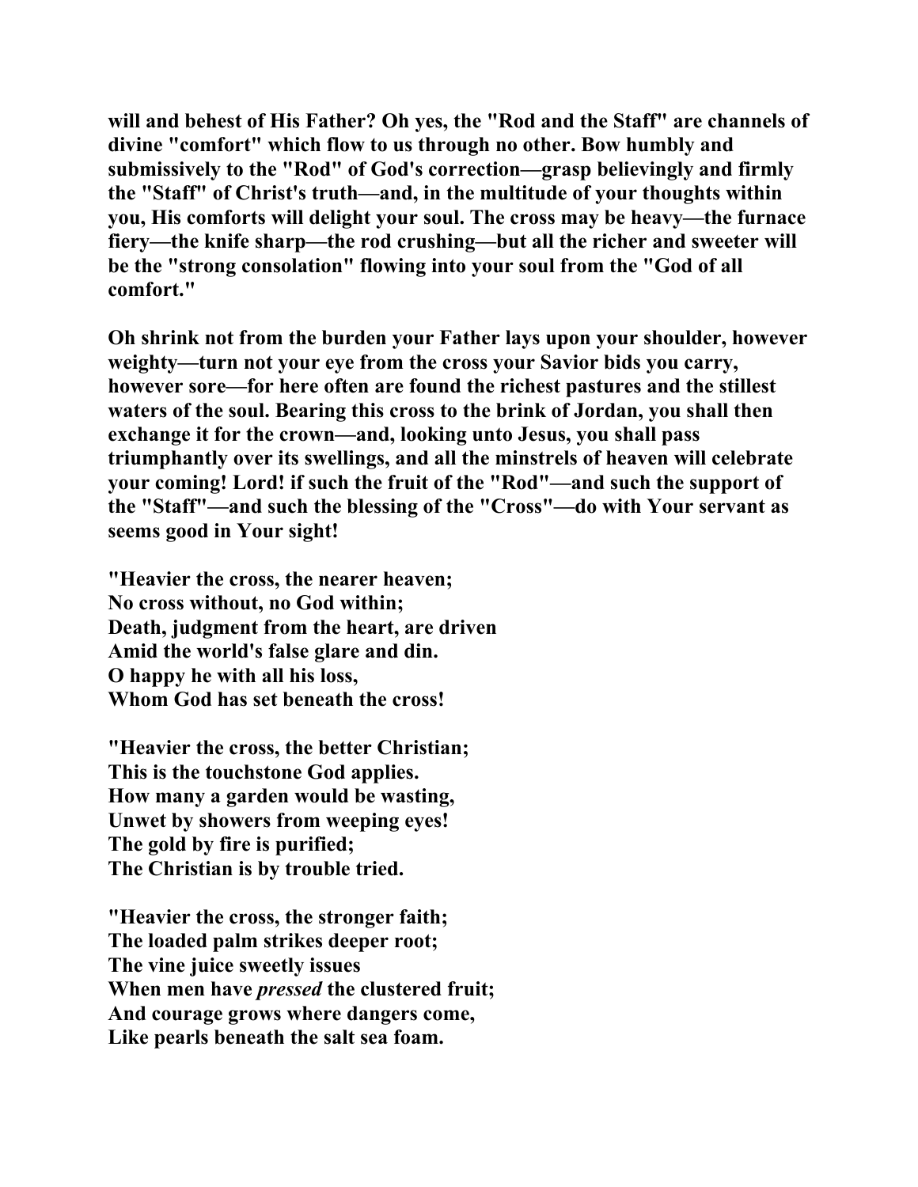**will and behest of His Father? Oh yes, the "Rod and the Staff" are channels of divine "comfort" which flow to us through no other. Bow humbly and submissively to the "Rod" of God's correction—grasp believingly and firmly the "Staff" of Christ's truth—and, in the multitude of your thoughts within you, His comforts will delight your soul. The cross may be heavy—the furnace fiery—the knife sharp—the rod crushing—but all the richer and sweeter will be the "strong consolation" flowing into your soul from the "God of all comfort."**

**Oh shrink not from the burden your Father lays upon your shoulder, however weighty—turn not your eye from the cross your Savior bids you carry, however sore—for here often are found the richest pastures and the stillest waters of the soul. Bearing this cross to the brink of Jordan, you shall then exchange it for the crown—and, looking unto Jesus, you shall pass triumphantly over its swellings, and all the minstrels of heaven will celebrate your coming! Lord! if such the fruit of the "Rod"—and such the support of the "Staff"—and such the blessing of the "Cross"—do with Your servant as seems good in Your sight!**

**"Heavier the cross, the nearer heaven;
No cross without, no God within;
Death, judgment from the heart, are driven
Amid the world's false glare and din.
O happy he with all his loss,
Whom God has set beneath the cross!**

**"Heavier the cross, the better Christian;
This is the touchstone God applies.
How many a garden would be wasting,
Unwet by showers from weeping eyes!
The gold by fire is purified;
The Christian is by trouble tried.**

**"Heavier the cross, the stronger faith;
The loaded palm strikes deeper root;
The vine juice sweetly issues
When men have *pressed* the clustered fruit;
And courage grows where dangers come,
Like pearls beneath the salt sea foam.**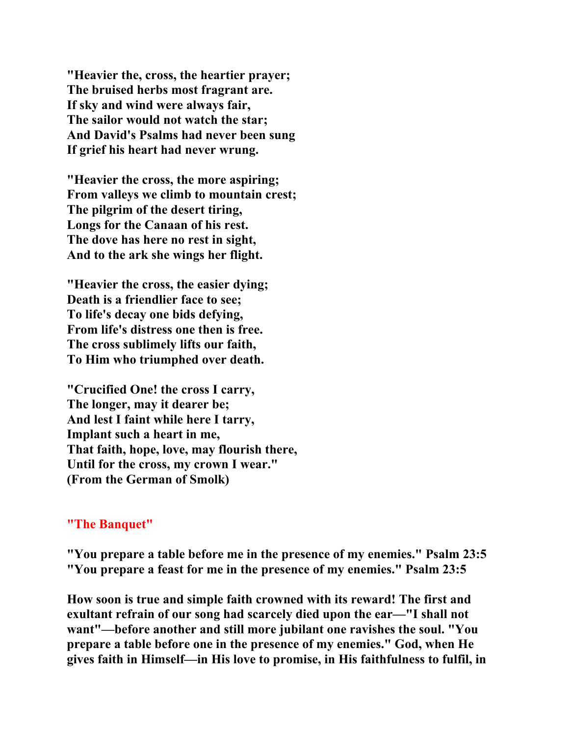**"Heavier the, cross, the heartier prayer;**
**The bruised herbs most fragrant are.**
**If sky and wind were always fair,**
**The sailor would not watch the star;**
**And David's Psalms had never been sung**
**If grief his heart had never wrung.**

**"Heavier the cross, the more aspiring;**
**From valleys we climb to mountain crest;**
**The pilgrim of the desert tiring,**
**Longs for the Canaan of his rest.**
**The dove has here no rest in sight,**
**And to the ark she wings her flight.**

**"Heavier the cross, the easier dying;**
**Death is a friendlier face to see;**
**To life's decay one bids defying,**
**From life's distress one then is free.**
**The cross sublimely lifts our faith,**
**To Him who triumphed over death.**

**"Crucified One! the cross I carry,**
**The longer, may it dearer be;**
**And lest I faint while here I tarry,**
**Implant such a heart in me,**
**That faith, hope, love, may flourish there,**
**Until for the cross, my crown I wear."**
**(From the German of Smolk)**

## "The Banquet"

**"You prepare a table before me in the presence of my enemies." Psalm 23:5**
**"You prepare a feast for me in the presence of my enemies." Psalm 23:5**

**How soon is true and simple faith crowned with its reward! The first and exultant refrain of our song had scarcely died upon the ear—"I shall not want"—before another and still more jubilant one ravishes the soul. "You prepare a table before one in the presence of my enemies." God, when He gives faith in Himself—in His love to promise, in His faithfulness to fulfil, in**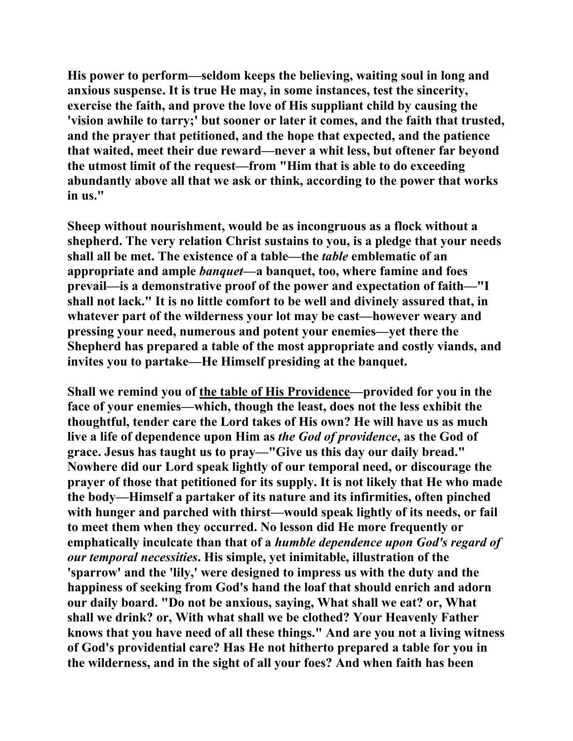His power to perform—seldom keeps the believing, waiting soul in long and anxious suspense. It is true He may, in some instances, test the sincerity, exercise the faith, and prove the love of His suppliant child by causing the 'vision awhile to tarry;' but sooner or later it comes, and the faith that trusted, and the prayer that petitioned, and the hope that expected, and the patience that waited, meet their due reward—never a whit less, but oftener far beyond the utmost limit of the request—from "Him that is able to do exceeding abundantly above all that we ask or think, according to the power that works in us."

Sheep without nourishment, would be as incongruous as a flock without a shepherd. The very relation Christ sustains to you, is a pledge that your needs shall all be met. The existence of a table—the *table* emblematic of an appropriate and ample *banquet*—a banquet, too, where famine and foes prevail—is a demonstrative proof of the power and expectation of faith—"I shall not lack." It is no little comfort to be well and divinely assured that, in whatever part of the wilderness your lot may be cast—however weary and pressing your need, numerous and potent your enemies—yet there the Shepherd has prepared a table of the most appropriate and costly viands, and invites you to partake—He Himself presiding at the banquet.

Shall we remind you of <u>the table of His Providence</u>—provided for you in the face of your enemies—which, though the least, does not the less exhibit the thoughtful, tender care the Lord takes of His own? He will have us as much live a life of dependence upon Him as *the God of providence*, as the God of grace. Jesus has taught us to pray—"Give us this day our daily bread." Nowhere did our Lord speak lightly of our temporal need, or discourage the prayer of those that petitioned for its supply. It is not likely that He who made the body—Himself a partaker of its nature and its infirmities, often pinched with hunger and parched with thirst—would speak lightly of its needs, or fail to meet them when they occurred. No lesson did He more frequently or emphatically inculcate than that of a *humble dependence upon God's regard of our temporal necessities*. His simple, yet inimitable, illustration of the 'sparrow' and the 'lily,' were designed to impress us with the duty and the happiness of seeking from God's hand the loaf that should enrich and adorn our daily board. "Do not be anxious, saying, What shall we eat? or, What shall we drink? or, With what shall we be clothed? Your Heavenly Father knows that you have need of all these things." And are you not a living witness of God's providential care? Has He not hitherto prepared a table for you in the wilderness, and in the sight of all your foes? And when faith has been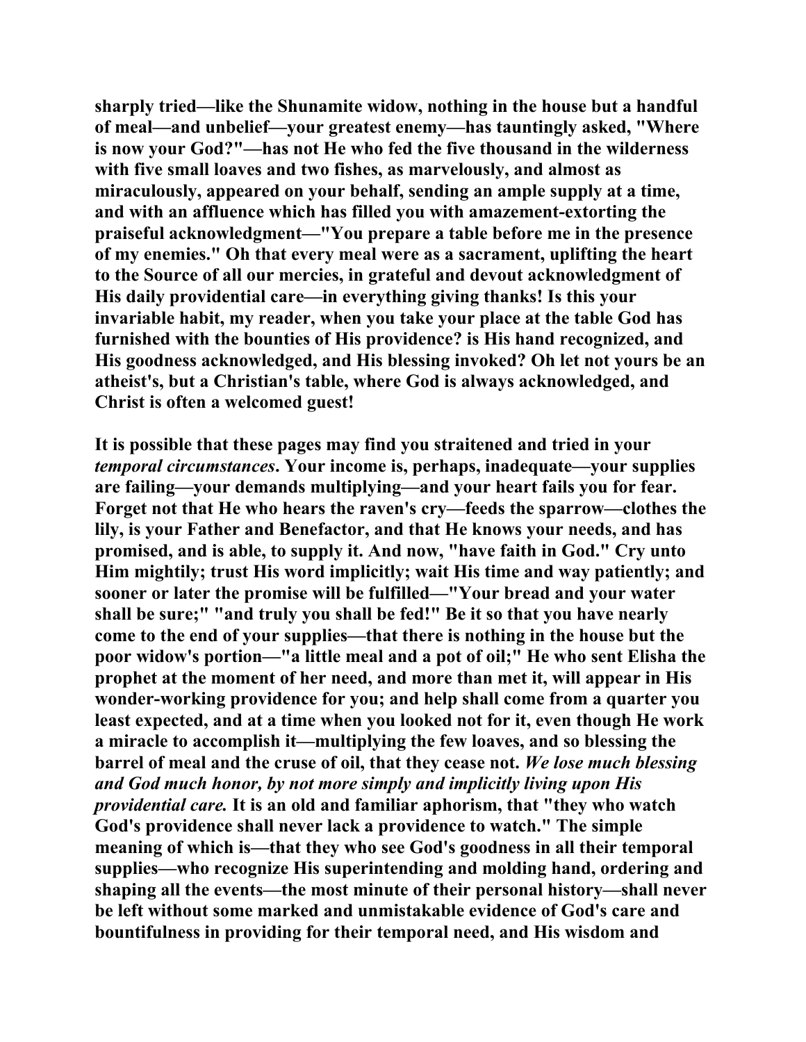**sharply tried—like the Shunamite widow, nothing in the house but a handful of meal—and unbelief—your greatest enemy—has tauntingly asked, "Where is now your God?"—has not He who fed the five thousand in the wilderness with five small loaves and two fishes, as marvelously, and almost as miraculously, appeared on your behalf, sending an ample supply at a time, and with an affluence which has filled you with amazement-extorting the praiseful acknowledgment—"You prepare a table before me in the presence of my enemies." Oh that every meal were as a sacrament, uplifting the heart to the Source of all our mercies, in grateful and devout acknowledgment of His daily providential care—in everything giving thanks! Is this your invariable habit, my reader, when you take your place at the table God has furnished with the bounties of His providence? is His hand recognized, and His goodness acknowledged, and His blessing invoked? Oh let not yours be an atheist's, but a Christian's table, where God is always acknowledged, and Christ is often a welcomed guest!**

**It is possible that these pages may find you straitened and tried in your *temporal circumstances*. Your income is, perhaps, inadequate—your supplies are failing—your demands multiplying—and your heart fails you for fear. Forget not that He who hears the raven's cry—feeds the sparrow—clothes the lily, is your Father and Benefactor, and that He knows your needs, and has promised, and is able, to supply it. And now, "have faith in God." Cry unto Him mightily; trust His word implicitly; wait His time and way patiently; and sooner or later the promise will be fulfilled—"Your bread and your water shall be sure;" "and truly you shall be fed!" Be it so that you have nearly come to the end of your supplies—that there is nothing in the house but the poor widow's portion—"a little meal and a pot of oil;" He who sent Elisha the prophet at the moment of her need, and more than met it, will appear in His wonder-working providence for you; and help shall come from a quarter you least expected, and at a time when you looked not for it, even though He work a miracle to accomplish it—multiplying the few loaves, and so blessing the barrel of meal and the cruse of oil, that they cease not. *We lose much blessing and God much honor, by not more simply and implicitly living upon His providential care.* It is an old and familiar aphorism, that "they who watch God's providence shall never lack a providence to watch." The simple meaning of which is—that they who see God's goodness in all their temporal supplies—who recognize His superintending and molding hand, ordering and shaping all the events—the most minute of their personal history—shall never be left without some marked and unmistakable evidence of God's care and bountifulness in providing for their temporal need, and His wisdom and**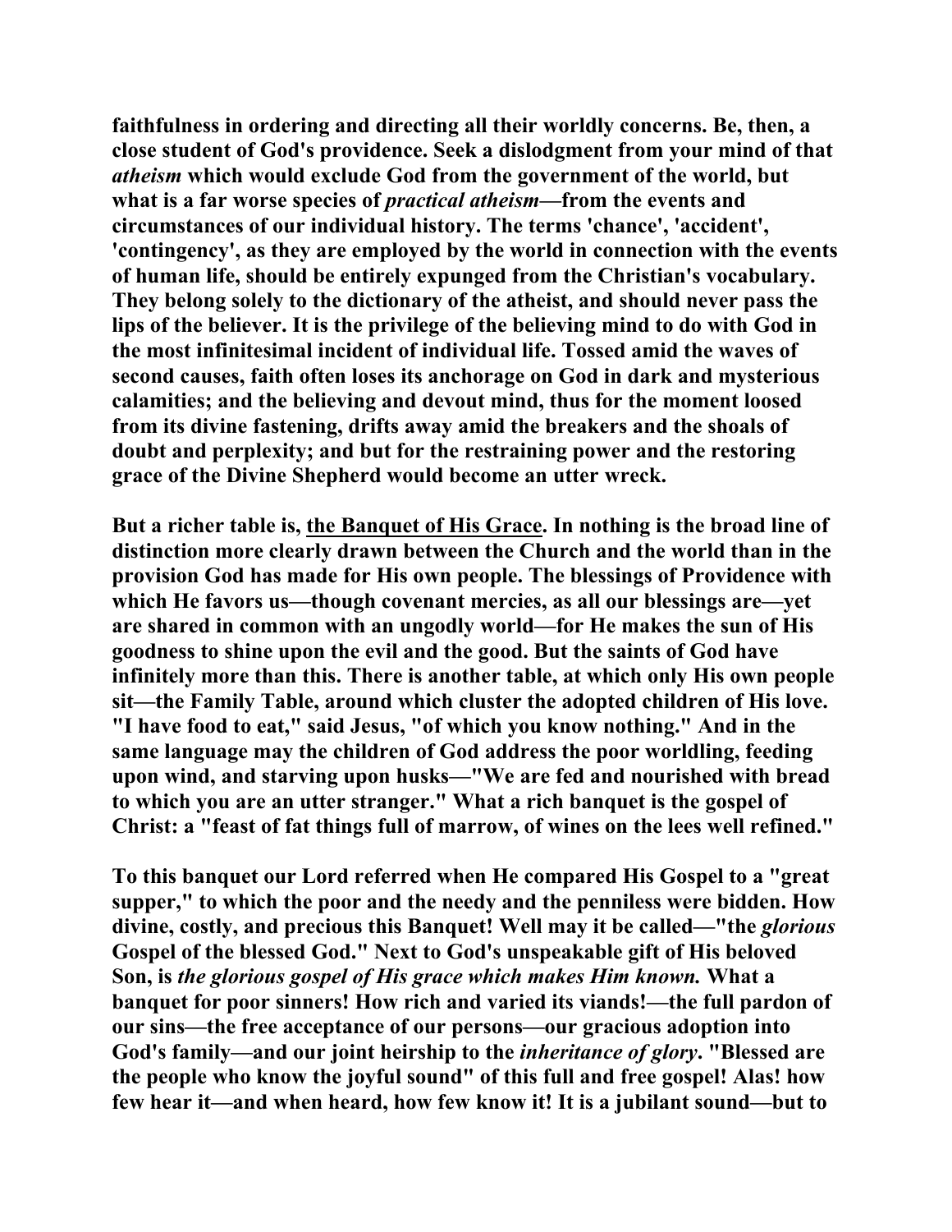**faithfulness in ordering and directing all their worldly concerns. Be, then, a close student of God's providence. Seek a dislodgment from your mind of that *atheism* which would exclude God from the government of the world, but what is a far worse species of *practical atheism*—from the events and circumstances of our individual history. The terms 'chance', 'accident', 'contingency', as they are employed by the world in connection with the events of human life, should be entirely expunged from the Christian's vocabulary. They belong solely to the dictionary of the atheist, and should never pass the lips of the believer. It is the privilege of the believing mind to do with God in the most infinitesimal incident of individual life. Tossed amid the waves of second causes, faith often loses its anchorage on God in dark and mysterious calamities; and the believing and devout mind, thus for the moment loosed from its divine fastening, drifts away amid the breakers and the shoals of doubt and perplexity; and but for the restraining power and the restoring grace of the Divine Shepherd would become an utter wreck.**

**But a richer table is, <u>the Banquet of His Grace</u>. In nothing is the broad line of distinction more clearly drawn between the Church and the world than in the provision God has made for His own people. The blessings of Providence with which He favors us—though covenant mercies, as all our blessings are—yet are shared in common with an ungodly world—for He makes the sun of His goodness to shine upon the evil and the good. But the saints of God have infinitely more than this. There is another table, at which only His own people sit—the Family Table, around which cluster the adopted children of His love. "I have food to eat," said Jesus, "of which you know nothing." And in the same language may the children of God address the poor worldling, feeding upon wind, and starving upon husks—"We are fed and nourished with bread to which you are an utter stranger." What a rich banquet is the gospel of Christ: a "feast of fat things full of marrow, of wines on the lees well refined."**

**To this banquet our Lord referred when He compared His Gospel to a "great supper," to which the poor and the needy and the penniless were bidden. How divine, costly, and precious this Banquet! Well may it be called—"the *glorious* Gospel of the blessed God." Next to God's unspeakable gift of His beloved Son, is *the glorious gospel of His grace which makes Him known.* What a banquet for poor sinners! How rich and varied its viands!—the full pardon of our sins—the free acceptance of our persons—our gracious adoption into God's family—and our joint heirship to the *inheritance of glory*. "Blessed are the people who know the joyful sound" of this full and free gospel! Alas! how few hear it—and when heard, how few know it! It is a jubilant sound—but to**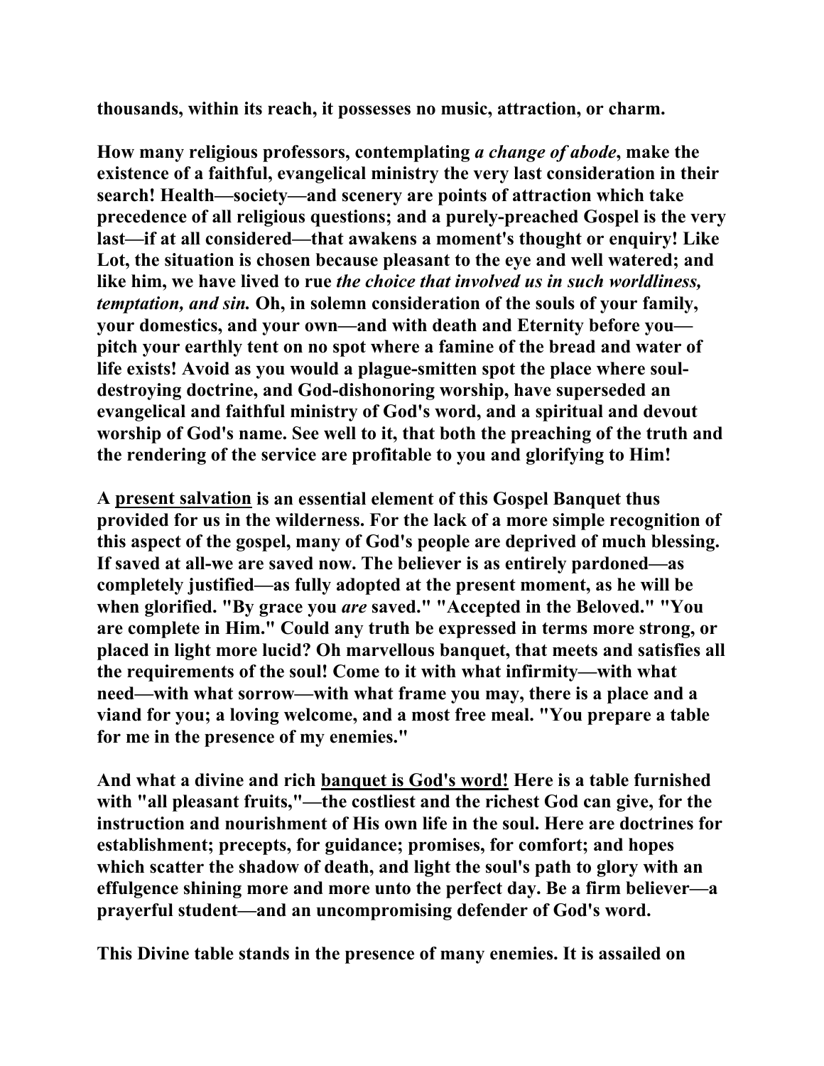**thousands, within its reach, it possesses no music, attraction, or charm.**

**How many religious professors, contemplating *a change of abode*, make the existence of a faithful, evangelical ministry the very last consideration in their search! Health—society—and scenery are points of attraction which take precedence of all religious questions; and a purely-preached Gospel is the very last—if at all considered—that awakens a moment's thought or enquiry! Like Lot, the situation is chosen because pleasant to the eye and well watered; and like him, we have lived to rue *the choice that involved us in such worldliness, temptation, and sin.* Oh, in solemn consideration of the souls of your family, your domestics, and your own—and with death and Eternity before you—pitch your earthly tent on no spot where a famine of the bread and water of life exists! Avoid as you would a plague-smitten spot the place where soul-destroying doctrine, and God-dishonoring worship, have superseded an evangelical and faithful ministry of God's word, and a spiritual and devout worship of God's name. See well to it, that both the preaching of the truth and the rendering of the service are profitable to you and glorifying to Him!**

**A <u>present salvation</u> is an essential element of this Gospel Banquet thus provided for us in the wilderness. For the lack of a more simple recognition of this aspect of the gospel, many of God's people are deprived of much blessing. If saved at all-we are saved now. The believer is as entirely pardoned—as completely justified—as fully adopted at the present moment, as he will be when glorified. "By grace you *are* saved." "Accepted in the Beloved." "You are complete in Him." Could any truth be expressed in terms more strong, or placed in light more lucid? Oh marvellous banquet, that meets and satisfies all the requirements of the soul! Come to it with what infirmity—with what need—with what sorrow—with what frame you may, there is a place and a viand for you; a loving welcome, and a most free meal. "You prepare a table for me in the presence of my enemies."**

**And what a divine and rich <u>banquet is God's word!</u> Here is a table furnished with "all pleasant fruits,"—the costliest and the richest God can give, for the instruction and nourishment of His own life in the soul. Here are doctrines for establishment; precepts, for guidance; promises, for comfort; and hopes which scatter the shadow of death, and light the soul's path to glory with an effulgence shining more and more unto the perfect day. Be a firm believer—a prayerful student—and an uncompromising defender of God's word.**

**This Divine table stands in the presence of many enemies. It is assailed on**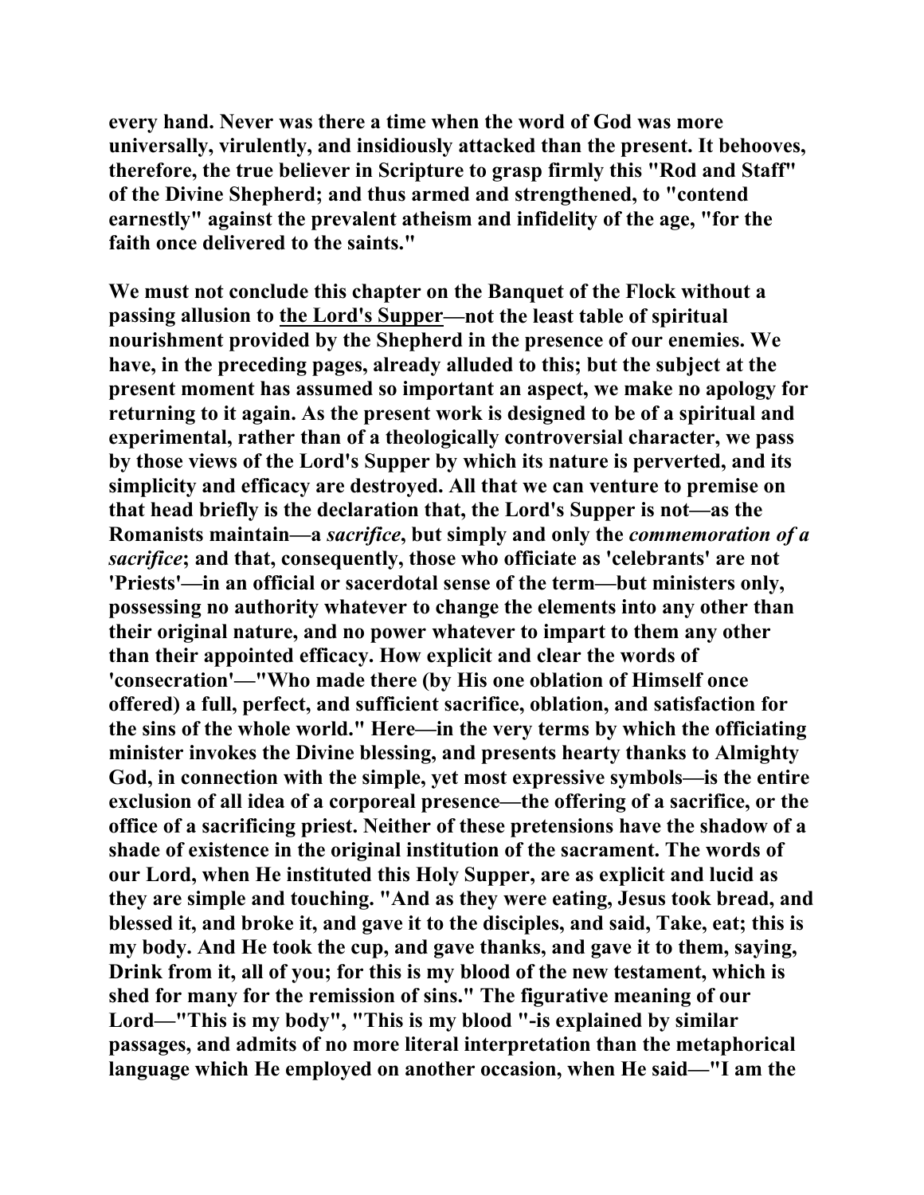**every hand. Never was there a time when the word of God was more universally, virulently, and insidiously attacked than the present. It behooves, therefore, the true believer in Scripture to grasp firmly this "Rod and Staff" of the Divine Shepherd; and thus armed and strengthened, to "contend earnestly" against the prevalent atheism and infidelity of the age, "for the faith once delivered to the saints."**

**We must not conclude this chapter on the Banquet of the Flock without a passing allusion to the Lord's Supper—not the least table of spiritual nourishment provided by the Shepherd in the presence of our enemies. We have, in the preceding pages, already alluded to this; but the subject at the present moment has assumed so important an aspect, we make no apology for returning to it again. As the present work is designed to be of a spiritual and experimental, rather than of a theologically controversial character, we pass by those views of the Lord's Supper by which its nature is perverted, and its simplicity and efficacy are destroyed. All that we can venture to premise on that head briefly is the declaration that, the Lord's Supper is not—as the Romanists maintain—a *sacrifice*, but simply and only the *commemoration of a sacrifice*; and that, consequently, those who officiate as 'celebrants' are not 'Priests'—in an official or sacerdotal sense of the term—but ministers only, possessing no authority whatever to change the elements into any other than their original nature, and no power whatever to impart to them any other than their appointed efficacy. How explicit and clear the words of 'consecration'—"Who made there (by His one oblation of Himself once offered) a full, perfect, and sufficient sacrifice, oblation, and satisfaction for the sins of the whole world." Here—in the very terms by which the officiating minister invokes the Divine blessing, and presents hearty thanks to Almighty God, in connection with the simple, yet most expressive symbols—is the entire exclusion of all idea of a corporeal presence—the offering of a sacrifice, or the office of a sacrificing priest. Neither of these pretensions have the shadow of a shade of existence in the original institution of the sacrament. The words of our Lord, when He instituted this Holy Supper, are as explicit and lucid as they are simple and touching. "And as they were eating, Jesus took bread, and blessed it, and broke it, and gave it to the disciples, and said, Take, eat; this is my body. And He took the cup, and gave thanks, and gave it to them, saying, Drink from it, all of you; for this is my blood of the new testament, which is shed for many for the remission of sins." The figurative meaning of our Lord—"This is my body", "This is my blood "-is explained by similar passages, and admits of no more literal interpretation than the metaphorical language which He employed on another occasion, when He said—"I am the**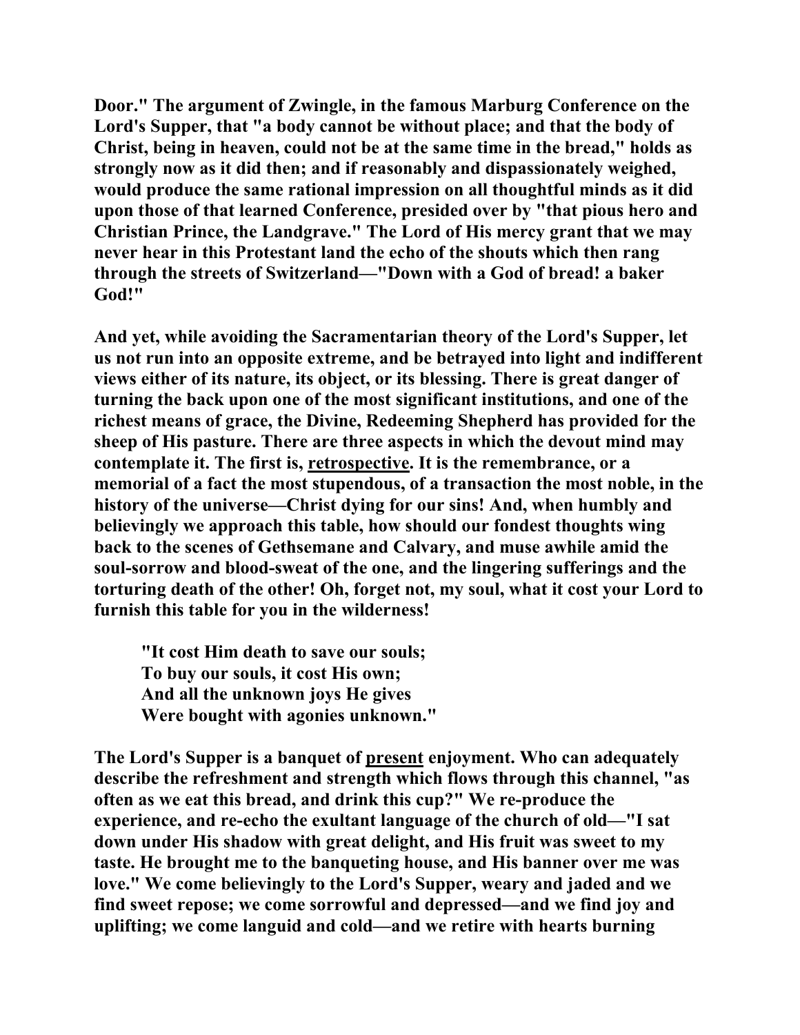**Door." The argument of Zwingle, in the famous Marburg Conference on the Lord's Supper, that "a body cannot be without place; and that the body of Christ, being in heaven, could not be at the same time in the bread," holds as strongly now as it did then; and if reasonably and dispassionately weighed, would produce the same rational impression on all thoughtful minds as it did upon those of that learned Conference, presided over by "that pious hero and Christian Prince, the Landgrave." The Lord of His mercy grant that we may never hear in this Protestant land the echo of the shouts which then rang through the streets of Switzerland—"Down with a God of bread! a baker God!"**

**And yet, while avoiding the Sacramentarian theory of the Lord's Supper, let us not run into an opposite extreme, and be betrayed into light and indifferent views either of its nature, its object, or its blessing. There is great danger of turning the back upon one of the most significant institutions, and one of the richest means of grace, the Divine, Redeeming Shepherd has provided for the sheep of His pasture. There are three aspects in which the devout mind may contemplate it. The first is, retrospective. It is the remembrance, or a memorial of a fact the most stupendous, of a transaction the most noble, in the history of the universe—Christ dying for our sins! And, when humbly and believingly we approach this table, how should our fondest thoughts wing back to the scenes of Gethsemane and Calvary, and muse awhile amid the soul-sorrow and blood-sweat of the one, and the lingering sufferings and the torturing death of the other! Oh, forget not, my soul, what it cost your Lord to furnish this table for you in the wilderness!**

> **"It cost Him death to save our souls;**
> **To buy our souls, it cost His own;**
> **And all the unknown joys He gives**
> **Were bought with agonies unknown."**

**The Lord's Supper is a banquet of present enjoyment. Who can adequately describe the refreshment and strength which flows through this channel, "as often as we eat this bread, and drink this cup?" We re-produce the experience, and re-echo the exultant language of the church of old—"I sat down under His shadow with great delight, and His fruit was sweet to my taste. He brought me to the banqueting house, and His banner over me was love." We come believingly to the Lord's Supper, weary and jaded and we find sweet repose; we come sorrowful and depressed—and we find joy and uplifting; we come languid and cold—and we retire with hearts burning**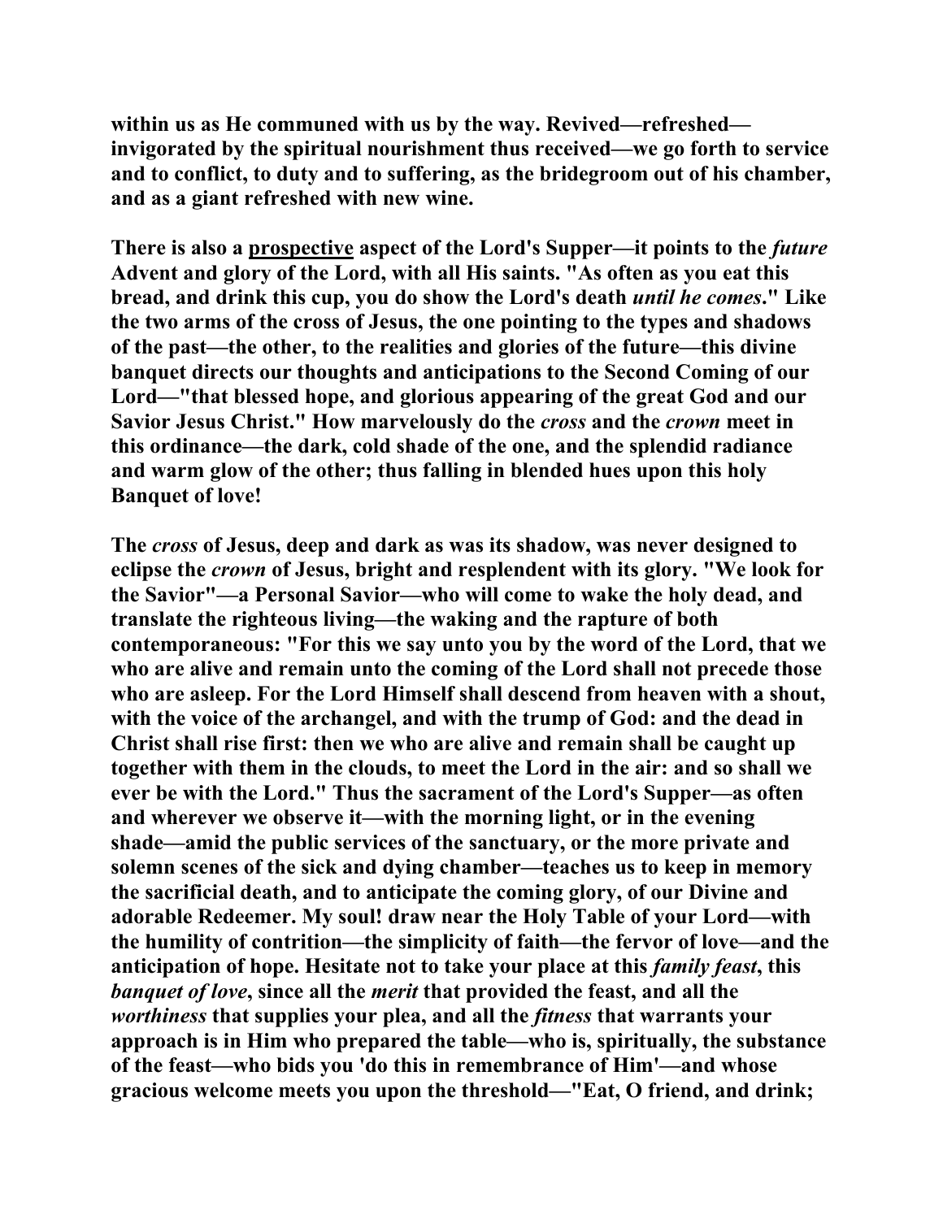**within us as He communed with us by the way. Revived—refreshed—invigorated by the spiritual nourishment thus received—we go forth to service and to conflict, to duty and to suffering, as the bridegroom out of his chamber, and as a giant refreshed with new wine.**

**There is also a prospective aspect of the Lord's Supper—it points to the *future* Advent and glory of the Lord, with all His saints. "As often as you eat this bread, and drink this cup, you do show the Lord's death *until he comes*." Like the two arms of the cross of Jesus, the one pointing to the types and shadows of the past—the other, to the realities and glories of the future—this divine banquet directs our thoughts and anticipations to the Second Coming of our Lord—"that blessed hope, and glorious appearing of the great God and our Savior Jesus Christ." How marvelously do the *cross* and the *crown* meet in this ordinance—the dark, cold shade of the one, and the splendid radiance and warm glow of the other; thus falling in blended hues upon this holy Banquet of love!**

**The *cross* of Jesus, deep and dark as was its shadow, was never designed to eclipse the *crown* of Jesus, bright and resplendent with its glory. "We look for the Savior"—a Personal Savior—who will come to wake the holy dead, and translate the righteous living—the waking and the rapture of both contemporaneous: "For this we say unto you by the word of the Lord, that we who are alive and remain unto the coming of the Lord shall not precede those who are asleep. For the Lord Himself shall descend from heaven with a shout, with the voice of the archangel, and with the trump of God: and the dead in Christ shall rise first: then we who are alive and remain shall be caught up together with them in the clouds, to meet the Lord in the air: and so shall we ever be with the Lord." Thus the sacrament of the Lord's Supper—as often and wherever we observe it—with the morning light, or in the evening shade—amid the public services of the sanctuary, or the more private and solemn scenes of the sick and dying chamber—teaches us to keep in memory the sacrificial death, and to anticipate the coming glory, of our Divine and adorable Redeemer. My soul! draw near the Holy Table of your Lord—with the humility of contrition—the simplicity of faith—the fervor of love—and the anticipation of hope. Hesitate not to take your place at this *family feast*, this *banquet of love*, since all the *merit* that provided the feast, and all the *worthiness* that supplies your plea, and all the *fitness* that warrants your approach is in Him who prepared the table—who is, spiritually, the substance of the feast—who bids you 'do this in remembrance of Him'—and whose gracious welcome meets you upon the threshold—"Eat, O friend, and drink;**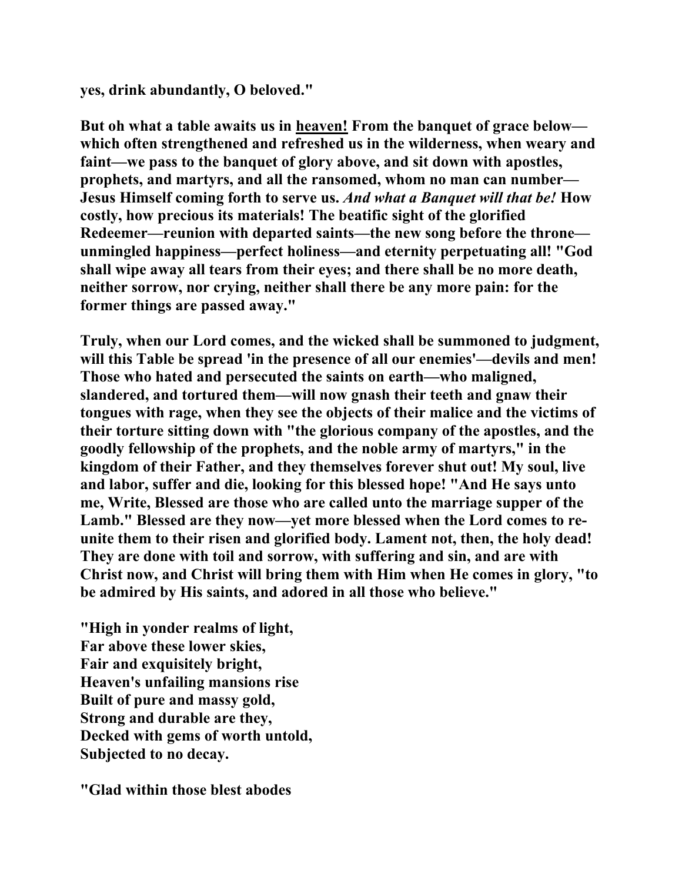**yes, drink abundantly, O beloved."**

**But oh what a table awaits us in heaven! From the banquet of grace below—which often strengthened and refreshed us in the wilderness, when weary and faint—we pass to the banquet of glory above, and sit down with apostles, prophets, and martyrs, and all the ransomed, whom no man can number—Jesus Himself coming forth to serve us.** ***And what a Banquet will that be!*** **How costly, how precious its materials! The beatific sight of the glorified Redeemer—reunion with departed saints—the new song before the throne—unmingled happiness—perfect holiness—and eternity perpetuating all! "God shall wipe away all tears from their eyes; and there shall be no more death, neither sorrow, nor crying, neither shall there be any more pain: for the former things are passed away."**

**Truly, when our Lord comes, and the wicked shall be summoned to judgment, will this Table be spread 'in the presence of all our enemies'—devils and men! Those who hated and persecuted the saints on earth—who maligned, slandered, and tortured them—will now gnash their teeth and gnaw their tongues with rage, when they see the objects of their malice and the victims of their torture sitting down with "the glorious company of the apostles, and the goodly fellowship of the prophets, and the noble army of martyrs," in the kingdom of their Father, and they themselves forever shut out! My soul, live and labor, suffer and die, looking for this blessed hope! "And He says unto me, Write, Blessed are those who are called unto the marriage supper of the Lamb." Blessed are they now—yet more blessed when the Lord comes to re-unite them to their risen and glorified body. Lament not, then, the holy dead! They are done with toil and sorrow, with suffering and sin, and are with Christ now, and Christ will bring them with Him when He comes in glory, "to be admired by His saints, and adored in all those who believe."**

**"High in yonder realms of light,**
**Far above these lower skies,**
**Fair and exquisitely bright,**
**Heaven's unfailing mansions rise**
**Built of pure and massy gold,**
**Strong and durable are they,**
**Decked with gems of worth untold,**
**Subjected to no decay.**

**"Glad within those blest abodes**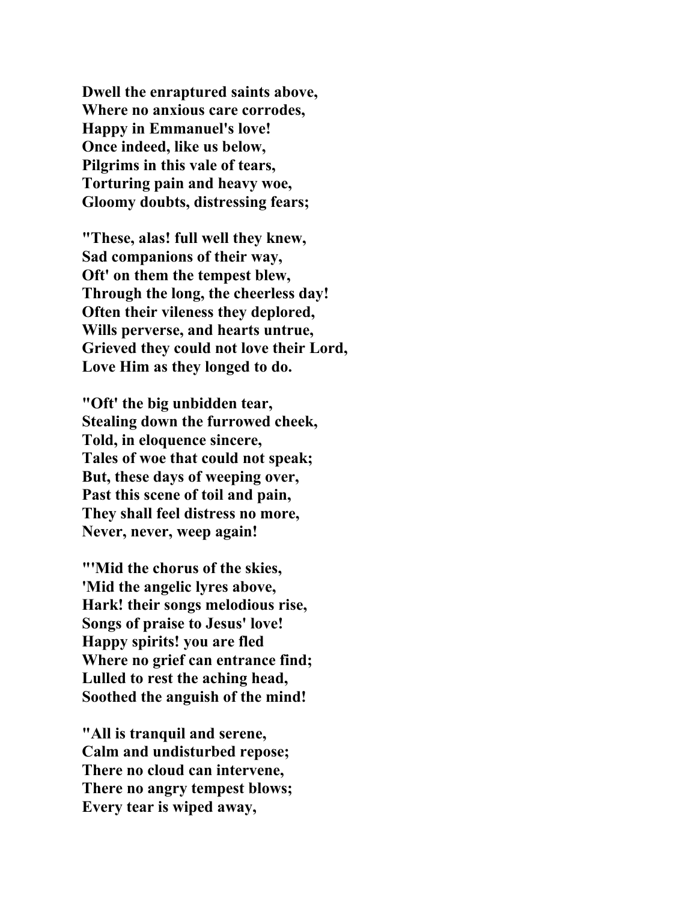**Dwell the enraptured saints above,**
**Where no anxious care corrodes,**
**Happy in Emmanuel's love!**
**Once indeed, like us below,**
**Pilgrims in this vale of tears,**
**Torturing pain and heavy woe,**
**Gloomy doubts, distressing fears;**

**"These, alas! full well they knew,**
**Sad companions of their way,**
**Oft' on them the tempest blew,**
**Through the long, the cheerless day!**
**Often their vileness they deplored,**
**Wills perverse, and hearts untrue,**
**Grieved they could not love their Lord,**
**Love Him as they longed to do.**

**"Oft' the big unbidden tear,**
**Stealing down the furrowed cheek,**
**Told, in eloquence sincere,**
**Tales of woe that could not speak;**
**But, these days of weeping over,**
**Past this scene of toil and pain,**
**They shall feel distress no more,**
**Never, never, weep again!**

**"'Mid the chorus of the skies,**
**'Mid the angelic lyres above,**
**Hark! their songs melodious rise,**
**Songs of praise to Jesus' love!**
**Happy spirits! you are fled**
**Where no grief can entrance find;**
**Lulled to rest the aching head,**
**Soothed the anguish of the mind!**

**"All is tranquil and serene,**
**Calm and undisturbed repose;**
**There no cloud can intervene,**
**There no angry tempest blows;**
**Every tear is wiped away,**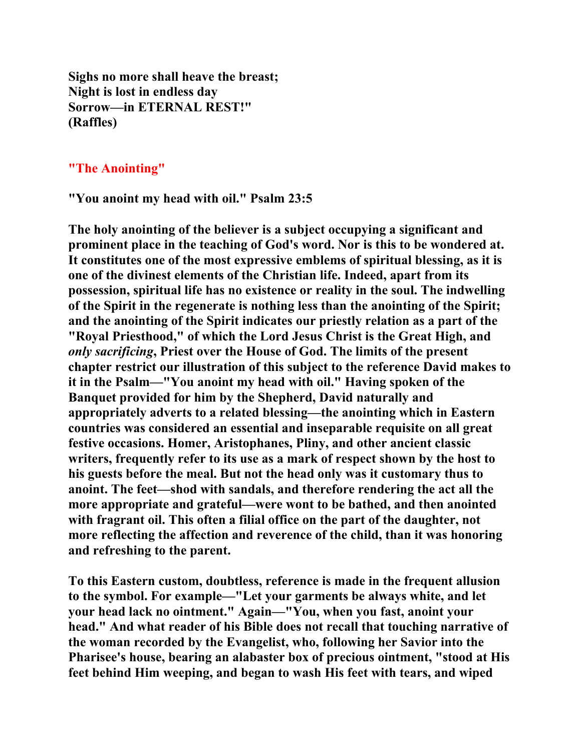**Sighs no more shall heave the breast;**
**Night is lost in endless day**
**Sorrow—in ETERNAL REST!"**
**(Raffles)**

## "The Anointing"

**"You anoint my head with oil." Psalm 23:5**

**The holy anointing of the believer is a subject occupying a significant and prominent place in the teaching of God's word. Nor is this to be wondered at. It constitutes one of the most expressive emblems of spiritual blessing, as it is one of the divinest elements of the Christian life. Indeed, apart from its possession, spiritual life has no existence or reality in the soul. The indwelling of the Spirit in the regenerate is nothing less than the anointing of the Spirit; and the anointing of the Spirit indicates our priestly relation as a part of the "Royal Priesthood," of which the Lord Jesus Christ is the Great High, and *only sacrificing*, Priest over the House of God. The limits of the present chapter restrict our illustration of this subject to the reference David makes to it in the Psalm—"You anoint my head with oil." Having spoken of the Banquet provided for him by the Shepherd, David naturally and appropriately adverts to a related blessing—the anointing which in Eastern countries was considered an essential and inseparable requisite on all great festive occasions. Homer, Aristophanes, Pliny, and other ancient classic writers, frequently refer to its use as a mark of respect shown by the host to his guests before the meal. But not the head only was it customary thus to anoint. The feet—shod with sandals, and therefore rendering the act all the more appropriate and grateful—were wont to be bathed, and then anointed with fragrant oil. This often a filial office on the part of the daughter, not more reflecting the affection and reverence of the child, than it was honoring and refreshing to the parent.**

**To this Eastern custom, doubtless, reference is made in the frequent allusion to the symbol. For example—"Let your garments be always white, and let your head lack no ointment." Again—"You, when you fast, anoint your head." And what reader of his Bible does not recall that touching narrative of the woman recorded by the Evangelist, who, following her Savior into the Pharisee's house, bearing an alabaster box of precious ointment, "stood at His feet behind Him weeping, and began to wash His feet with tears, and wiped**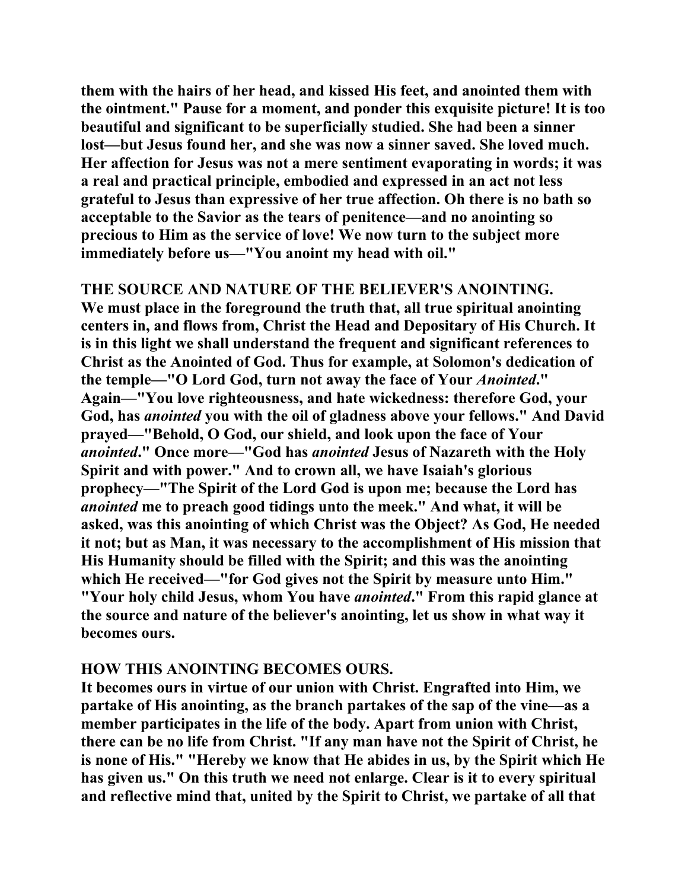them with the hairs of her head, and kissed His feet, and anointed them with the ointment." Pause for a moment, and ponder this exquisite picture! It is too beautiful and significant to be superficially studied. She had been a sinner lost—but Jesus found her, and she was now a sinner saved. She loved much. Her affection for Jesus was not a mere sentiment evaporating in words; it was a real and practical principle, embodied and expressed in an act not less grateful to Jesus than expressive of her true affection. Oh there is no bath so acceptable to the Savior as the tears of penitence—and no anointing so precious to Him as the service of love! We now turn to the subject more immediately before us—"You anoint my head with oil."

**THE SOURCE AND NATURE OF THE BELIEVER'S ANOINTING.**

We must place in the foreground the truth that, all true spiritual anointing centers in, and flows from, Christ the Head and Depositary of His Church. It is in this light we shall understand the frequent and significant references to Christ as the Anointed of God. Thus for example, at Solomon's dedication of the temple—"O Lord God, turn not away the face of Your *Anointed*." Again—"You love righteousness, and hate wickedness: therefore God, your God, has *anointed* you with the oil of gladness above your fellows." And David prayed—"Behold, O God, our shield, and look upon the face of Your *anointed*." Once more—"God has *anointed* Jesus of Nazareth with the Holy Spirit and with power." And to crown all, we have Isaiah's glorious prophecy—"The Spirit of the Lord God is upon me; because the Lord has *anointed* me to preach good tidings unto the meek." And what, it will be asked, was this anointing of which Christ was the Object? As God, He needed it not; but as Man, it was necessary to the accomplishment of His mission that His Humanity should be filled with the Spirit; and this was the anointing which He received—"for God gives not the Spirit by measure unto Him." "Your holy child Jesus, whom You have *anointed*." From this rapid glance at the source and nature of the believer's anointing, let us show in what way it becomes ours.

**HOW THIS ANOINTING BECOMES OURS.**

It becomes ours in virtue of our union with Christ. Engrafted into Him, we partake of His anointing, as the branch partakes of the sap of the vine—as a member participates in the life of the body. Apart from union with Christ, there can be no life from Christ. "If any man have not the Spirit of Christ, he is none of His." "Hereby we know that He abides in us, by the Spirit which He has given us." On this truth we need not enlarge. Clear is it to every spiritual and reflective mind that, united by the Spirit to Christ, we partake of all that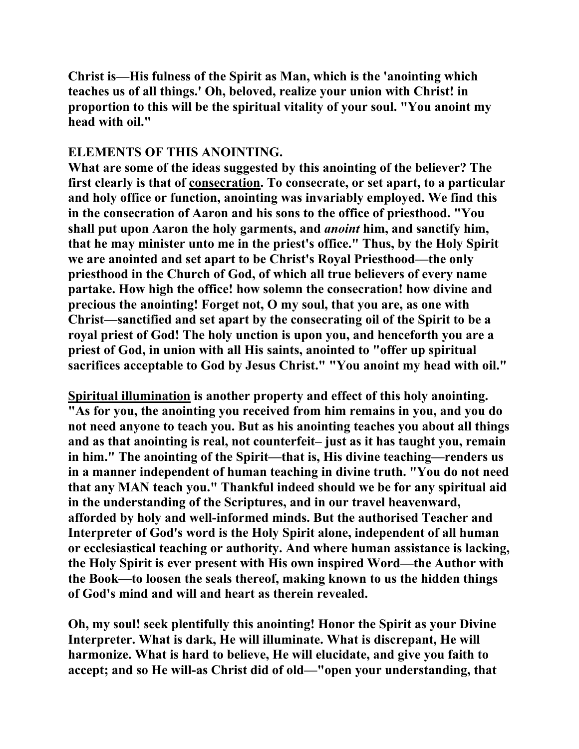**Christ is—His fulness of the Spirit as Man, which is the 'anointing which teaches us of all things.' Oh, beloved, realize your union with Christ! in proportion to this will be the spiritual vitality of your soul. "You anoint my head with oil."**

**ELEMENTS OF THIS ANOINTING.**

**What are some of the ideas suggested by this anointing of the believer? The first clearly is that of <u>consecration</u>. To consecrate, or set apart, to a particular and holy office or function, anointing was invariably employed. We find this in the consecration of Aaron and his sons to the office of priesthood. "You shall put upon Aaron the holy garments, and *anoint* him, and sanctify him, that he may minister unto me in the priest's office." Thus, by the Holy Spirit we are anointed and set apart to be Christ's Royal Priesthood—the only priesthood in the Church of God, of which all true believers of every name partake. How high the office! how solemn the consecration! how divine and precious the anointing! Forget not, O my soul, that you are, as one with Christ—sanctified and set apart by the consecrating oil of the Spirit to be a royal priest of God! The holy unction is upon you, and henceforth you are a priest of God, in union with all His saints, anointed to "offer up spiritual sacrifices acceptable to God by Jesus Christ." "You anoint my head with oil."**

**<u>Spiritual illumination</u> is another property and effect of this holy anointing. "As for you, the anointing you received from him remains in you, and you do not need anyone to teach you. But as his anointing teaches you about all things and as that anointing is real, not counterfeit– just as it has taught you, remain in him." The anointing of the Spirit—that is, His divine teaching—renders us in a manner independent of human teaching in divine truth. "You do not need that any MAN teach you." Thankful indeed should we be for any spiritual aid in the understanding of the Scriptures, and in our travel heavenward, afforded by holy and well-informed minds. But the authorised Teacher and Interpreter of God's word is the Holy Spirit alone, independent of all human or ecclesiastical teaching or authority. And where human assistance is lacking, the Holy Spirit is ever present with His own inspired Word—the Author with the Book—to loosen the seals thereof, making known to us the hidden things of God's mind and will and heart as therein revealed.**

**Oh, my soul! seek plentifully this anointing! Honor the Spirit as your Divine Interpreter. What is dark, He will illuminate. What is discrepant, He will harmonize. What is hard to believe, He will elucidate, and give you faith to accept; and so He will-as Christ did of old—"open your understanding, that**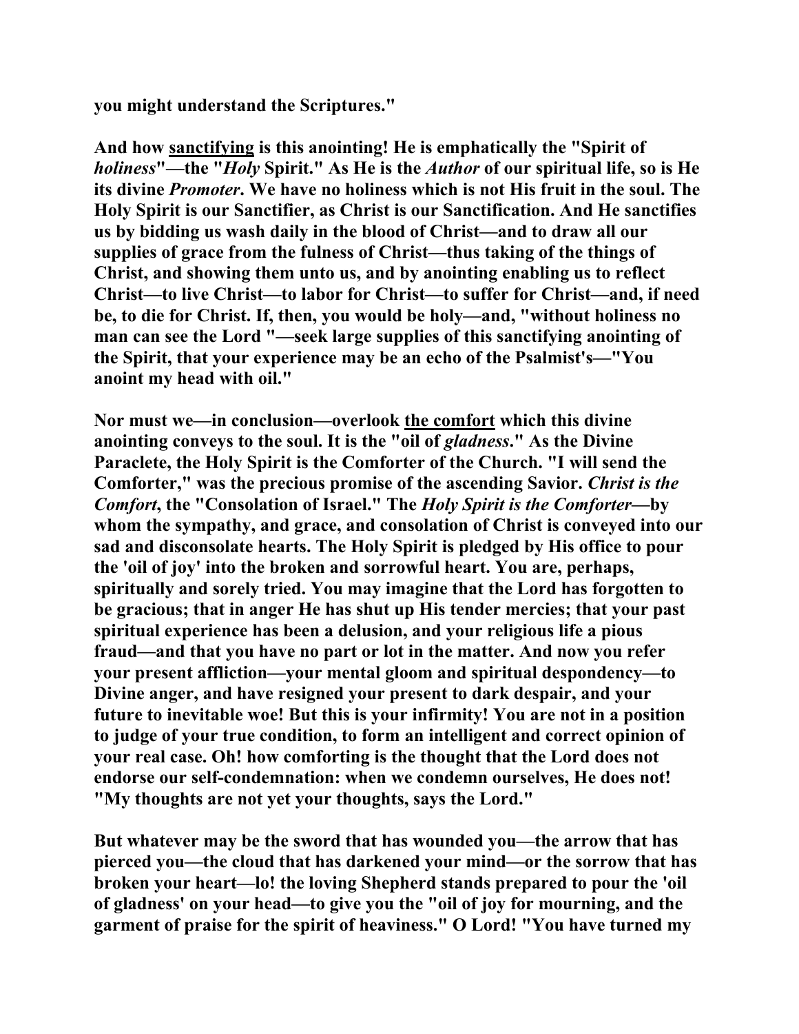**you might understand the Scriptures."**

**And how <u>sanctifying</u> is this anointing! He is emphatically the "Spirit of *holiness*"—the "*Holy* Spirit." As He is the *Author* of our spiritual life, so is He its divine *Promoter*. We have no holiness which is not His fruit in the soul. The Holy Spirit is our Sanctifier, as Christ is our Sanctification. And He sanctifies us by bidding us wash daily in the blood of Christ—and to draw all our supplies of grace from the fulness of Christ—thus taking of the things of Christ, and showing them unto us, and by anointing enabling us to reflect Christ—to live Christ—to labor for Christ—to suffer for Christ—and, if need be, to die for Christ. If, then, you would be holy—and, "without holiness no man can see the Lord "—seek large supplies of this sanctifying anointing of the Spirit, that your experience may be an echo of the Psalmist's—"You anoint my head with oil."**

**Nor must we—in conclusion—overlook <u>the comfort</u> which this divine anointing conveys to the soul. It is the "oil of *gladness*." As the Divine Paraclete, the Holy Spirit is the Comforter of the Church. "I will send the Comforter," was the precious promise of the ascending Savior. *Christ is the Comfort*, the "Consolation of Israel." The *Holy Spirit is the Comforter*—by whom the sympathy, and grace, and consolation of Christ is conveyed into our sad and disconsolate hearts. The Holy Spirit is pledged by His office to pour the 'oil of joy' into the broken and sorrowful heart. You are, perhaps, spiritually and sorely tried. You may imagine that the Lord has forgotten to be gracious; that in anger He has shut up His tender mercies; that your past spiritual experience has been a delusion, and your religious life a pious fraud—and that you have no part or lot in the matter. And now you refer your present affliction—your mental gloom and spiritual despondency—to Divine anger, and have resigned your present to dark despair, and your future to inevitable woe! But this is your infirmity! You are not in a position to judge of your true condition, to form an intelligent and correct opinion of your real case. Oh! how comforting is the thought that the Lord does not endorse our self-condemnation: when we condemn ourselves, He does not! "My thoughts are not yet your thoughts, says the Lord."**

**But whatever may be the sword that has wounded you—the arrow that has pierced you—the cloud that has darkened your mind—or the sorrow that has broken your heart—lo! the loving Shepherd stands prepared to pour the 'oil of gladness' on your head—to give you the "oil of joy for mourning, and the garment of praise for the spirit of heaviness." O Lord! "You have turned my**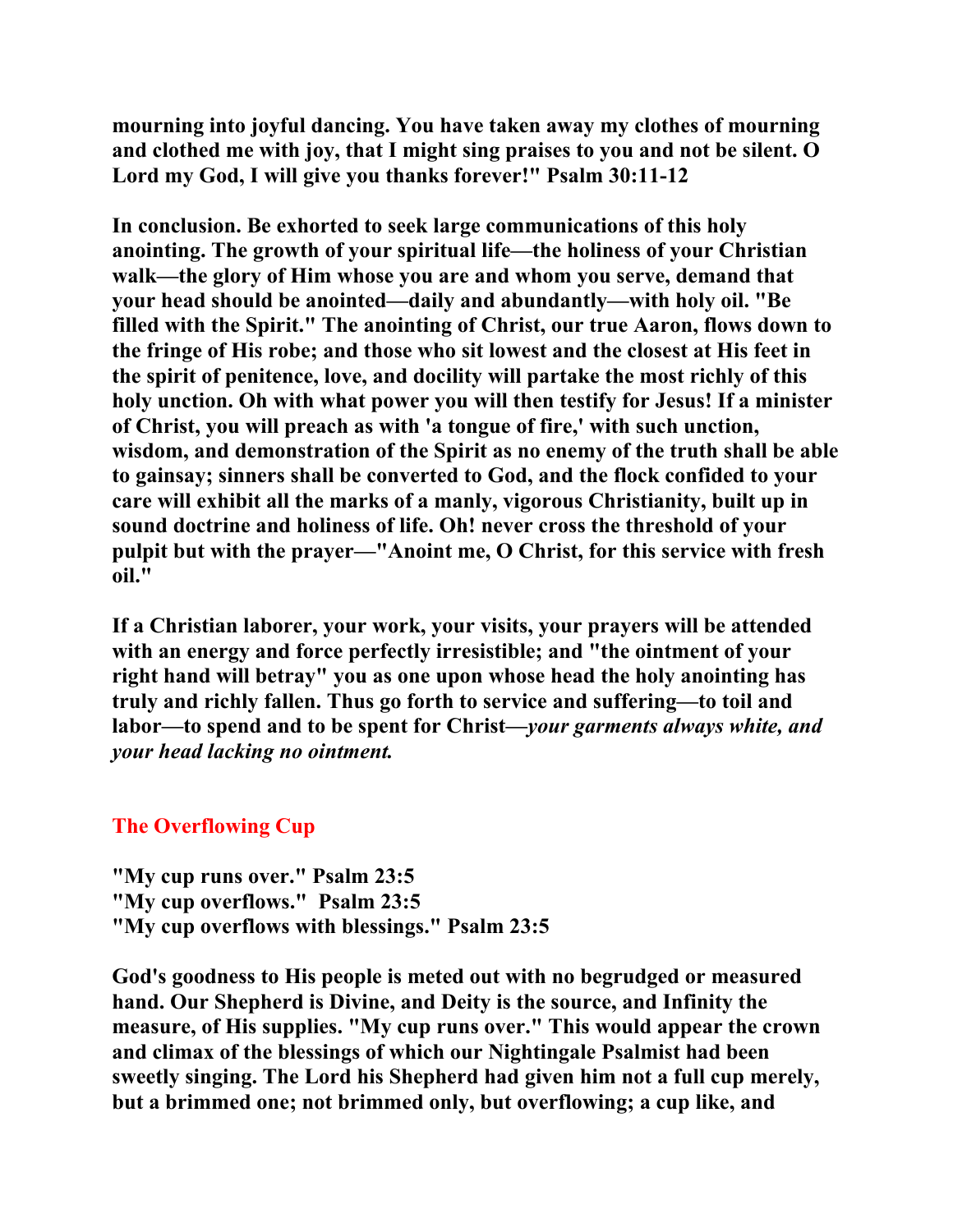**mourning into joyful dancing. You have taken away my clothes of mourning and clothed me with joy, that I might sing praises to you and not be silent. O Lord my God, I will give you thanks forever!" Psalm 30:11-12**

**In conclusion. Be exhorted to seek large communications of this holy anointing. The growth of your spiritual life—the holiness of your Christian walk—the glory of Him whose you are and whom you serve, demand that your head should be anointed—daily and abundantly—with holy oil. "Be filled with the Spirit." The anointing of Christ, our true Aaron, flows down to the fringe of His robe; and those who sit lowest and the closest at His feet in the spirit of penitence, love, and docility will partake the most richly of this holy unction. Oh with what power you will then testify for Jesus! If a minister of Christ, you will preach as with 'a tongue of fire,' with such unction, wisdom, and demonstration of the Spirit as no enemy of the truth shall be able to gainsay; sinners shall be converted to God, and the flock confided to your care will exhibit all the marks of a manly, vigorous Christianity, built up in sound doctrine and holiness of life. Oh! never cross the threshold of your pulpit but with the prayer—"Anoint me, O Christ, for this service with fresh oil."**

**If a Christian laborer, your work, your visits, your prayers will be attended with an energy and force perfectly irresistible; and "the ointment of your right hand will betray" you as one upon whose head the holy anointing has truly and richly fallen. Thus go forth to service and suffering—to toil and labor—to spend and to be spent for Christ—*your garments always white, and your head lacking no ointment.***

## The Overflowing Cup

**"My cup runs over." Psalm 23:5**
**"My cup overflows." Psalm 23:5**
**"My cup overflows with blessings." Psalm 23:5**

**God's goodness to His people is meted out with no begrudged or measured hand. Our Shepherd is Divine, and Deity is the source, and Infinity the measure, of His supplies. "My cup runs over." This would appear the crown and climax of the blessings of which our Nightingale Psalmist had been sweetly singing. The Lord his Shepherd had given him not a full cup merely, but a brimmed one; not brimmed only, but overflowing; a cup like, and**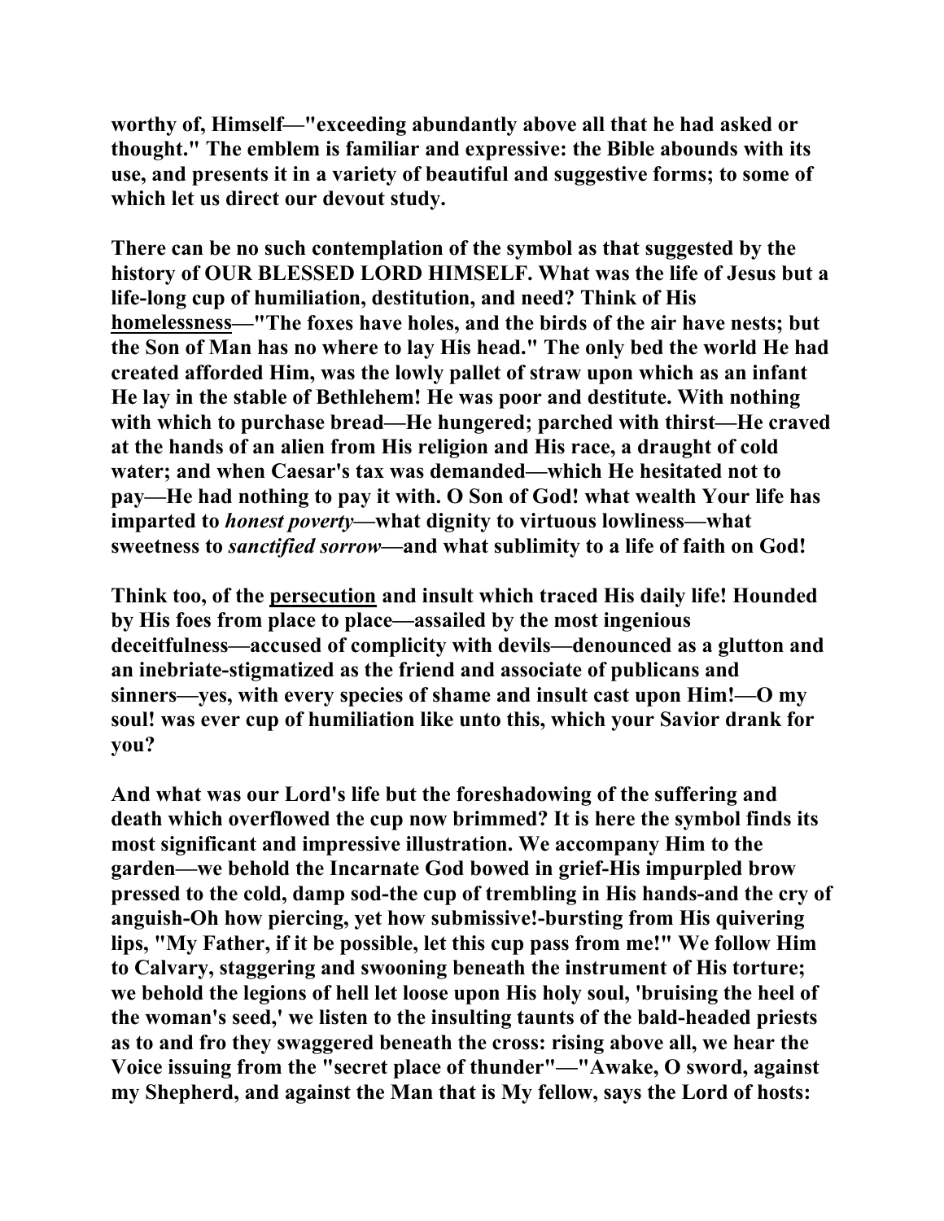**worthy of, Himself—"exceeding abundantly above all that he had asked or thought." The emblem is familiar and expressive: the Bible abounds with its use, and presents it in a variety of beautiful and suggestive forms; to some of which let us direct our devout study.**

**There can be no such contemplation of the symbol as that suggested by the history of OUR BLESSED LORD HIMSELF. What was the life of Jesus but a life-long cup of humiliation, destitution, and need? Think of His homelessness—"The foxes have holes, and the birds of the air have nests; but the Son of Man has no where to lay His head." The only bed the world He had created afforded Him, was the lowly pallet of straw upon which as an infant He lay in the stable of Bethlehem! He was poor and destitute. With nothing with which to purchase bread—He hungered; parched with thirst—He craved at the hands of an alien from His religion and His race, a draught of cold water; and when Caesar's tax was demanded—which He hesitated not to pay—He had nothing to pay it with. O Son of God! what wealth Your life has imparted to *honest poverty*—what dignity to virtuous lowliness—what sweetness to *sanctified sorrow*—and what sublimity to a life of faith on God!**

**Think too, of the persecution and insult which traced His daily life! Hounded by His foes from place to place—assailed by the most ingenious deceitfulness—accused of complicity with devils—denounced as a glutton and an inebriate-stigmatized as the friend and associate of publicans and sinners—yes, with every species of shame and insult cast upon Him!—O my soul! was ever cup of humiliation like unto this, which your Savior drank for you?**

**And what was our Lord's life but the foreshadowing of the suffering and death which overflowed the cup now brimmed? It is here the symbol finds its most significant and impressive illustration. We accompany Him to the garden—we behold the Incarnate God bowed in grief-His impurpled brow pressed to the cold, damp sod-the cup of trembling in His hands-and the cry of anguish-Oh how piercing, yet how submissive!-bursting from His quivering lips, "My Father, if it be possible, let this cup pass from me!" We follow Him to Calvary, staggering and swooning beneath the instrument of His torture; we behold the legions of hell let loose upon His holy soul, 'bruising the heel of the woman's seed,' we listen to the insulting taunts of the bald-headed priests as to and fro they swaggered beneath the cross: rising above all, we hear the Voice issuing from the "secret place of thunder"—"Awake, O sword, against my Shepherd, and against the Man that is My fellow, says the Lord of hosts:**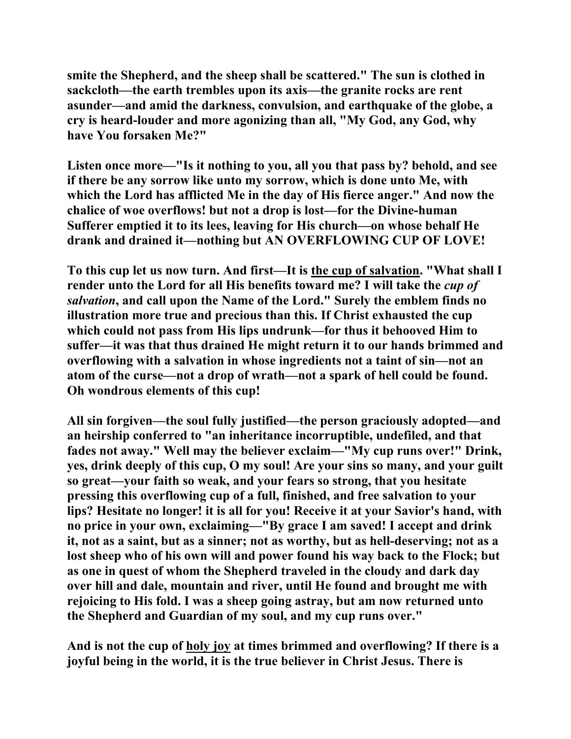**smite the Shepherd, and the sheep shall be scattered." The sun is clothed in sackcloth—the earth trembles upon its axis—the granite rocks are rent asunder—and amid the darkness, convulsion, and earthquake of the globe, a cry is heard-louder and more agonizing than all, "My God, any God, why have You forsaken Me?"**

**Listen once more—"Is it nothing to you, all you that pass by? behold, and see if there be any sorrow like unto my sorrow, which is done unto Me, with which the Lord has afflicted Me in the day of His fierce anger." And now the chalice of woe overflows! but not a drop is lost—for the Divine-human Sufferer emptied it to its lees, leaving for His church—on whose behalf He drank and drained it—nothing but AN OVERFLOWING CUP OF LOVE!**

**To this cup let us now turn. And first—It is <u>the cup of salvation</u>. "What shall I render unto the Lord for all His benefits toward me? I will take the *cup of salvation*, and call upon the Name of the Lord." Surely the emblem finds no illustration more true and precious than this. If Christ exhausted the cup which could not pass from His lips undrunk—for thus it behooved Him to suffer—it was that thus drained He might return it to our hands brimmed and overflowing with a salvation in whose ingredients not a taint of sin—not an atom of the curse—not a drop of wrath—not a spark of hell could be found. Oh wondrous elements of this cup!**

**All sin forgiven—the soul fully justified—the person graciously adopted—and an heirship conferred to "an inheritance incorruptible, undefiled, and that fades not away." Well may the believer exclaim—"My cup runs over!" Drink, yes, drink deeply of this cup, O my soul! Are your sins so many, and your guilt so great—your faith so weak, and your fears so strong, that you hesitate pressing this overflowing cup of a full, finished, and free salvation to your lips? Hesitate no longer! it is all for you! Receive it at your Savior's hand, with no price in your own, exclaiming—"By grace I am saved! I accept and drink it, not as a saint, but as a sinner; not as worthy, but as hell-deserving; not as a lost sheep who of his own will and power found his way back to the Flock; but as one in quest of whom the Shepherd traveled in the cloudy and dark day over hill and dale, mountain and river, until He found and brought me with rejoicing to His fold. I was a sheep going astray, but am now returned unto the Shepherd and Guardian of my soul, and my cup runs over."**

**And is not the cup of <u>holy joy</u> at times brimmed and overflowing? If there is a joyful being in the world, it is the true believer in Christ Jesus. There is**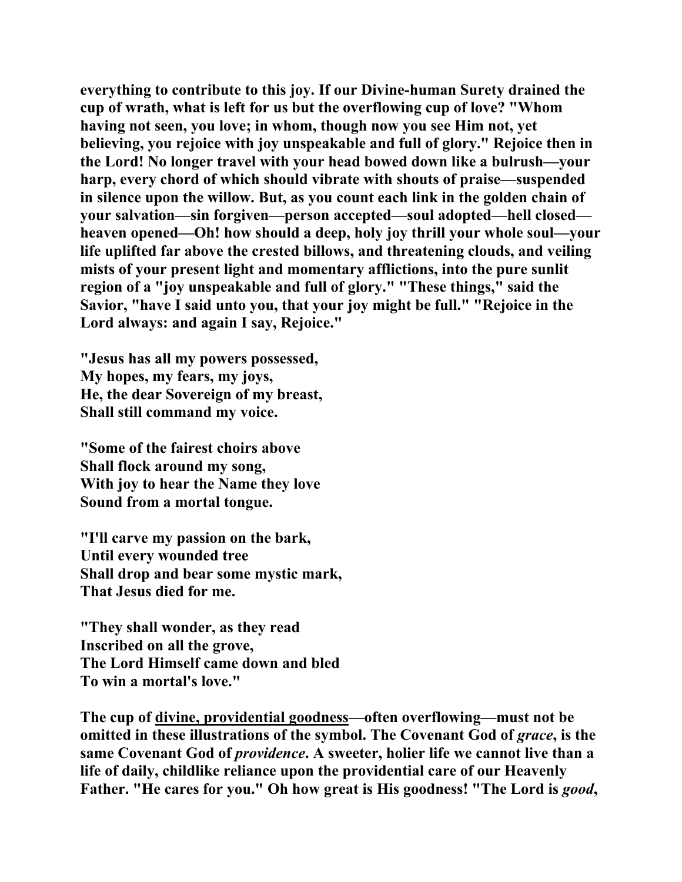**everything to contribute to this joy. If our Divine-human Surety drained the cup of wrath, what is left for us but the overflowing cup of love? "Whom having not seen, you love; in whom, though now you see Him not, yet believing, you rejoice with joy unspeakable and full of glory." Rejoice then in the Lord! No longer travel with your head bowed down like a bulrush—your harp, every chord of which should vibrate with shouts of praise—suspended in silence upon the willow. But, as you count each link in the golden chain of your salvation—sin forgiven—person accepted—soul adopted—hell closed—heaven opened—Oh! how should a deep, holy joy thrill your whole soul—your life uplifted far above the crested billows, and threatening clouds, and veiling mists of your present light and momentary afflictions, into the pure sunlit region of a "joy unspeakable and full of glory." "These things," said the Savior, "have I said unto you, that your joy might be full." "Rejoice in the Lord always: and again I say, Rejoice."**

**"Jesus has all my powers possessed,  
My hopes, my fears, my joys,  
He, the dear Sovereign of my breast,  
Shall still command my voice.**

**"Some of the fairest choirs above  
Shall flock around my song,  
With joy to hear the Name they love  
Sound from a mortal tongue.**

**"I'll carve my passion on the bark,  
Until every wounded tree  
Shall drop and bear some mystic mark,  
That Jesus died for me.**

**"They shall wonder, as they read  
Inscribed on all the grove,  
The Lord Himself came down and bled  
To win a mortal's love."**

**The cup of <u>divine, providential goodness</u>—often overflowing—must not be omitted in these illustrations of the symbol. The Covenant God of *grace*, is the same Covenant God of *providence*. A sweeter, holier life we cannot live than a life of daily, childlike reliance upon the providential care of our Heavenly Father. "He cares for you." Oh how great is His goodness! "The Lord is *good*,**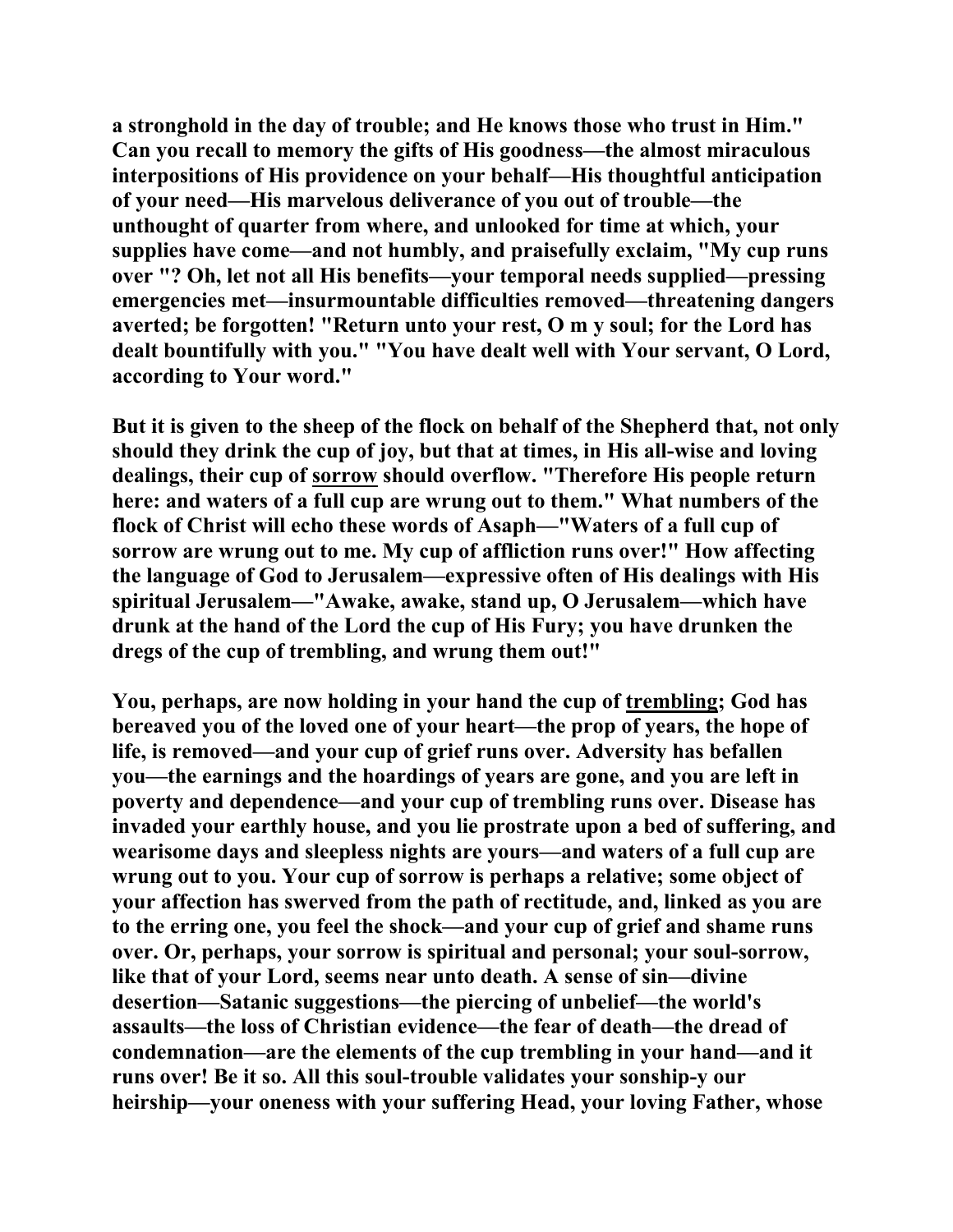**a stronghold in the day of trouble; and He knows those who trust in Him." Can you recall to memory the gifts of His goodness—the almost miraculous interpositions of His providence on your behalf—His thoughtful anticipation of your need—His marvelous deliverance of you out of trouble—the unthought of quarter from where, and unlooked for time at which, your supplies have come—and not humbly, and praisefully exclaim, "My cup runs over "? Oh, let not all His benefits—your temporal needs supplied—pressing emergencies met—insurmountable difficulties removed—threatening dangers averted; be forgotten! "Return unto your rest, O m y soul; for the Lord has dealt bountifully with you." "You have dealt well with Your servant, O Lord, according to Your word."**

**But it is given to the sheep of the flock on behalf of the Shepherd that, not only should they drink the cup of joy, but that at times, in His all-wise and loving dealings, their cup of <u>sorrow</u> should overflow. "Therefore His people return here: and waters of a full cup are wrung out to them." What numbers of the flock of Christ will echo these words of Asaph—"Waters of a full cup of sorrow are wrung out to me. My cup of affliction runs over!" How affecting the language of God to Jerusalem—expressive often of His dealings with His spiritual Jerusalem—"Awake, awake, stand up, O Jerusalem—which have drunk at the hand of the Lord the cup of His Fury; you have drunken the dregs of the cup of trembling, and wrung them out!"**

**You, perhaps, are now holding in your hand the cup of <u>trembling</u>; God has bereaved you of the loved one of your heart—the prop of years, the hope of life, is removed—and your cup of grief runs over. Adversity has befallen you—the earnings and the hoardings of years are gone, and you are left in poverty and dependence—and your cup of trembling runs over. Disease has invaded your earthly house, and you lie prostrate upon a bed of suffering, and wearisome days and sleepless nights are yours—and waters of a full cup are wrung out to you. Your cup of sorrow is perhaps a relative; some object of your affection has swerved from the path of rectitude, and, linked as you are to the erring one, you feel the shock—and your cup of grief and shame runs over. Or, perhaps, your sorrow is spiritual and personal; your soul-sorrow, like that of your Lord, seems near unto death. A sense of sin—divine desertion—Satanic suggestions—the piercing of unbelief—the world's assaults—the loss of Christian evidence—the fear of death—the dread of condemnation—are the elements of the cup trembling in your hand—and it runs over! Be it so. All this soul-trouble validates your sonship-y our heirship—your oneness with your suffering Head, your loving Father, whose**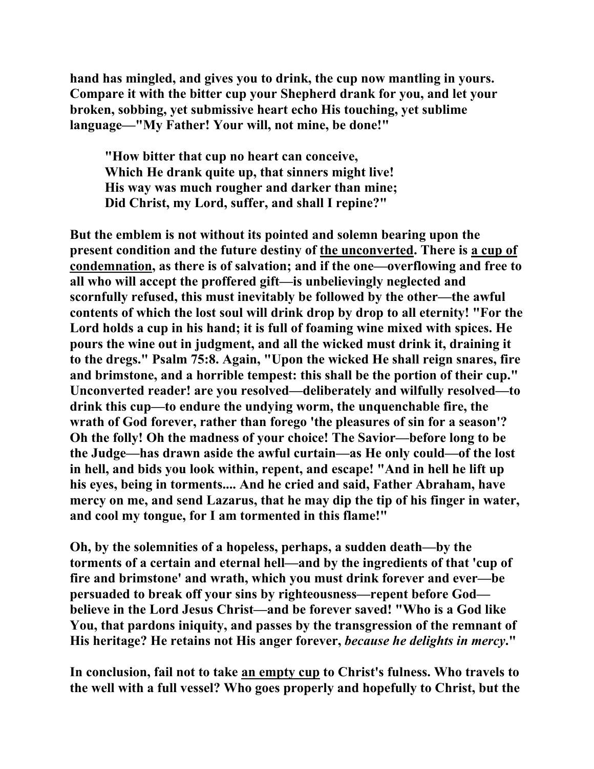**hand has mingled, and gives you to drink, the cup now mantling in yours. Compare it with the bitter cup your Shepherd drank for you, and let your broken, sobbing, yet submissive heart echo His touching, yet sublime language—"My Father! Your will, not mine, be done!"**

> **"How bitter that cup no heart can conceive,**
> **Which He drank quite up, that sinners might live!**
> **His way was much rougher and darker than mine;**
> **Did Christ, my Lord, suffer, and shall I repine?"**

**But the emblem is not without its pointed and solemn bearing upon the present condition and the future destiny of <u>the unconverted</u>. There is <u>a cup of condemnation</u>, as there is of salvation; and if the one—overflowing and free to all who will accept the proffered gift—is unbelievingly neglected and scornfully refused, this must inevitably be followed by the other—the awful contents of which the lost soul will drink drop by drop to all eternity! "For the Lord holds a cup in his hand; it is full of foaming wine mixed with spices. He pours the wine out in judgment, and all the wicked must drink it, draining it to the dregs." Psalm 75:8. Again, "Upon the wicked He shall reign snares, fire and brimstone, and a horrible tempest: this shall be the portion of their cup." Unconverted reader! are you resolved—deliberately and wilfully resolved—to drink this cup—to endure the undying worm, the unquenchable fire, the wrath of God forever, rather than forego 'the pleasures of sin for a season'? Oh the folly! Oh the madness of your choice! The Savior—before long to be the Judge—has drawn aside the awful curtain—as He only could—of the lost in hell, and bids you look within, repent, and escape! "And in hell he lift up his eyes, being in torments.... And he cried and said, Father Abraham, have mercy on me, and send Lazarus, that he may dip the tip of his finger in water, and cool my tongue, for I am tormented in this flame!"**

**Oh, by the solemnities of a hopeless, perhaps, a sudden death—by the torments of a certain and eternal hell—and by the ingredients of that 'cup of fire and brimstone' and wrath, which you must drink forever and ever—be persuaded to break off your sins by righteousness—repent before God—believe in the Lord Jesus Christ—and be forever saved! "Who is a God like You, that pardons iniquity, and passes by the transgression of the remnant of His heritage? He retains not His anger forever, *because he delights in mercy*."**

**In conclusion, fail not to take <u>an empty cup</u> to Christ's fulness. Who travels to the well with a full vessel? Who goes properly and hopefully to Christ, but the**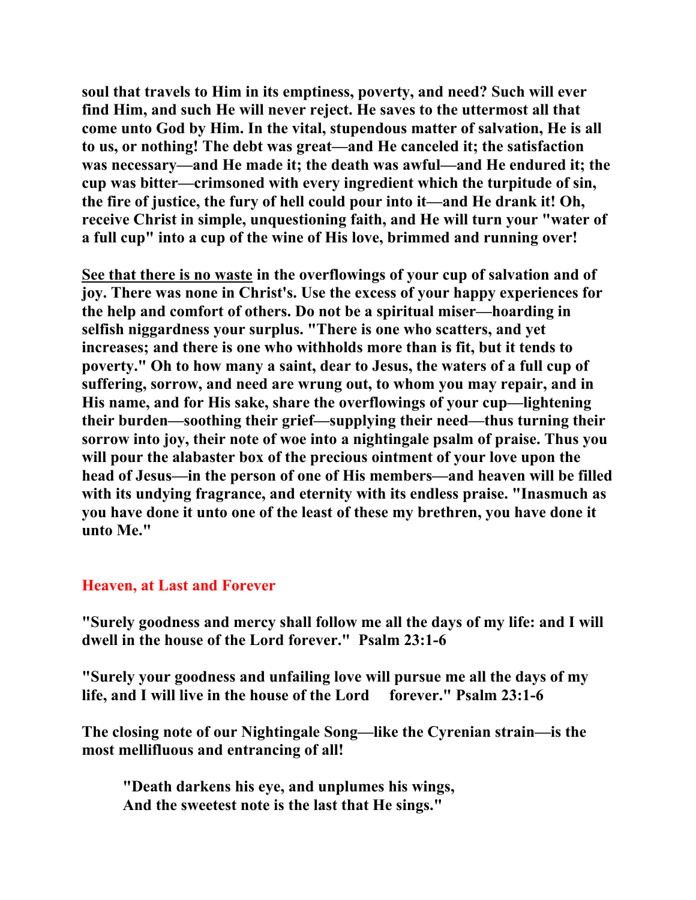**soul that travels to Him in its emptiness, poverty, and need? Such will ever find Him, and such He will never reject. He saves to the uttermost all that come unto God by Him. In the vital, stupendous matter of salvation, He is all to us, or nothing! The debt was great—and He canceled it; the satisfaction was necessary—and He made it; the death was awful—and He endured it; the cup was bitter—crimsoned with every ingredient which the turpitude of sin, the fire of justice, the fury of hell could pour into it—and He drank it! Oh, receive Christ in simple, unquestioning faith, and He will turn your "water of a full cup" into a cup of the wine of His love, brimmed and running over!**

**<u>See that there is no waste</u> in the overflowings of your cup of salvation and of joy. There was none in Christ's. Use the excess of your happy experiences for the help and comfort of others. Do not be a spiritual miser—hoarding in selfish niggardness your surplus. "There is one who scatters, and yet increases; and there is one who withholds more than is fit, but it tends to poverty." Oh to how many a saint, dear to Jesus, the waters of a full cup of suffering, sorrow, and need are wrung out, to whom you may repair, and in His name, and for His sake, share the overflowings of your cup—lightening their burden—soothing their grief—supplying their need—thus turning their sorrow into joy, their note of woe into a nightingale psalm of praise. Thus you will pour the alabaster box of the precious ointment of your love upon the head of Jesus—in the person of one of His members—and heaven will be filled with its undying fragrance, and eternity with its endless praise. "Inasmuch as you have done it unto one of the least of these my brethren, you have done it unto Me."**

## Heaven, at Last and Forever

**"Surely goodness and mercy shall follow me all the days of my life: and I will dwell in the house of the Lord forever." Psalm 23:1-6**

**"Surely your goodness and unfailing love will pursue me all the days of my life, and I will live in the house of the Lord forever." Psalm 23:1-6**

**The closing note of our Nightingale Song—like the Cyrenian strain—is the most mellifluous and entrancing of all!**

> **"Death darkens his eye, and unplumes his wings,**
> **And the sweetest note is the last that He sings."**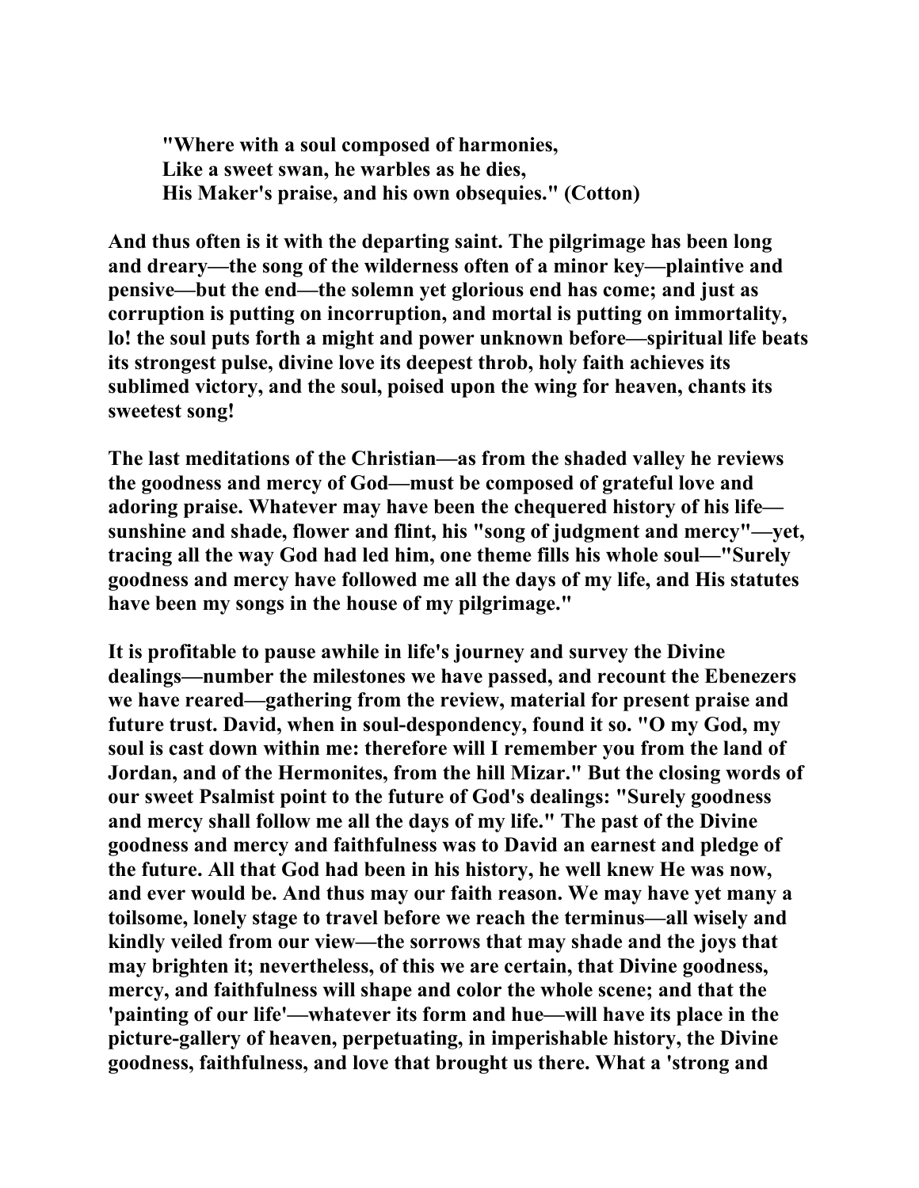"Where with a soul composed of harmonies,
Like a sweet swan, he warbles as he dies,
His Maker's praise, and his own obsequies." (Cotton)

And thus often is it with the departing saint. The pilgrimage has been long and dreary—the song of the wilderness often of a minor key—plaintive and pensive—but the end—the solemn yet glorious end has come; and just as corruption is putting on incorruption, and mortal is putting on immortality, lo! the soul puts forth a might and power unknown before—spiritual life beats its strongest pulse, divine love its deepest throb, holy faith achieves its sublimed victory, and the soul, poised upon the wing for heaven, chants its sweetest song!

The last meditations of the Christian—as from the shaded valley he reviews the goodness and mercy of God—must be composed of grateful love and adoring praise. Whatever may have been the chequered history of his life—sunshine and shade, flower and flint, his "song of judgment and mercy"—yet, tracing all the way God had led him, one theme fills his whole soul—"Surely goodness and mercy have followed me all the days of my life, and His statutes have been my songs in the house of my pilgrimage."

It is profitable to pause awhile in life's journey and survey the Divine dealings—number the milestones we have passed, and recount the Ebenezers we have reared—gathering from the review, material for present praise and future trust. David, when in soul-despondency, found it so. "O my God, my soul is cast down within me: therefore will I remember you from the land of Jordan, and of the Hermonites, from the hill Mizar." But the closing words of our sweet Psalmist point to the future of God's dealings: "Surely goodness and mercy shall follow me all the days of my life." The past of the Divine goodness and mercy and faithfulness was to David an earnest and pledge of the future. All that God had been in his history, he well knew He was now, and ever would be. And thus may our faith reason. We may have yet many a toilsome, lonely stage to travel before we reach the terminus—all wisely and kindly veiled from our view—the sorrows that may shade and the joys that may brighten it; nevertheless, of this we are certain, that Divine goodness, mercy, and faithfulness will shape and color the whole scene; and that the 'painting of our life'—whatever its form and hue—will have its place in the picture-gallery of heaven, perpetuating, in imperishable history, the Divine goodness, faithfulness, and love that brought us there. What a 'strong and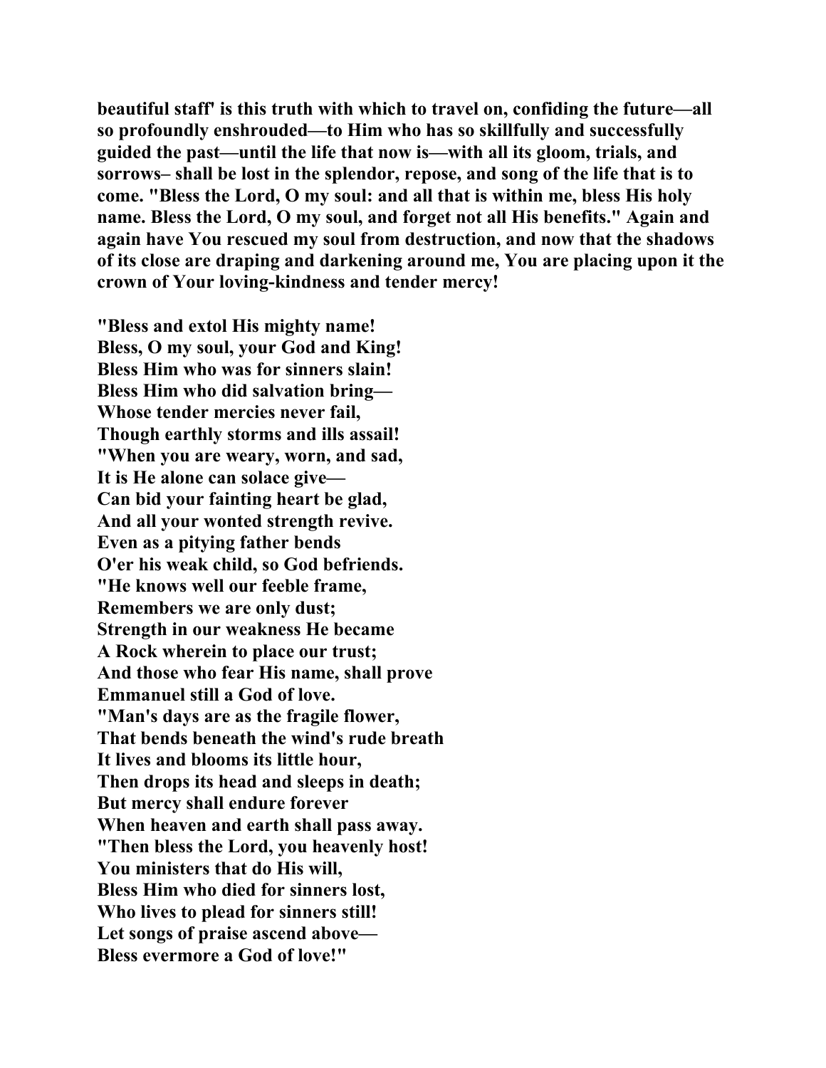**beautiful staff' is this truth with which to travel on, confiding the future—all so profoundly enshrouded—to Him who has so skillfully and successfully guided the past—until the life that now is—with all its gloom, trials, and sorrows– shall be lost in the splendor, repose, and song of the life that is to come. "Bless the Lord, O my soul: and all that is within me, bless His holy name. Bless the Lord, O my soul, and forget not all His benefits." Again and again have You rescued my soul from destruction, and now that the shadows of its close are draping and darkening around me, You are placing upon it the crown of Your loving-kindness and tender mercy!**

**"Bless and extol His mighty name!**
**Bless, O my soul, your God and King!**
**Bless Him who was for sinners slain!**
**Bless Him who did salvation bring—**
**Whose tender mercies never fail,**
**Though earthly storms and ills assail!**
**"When you are weary, worn, and sad,**
**It is He alone can solace give—**
**Can bid your fainting heart be glad,**
**And all your wonted strength revive.**
**Even as a pitying father bends**
**O'er his weak child, so God befriends.**
**"He knows well our feeble frame,**
**Remembers we are only dust;**
**Strength in our weakness He became**
**A Rock wherein to place our trust;**
**And those who fear His name, shall prove**
**Emmanuel still a God of love.**
**"Man's days are as the fragile flower,**
**That bends beneath the wind's rude breath**
**It lives and blooms its little hour,**
**Then drops its head and sleeps in death;**
**But mercy shall endure forever**
**When heaven and earth shall pass away.**
**"Then bless the Lord, you heavenly host!**
**You ministers that do His will,**
**Bless Him who died for sinners lost,**
**Who lives to plead for sinners still!**
**Let songs of praise ascend above—**
**Bless evermore a God of love!"**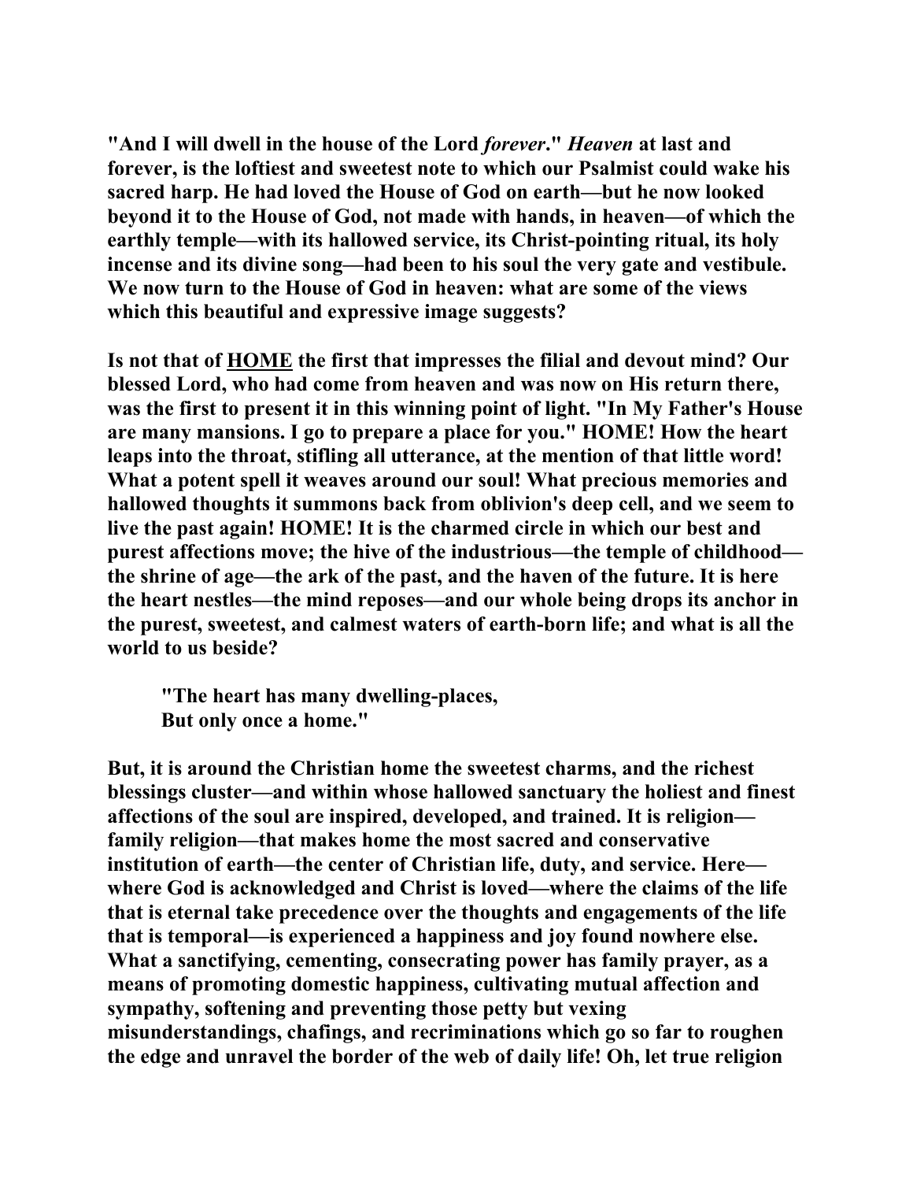**"And I will dwell in the house of the Lord *forever*." *Heaven* at last and forever, is the loftiest and sweetest note to which our Psalmist could wake his sacred harp. He had loved the House of God on earth—but he now looked beyond it to the House of God, not made with hands, in heaven—of which the earthly temple—with its hallowed service, its Christ-pointing ritual, its holy incense and its divine song—had been to his soul the very gate and vestibule. We now turn to the House of God in heaven: what are some of the views which this beautiful and expressive image suggests?**

**Is not that of <u>HOME</u> the first that impresses the filial and devout mind? Our blessed Lord, who had come from heaven and was now on His return there, was the first to present it in this winning point of light. "In My Father's House are many mansions. I go to prepare a place for you." HOME! How the heart leaps into the throat, stifling all utterance, at the mention of that little word! What a potent spell it weaves around our soul! What precious memories and hallowed thoughts it summons back from oblivion's deep cell, and we seem to live the past again! HOME! It is the charmed circle in which our best and purest affections move; the hive of the industrious—the temple of childhood—the shrine of age—the ark of the past, and the haven of the future. It is here the heart nestles—the mind reposes—and our whole being drops its anchor in the purest, sweetest, and calmest waters of earth-born life; and what is all the world to us beside?**

> **"The heart has many dwelling-places,**
> **But only once a home."**

**But, it is around the Christian home the sweetest charms, and the richest blessings cluster—and within whose hallowed sanctuary the holiest and finest affections of the soul are inspired, developed, and trained. It is religion—family religion—that makes home the most sacred and conservative institution of earth—the center of Christian life, duty, and service. Here—where God is acknowledged and Christ is loved—where the claims of the life that is eternal take precedence over the thoughts and engagements of the life that is temporal—is experienced a happiness and joy found nowhere else. What a sanctifying, cementing, consecrating power has family prayer, as a means of promoting domestic happiness, cultivating mutual affection and sympathy, softening and preventing those petty but vexing misunderstandings, chafings, and recriminations which go so far to roughen the edge and unravel the border of the web of daily life! Oh, let true religion**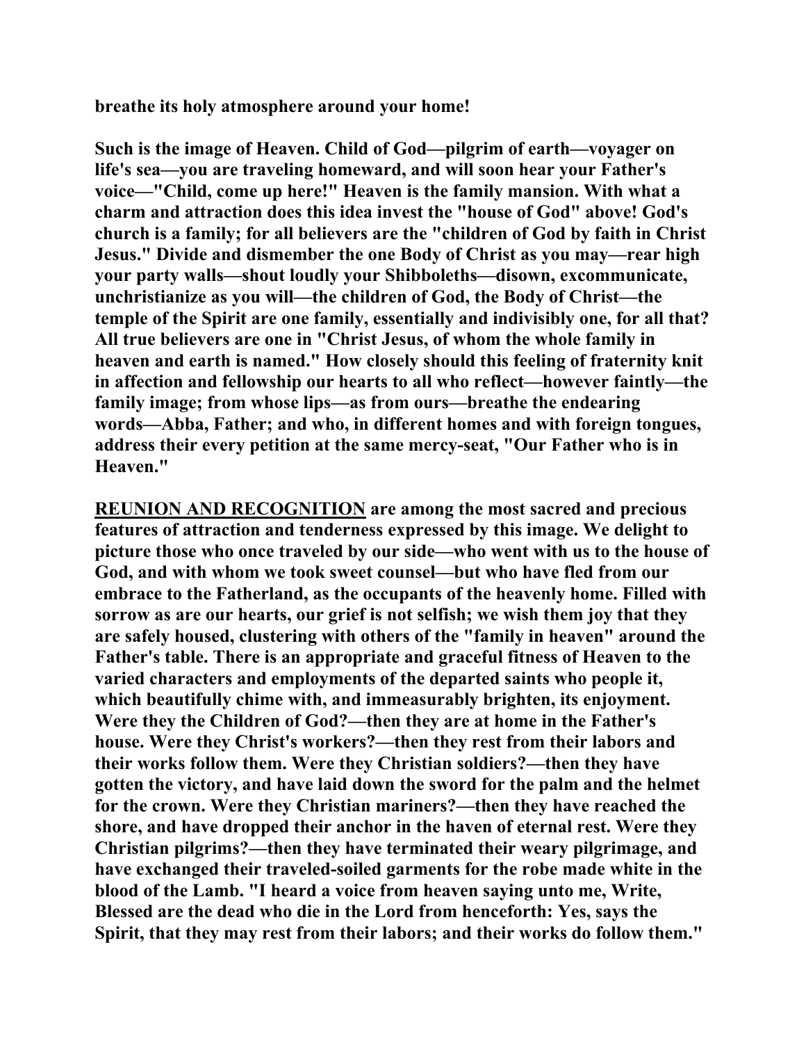**breathe its holy atmosphere around your home!**

**Such is the image of Heaven. Child of God—pilgrim of earth—voyager on life's sea—you are traveling homeward, and will soon hear your Father's voice—"Child, come up here!" Heaven is the family mansion. With what a charm and attraction does this idea invest the "house of God" above! God's church is a family; for all believers are the "children of God by faith in Christ Jesus." Divide and dismember the one Body of Christ as you may—rear high your party walls—shout loudly your Shibboleths—disown, excommunicate, unchristianize as you will—the children of God, the Body of Christ—the temple of the Spirit are one family, essentially and indivisibly one, for all that? All true believers are one in "Christ Jesus, of whom the whole family in heaven and earth is named." How closely should this feeling of fraternity knit in affection and fellowship our hearts to all who reflect—however faintly—the family image; from whose lips—as from ours—breathe the endearing words—Abba, Father; and who, in different homes and with foreign tongues, address their every petition at the same mercy-seat, "Our Father who is in Heaven."**

**<u>REUNION AND RECOGNITION</u> are among the most sacred and precious features of attraction and tenderness expressed by this image. We delight to picture those who once traveled by our side—who went with us to the house of God, and with whom we took sweet counsel—but who have fled from our embrace to the Fatherland, as the occupants of the heavenly home. Filled with sorrow as are our hearts, our grief is not selfish; we wish them joy that they are safely housed, clustering with others of the "family in heaven" around the Father's table. There is an appropriate and graceful fitness of Heaven to the varied characters and employments of the departed saints who people it, which beautifully chime with, and immeasurably brighten, its enjoyment. Were they the Children of God?—then they are at home in the Father's house. Were they Christ's workers?—then they rest from their labors and their works follow them. Were they Christian soldiers?—then they have gotten the victory, and have laid down the sword for the palm and the helmet for the crown. Were they Christian mariners?—then they have reached the shore, and have dropped their anchor in the haven of eternal rest. Were they Christian pilgrims?—then they have terminated their weary pilgrimage, and have exchanged their traveled-soiled garments for the robe made white in the blood of the Lamb. "I heard a voice from heaven saying unto me, Write, Blessed are the dead who die in the Lord from henceforth: Yes, says the Spirit, that they may rest from their labors; and their works do follow them."**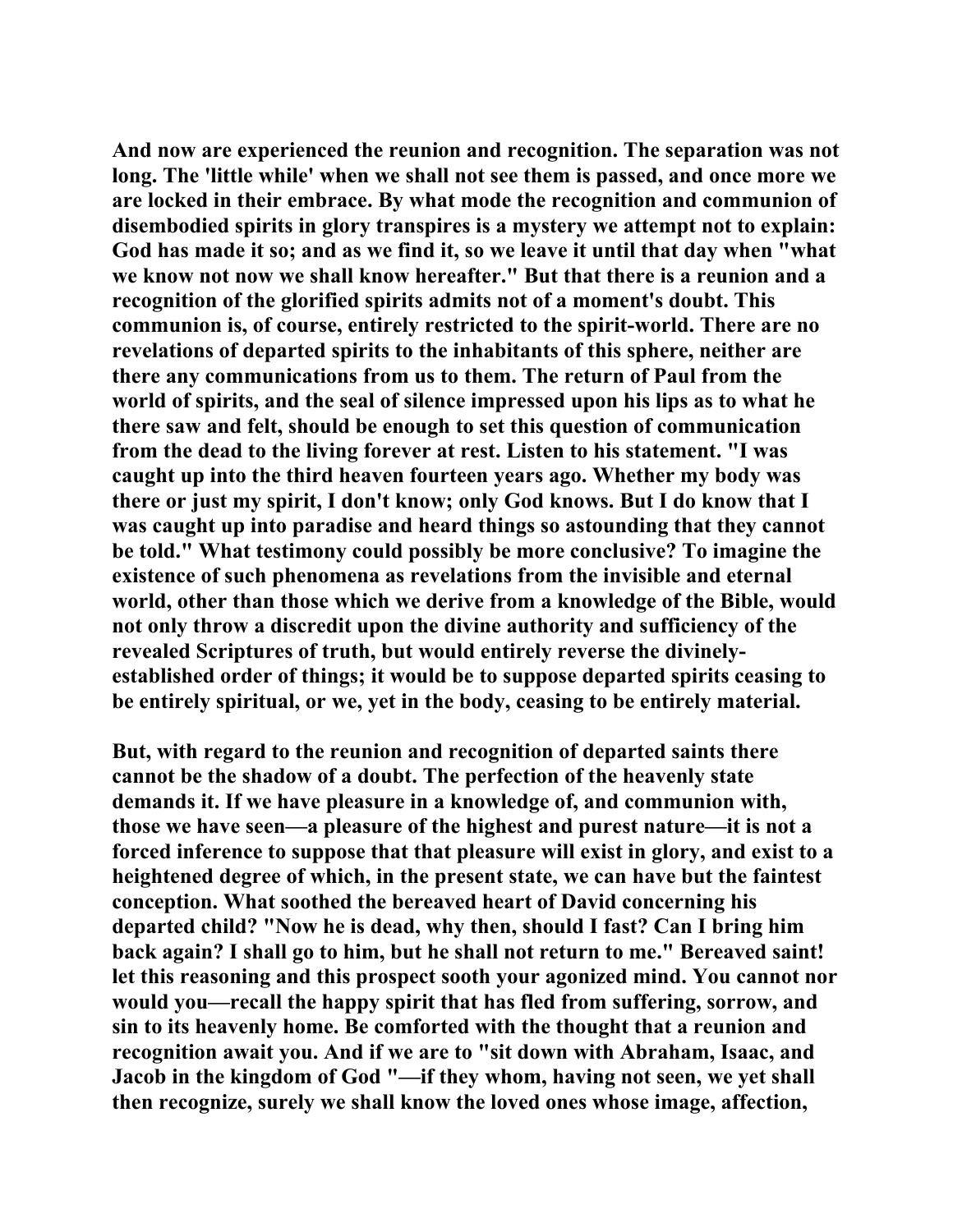And now are experienced the reunion and recognition. The separation was not long. The 'little while' when we shall not see them is passed, and once more we are locked in their embrace. By what mode the recognition and communion of disembodied spirits in glory transpires is a mystery we attempt not to explain: God has made it so; and as we find it, so we leave it until that day when "what we know not now we shall know hereafter." But that there is a reunion and a recognition of the glorified spirits admits not of a moment's doubt. This communion is, of course, entirely restricted to the spirit-world. There are no revelations of departed spirits to the inhabitants of this sphere, neither are there any communications from us to them. The return of Paul from the world of spirits, and the seal of silence impressed upon his lips as to what he there saw and felt, should be enough to set this question of communication from the dead to the living forever at rest. Listen to his statement. "I was caught up into the third heaven fourteen years ago. Whether my body was there or just my spirit, I don't know; only God knows. But I do know that I was caught up into paradise and heard things so astounding that they cannot be told." What testimony could possibly be more conclusive? To imagine the existence of such phenomena as revelations from the invisible and eternal world, other than those which we derive from a knowledge of the Bible, would not only throw a discredit upon the divine authority and sufficiency of the revealed Scriptures of truth, but would entirely reverse the divinely-established order of things; it would be to suppose departed spirits ceasing to be entirely spiritual, or we, yet in the body, ceasing to be entirely material.

But, with regard to the reunion and recognition of departed saints there cannot be the shadow of a doubt. The perfection of the heavenly state demands it. If we have pleasure in a knowledge of, and communion with, those we have seen—a pleasure of the highest and purest nature—it is not a forced inference to suppose that that pleasure will exist in glory, and exist to a heightened degree of which, in the present state, we can have but the faintest conception. What soothed the bereaved heart of David concerning his departed child? "Now he is dead, why then, should I fast? Can I bring him back again? I shall go to him, but he shall not return to me." Bereaved saint! let this reasoning and this prospect sooth your agonized mind. You cannot nor would you—recall the happy spirit that has fled from suffering, sorrow, and sin to its heavenly home. Be comforted with the thought that a reunion and recognition await you. And if we are to "sit down with Abraham, Isaac, and Jacob in the kingdom of God "—if they whom, having not seen, we yet shall then recognize, surely we shall know the loved ones whose image, affection,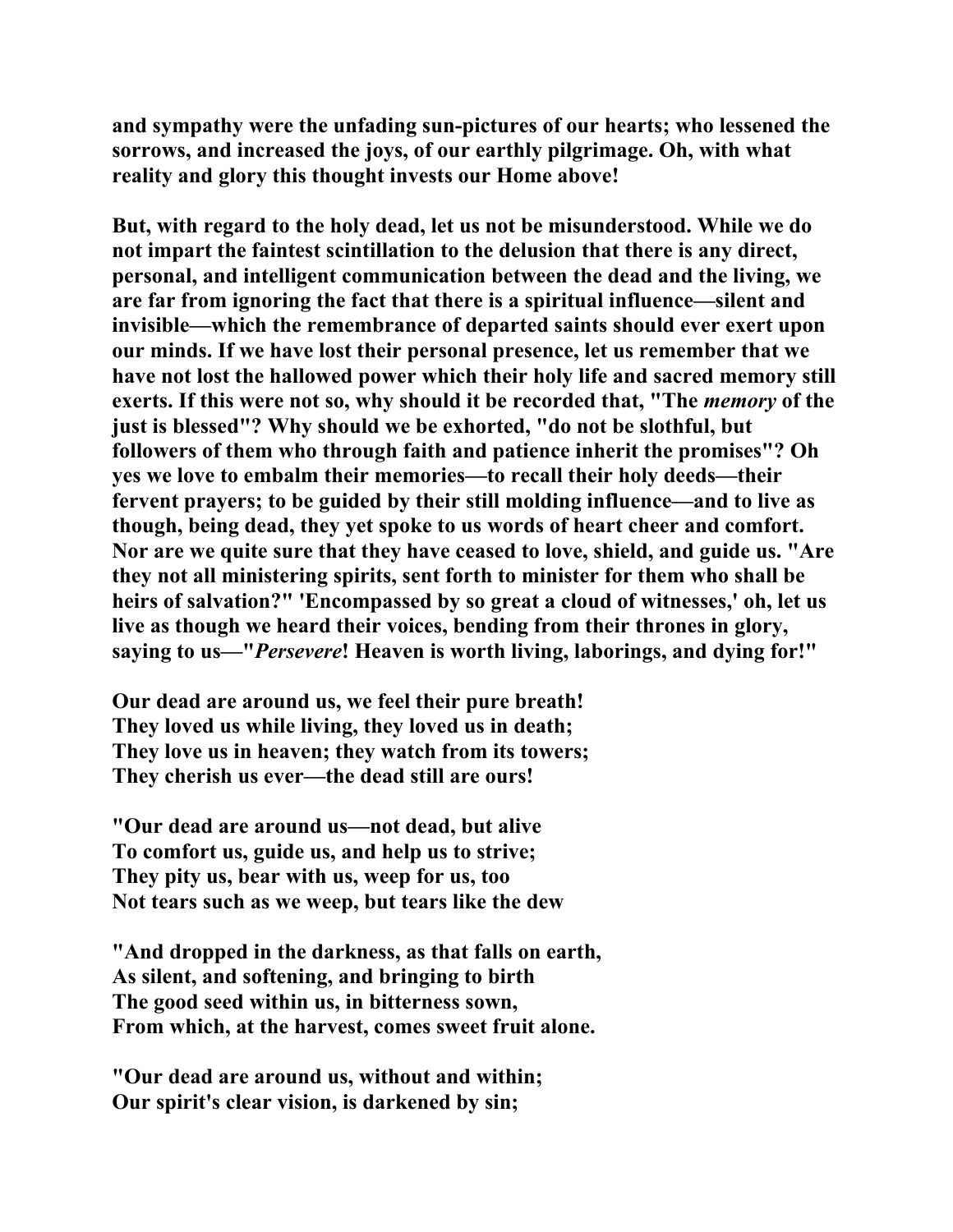**and sympathy were the unfading sun-pictures of our hearts; who lessened the sorrows, and increased the joys, of our earthly pilgrimage. Oh, with what reality and glory this thought invests our Home above!**

**But, with regard to the holy dead, let us not be misunderstood. While we do not impart the faintest scintillation to the delusion that there is any direct, personal, and intelligent communication between the dead and the living, we are far from ignoring the fact that there is a spiritual influence—silent and invisible—which the remembrance of departed saints should ever exert upon our minds. If we have lost their personal presence, let us remember that we have not lost the hallowed power which their holy life and sacred memory still exerts. If this were not so, why should it be recorded that, "The *memory* of the just is blessed"? Why should we be exhorted, "do not be slothful, but followers of them who through faith and patience inherit the promises"? Oh yes we love to embalm their memories—to recall their holy deeds—their fervent prayers; to be guided by their still molding influence—and to live as though, being dead, they yet spoke to us words of heart cheer and comfort. Nor are we quite sure that they have ceased to love, shield, and guide us. "Are they not all ministering spirits, sent forth to minister for them who shall be heirs of salvation?" 'Encompassed by so great a cloud of witnesses,' oh, let us live as though we heard their voices, bending from their thrones in glory, saying to us—"*Persevere*! Heaven is worth living, laborings, and dying for!"**

**Our dead are around us, we feel their pure breath!**
**They loved us while living, they loved us in death;**
**They love us in heaven; they watch from its towers;**
**They cherish us ever—the dead still are ours!**

**"Our dead are around us—not dead, but alive**
**To comfort us, guide us, and help us to strive;**
**They pity us, bear with us, weep for us, too**
**Not tears such as we weep, but tears like the dew**

**"And dropped in the darkness, as that falls on earth,**
**As silent, and softening, and bringing to birth**
**The good seed within us, in bitterness sown,**
**From which, at the harvest, comes sweet fruit alone.**

**"Our dead are around us, without and within;**
**Our spirit's clear vision, is darkened by sin;**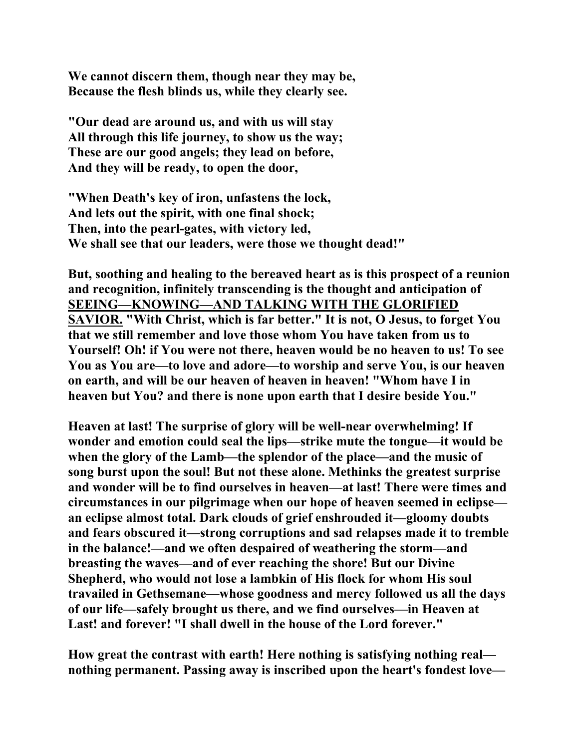**We cannot discern them, though near they may be,**
**Because the flesh blinds us, while they clearly see.**

**"Our dead are around us, and with us will stay**
**All through this life journey, to show us the way;**
**These are our good angels; they lead on before,**
**And they will be ready, to open the door,**

**"When Death's key of iron, unfastens the lock,**
**And lets out the spirit, with one final shock;**
**Then, into the pearl-gates, with victory led,**
**We shall see that our leaders, were those we thought dead!"**

**But, soothing and healing to the bereaved heart as is this prospect of a reunion and recognition, infinitely transcending is the thought and anticipation of <u>SEEING—KNOWING—AND TALKING WITH THE GLORIFIED SAVIOR.</u> "With Christ, which is far better." It is not, O Jesus, to forget You that we still remember and love those whom You have taken from us to Yourself! Oh! if You were not there, heaven would be no heaven to us! To see You as You are—to love and adore—to worship and serve You, is our heaven on earth, and will be our heaven of heaven in heaven! "Whom have I in heaven but You? and there is none upon earth that I desire beside You."**

**Heaven at last! The surprise of glory will be well-near overwhelming! If wonder and emotion could seal the lips—strike mute the tongue—it would be when the glory of the Lamb—the splendor of the place—and the music of song burst upon the soul! But not these alone. Methinks the greatest surprise and wonder will be to find ourselves in heaven—at last! There were times and circumstances in our pilgrimage when our hope of heaven seemed in eclipse—an eclipse almost total. Dark clouds of grief enshrouded it—gloomy doubts and fears obscured it—strong corruptions and sad relapses made it to tremble in the balance!—and we often despaired of weathering the storm—and breasting the waves—and of ever reaching the shore! But our Divine Shepherd, who would not lose a lambkin of His flock for whom His soul travailed in Gethsemane—whose goodness and mercy followed us all the days of our life—safely brought us there, and we find ourselves—in Heaven at Last! and forever! "I shall dwell in the house of the Lord forever."**

**How great the contrast with earth! Here nothing is satisfying nothing real—nothing permanent. Passing away is inscribed upon the heart's fondest love—**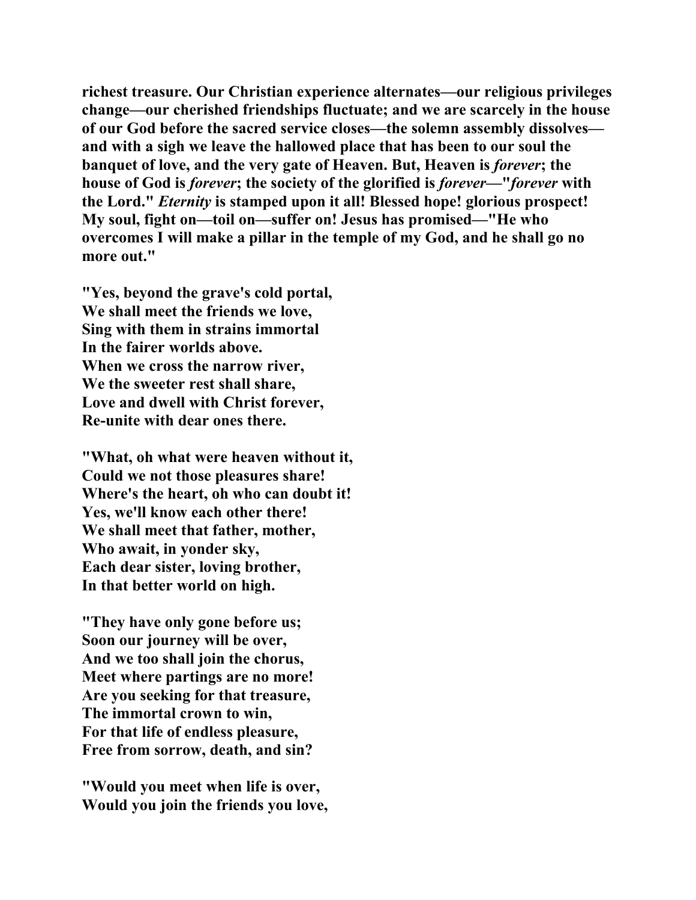**richest treasure. Our Christian experience alternates—our religious privileges change—our cherished friendships fluctuate; and we are scarcely in the house of our God before the sacred service closes—the solemn assembly dissolves—and with a sigh we leave the hallowed place that has been to our soul the banquet of love, and the very gate of Heaven. But, Heaven is *forever*; the house of God is *forever*; the society of the glorified is *forever*—"*forever* with the Lord." *Eternity* is stamped upon it all! Blessed hope! glorious prospect! My soul, fight on—toil on—suffer on! Jesus has promised—"He who overcomes I will make a pillar in the temple of my God, and he shall go no more out."**

**"Yes, beyond the grave's cold portal,**
**We shall meet the friends we love,**
**Sing with them in strains immortal**
**In the fairer worlds above.**
**When we cross the narrow river,**
**We the sweeter rest shall share,**
**Love and dwell with Christ forever,**
**Re-unite with dear ones there.**

**"What, oh what were heaven without it,**
**Could we not those pleasures share!**
**Where's the heart, oh who can doubt it!**
**Yes, we'll know each other there!**
**We shall meet that father, mother,**
**Who await, in yonder sky,**
**Each dear sister, loving brother,**
**In that better world on high.**

**"They have only gone before us;**
**Soon our journey will be over,**
**And we too shall join the chorus,**
**Meet where partings are no more!**
**Are you seeking for that treasure,**
**The immortal crown to win,**
**For that life of endless pleasure,**
**Free from sorrow, death, and sin?**

**"Would you meet when life is over,**
**Would you join the friends you love,**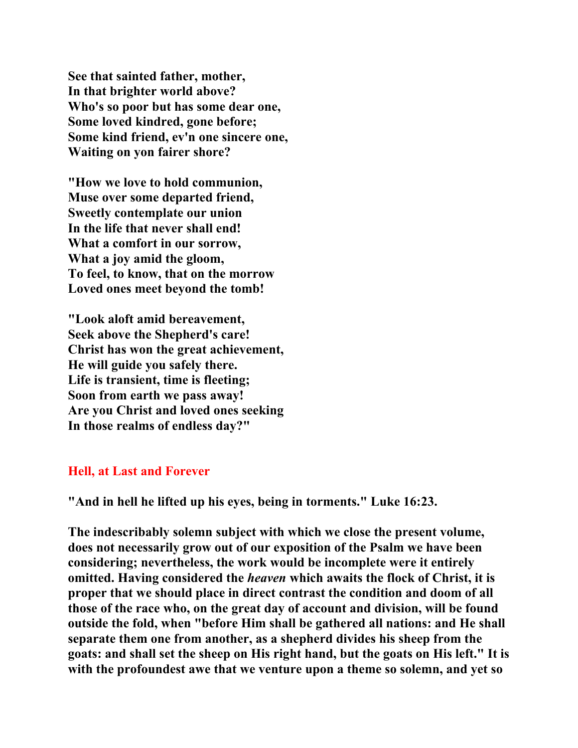**See that sainted father, mother,**
**In that brighter world above?**
**Who's so poor but has some dear one,**
**Some loved kindred, gone before;**
**Some kind friend, ev'n one sincere one,**
**Waiting on yon fairer shore?**

**"How we love to hold communion,**
**Muse over some departed friend,**
**Sweetly contemplate our union**
**In the life that never shall end!**
**What a comfort in our sorrow,**
**What a joy amid the gloom,**
**To feel, to know, that on the morrow**
**Loved ones meet beyond the tomb!**

**"Look aloft amid bereavement,**
**Seek above the Shepherd's care!**
**Christ has won the great achievement,**
**He will guide you safely there.**
**Life is transient, time is fleeting;**
**Soon from earth we pass away!**
**Are you Christ and loved ones seeking**
**In those realms of endless day?"**

## Hell, at Last and Forever

**"And in hell he lifted up his eyes, being in torments." Luke 16:23.**

**The indescribably solemn subject with which we close the present volume, does not necessarily grow out of our exposition of the Psalm we have been considering; nevertheless, the work would be incomplete were it entirely omitted. Having considered the *heaven* which awaits the flock of Christ, it is proper that we should place in direct contrast the condition and doom of all those of the race who, on the great day of account and division, will be found outside the fold, when "before Him shall be gathered all nations: and He shall separate them one from another, as a shepherd divides his sheep from the goats: and shall set the sheep on His right hand, but the goats on His left." It is with the profoundest awe that we venture upon a theme so solemn, and yet so**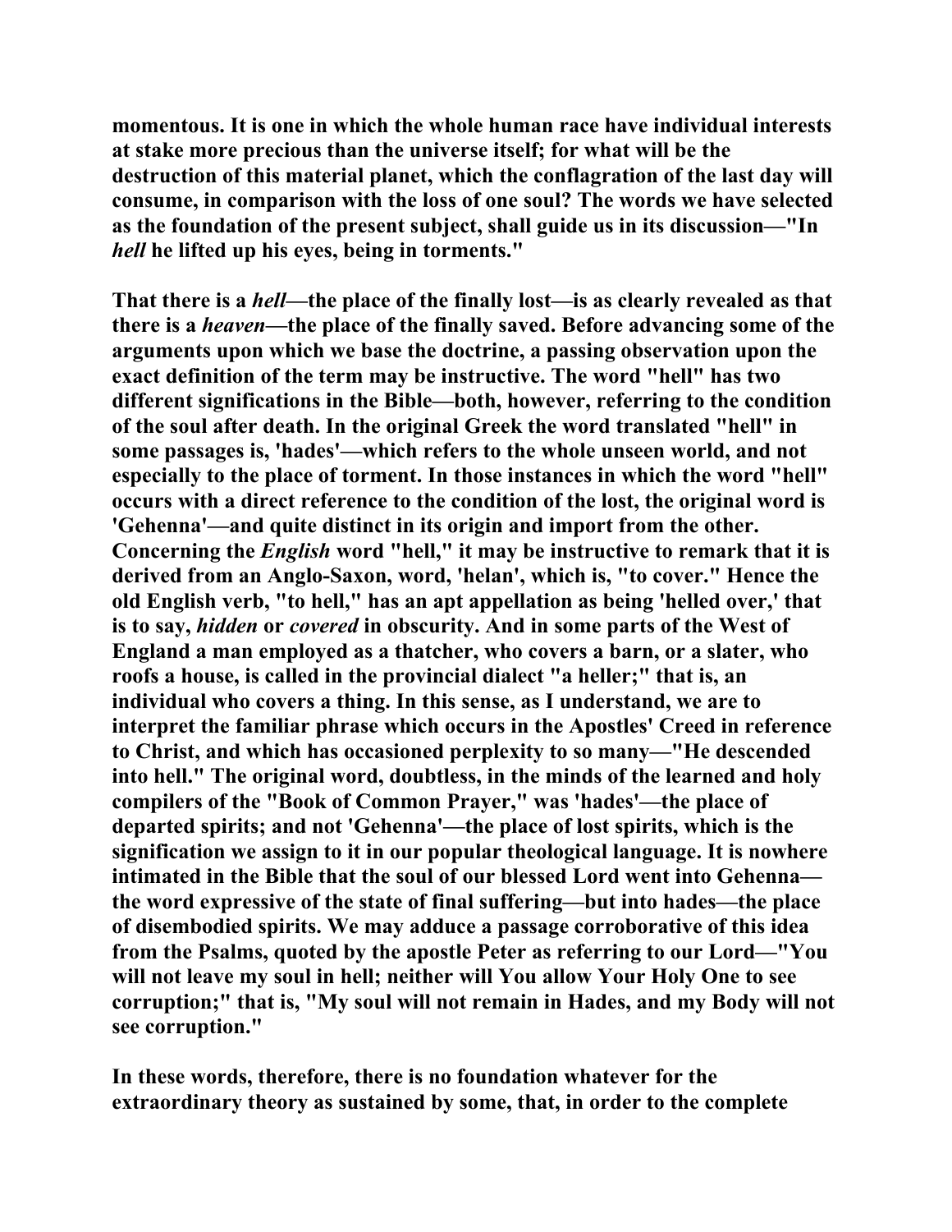**momentous. It is one in which the whole human race have individual interests at stake more precious than the universe itself; for what will be the destruction of this material planet, which the conflagration of the last day will consume, in comparison with the loss of one soul? The words we have selected as the foundation of the present subject, shall guide us in its discussion—"In *hell* he lifted up his eyes, being in torments."**

**That there is a *hell*—the place of the finally lost—is as clearly revealed as that there is a *heaven*—the place of the finally saved. Before advancing some of the arguments upon which we base the doctrine, a passing observation upon the exact definition of the term may be instructive. The word "hell" has two different significations in the Bible—both, however, referring to the condition of the soul after death. In the original Greek the word translated "hell" in some passages is, 'hades'—which refers to the whole unseen world, and not especially to the place of torment. In those instances in which the word "hell" occurs with a direct reference to the condition of the lost, the original word is 'Gehenna'—and quite distinct in its origin and import from the other. Concerning the *English* word "hell," it may be instructive to remark that it is derived from an Anglo-Saxon, word, 'helan', which is, "to cover." Hence the old English verb, "to hell," has an apt appellation as being 'helled over,' that is to say, *hidden* or *covered* in obscurity. And in some parts of the West of England a man employed as a thatcher, who covers a barn, or a slater, who roofs a house, is called in the provincial dialect "a heller;" that is, an individual who covers a thing. In this sense, as I understand, we are to interpret the familiar phrase which occurs in the Apostles' Creed in reference to Christ, and which has occasioned perplexity to so many—"He descended into hell." The original word, doubtless, in the minds of the learned and holy compilers of the "Book of Common Prayer," was 'hades'—the place of departed spirits; and not 'Gehenna'—the place of lost spirits, which is the signification we assign to it in our popular theological language. It is nowhere intimated in the Bible that the soul of our blessed Lord went into Gehenna—the word expressive of the state of final suffering—but into hades—the place of disembodied spirits. We may adduce a passage corroborative of this idea from the Psalms, quoted by the apostle Peter as referring to our Lord—"You will not leave my soul in hell; neither will You allow Your Holy One to see corruption;" that is, "My soul will not remain in Hades, and my Body will not see corruption."**

**In these words, therefore, there is no foundation whatever for the extraordinary theory as sustained by some, that, in order to the complete**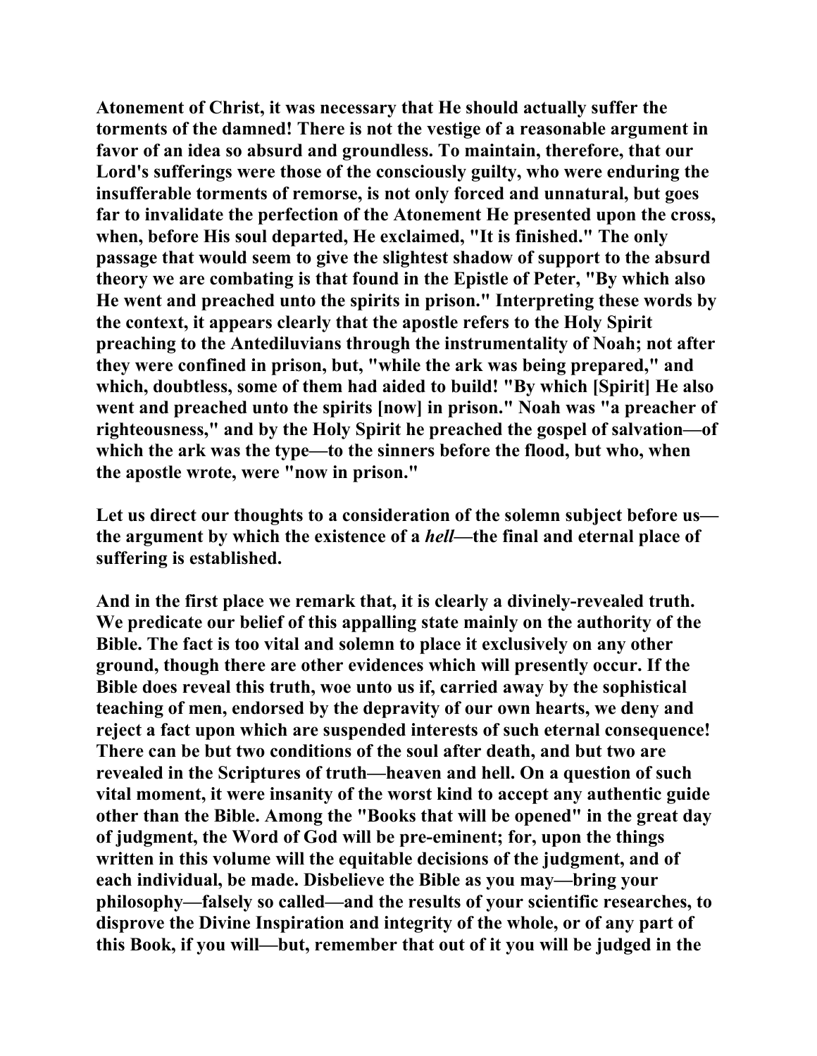Atonement of Christ, it was necessary that He should actually suffer the torments of the damned! There is not the vestige of a reasonable argument in favor of an idea so absurd and groundless. To maintain, therefore, that our Lord's sufferings were those of the consciously guilty, who were enduring the insufferable torments of remorse, is not only forced and unnatural, but goes far to invalidate the perfection of the Atonement He presented upon the cross, when, before His soul departed, He exclaimed, "It is finished." The only passage that would seem to give the slightest shadow of support to the absurd theory we are combating is that found in the Epistle of Peter, "By which also He went and preached unto the spirits in prison." Interpreting these words by the context, it appears clearly that the apostle refers to the Holy Spirit preaching to the Antediluvians through the instrumentality of Noah; not after they were confined in prison, but, "while the ark was being prepared," and which, doubtless, some of them had aided to build! "By which [Spirit] He also went and preached unto the spirits [now] in prison." Noah was "a preacher of righteousness," and by the Holy Spirit he preached the gospel of salvation—of which the ark was the type—to the sinners before the flood, but who, when the apostle wrote, were "now in prison."

Let us direct our thoughts to a consideration of the solemn subject before us—the argument by which the existence of a *hell*—the final and eternal place of suffering is established.

And in the first place we remark that, it is clearly a divinely-revealed truth. We predicate our belief of this appalling state mainly on the authority of the Bible. The fact is too vital and solemn to place it exclusively on any other ground, though there are other evidences which will presently occur. If the Bible does reveal this truth, woe unto us if, carried away by the sophistical teaching of men, endorsed by the depravity of our own hearts, we deny and reject a fact upon which are suspended interests of such eternal consequence! There can be but two conditions of the soul after death, and but two are revealed in the Scriptures of truth—heaven and hell. On a question of such vital moment, it were insanity of the worst kind to accept any authentic guide other than the Bible. Among the "Books that will be opened" in the great day of judgment, the Word of God will be pre-eminent; for, upon the things written in this volume will the equitable decisions of the judgment, and of each individual, be made. Disbelieve the Bible as you may—bring your philosophy—falsely so called—and the results of your scientific researches, to disprove the Divine Inspiration and integrity of the whole, or of any part of this Book, if you will—but, remember that out of it you will be judged in the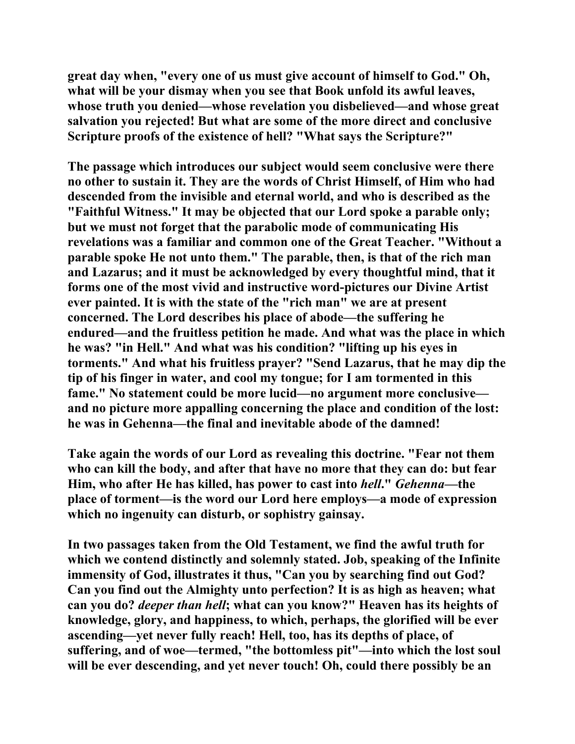**great day when, "every one of us must give account of himself to God." Oh, what will be your dismay when you see that Book unfold its awful leaves, whose truth you denied—whose revelation you disbelieved—and whose great salvation you rejected! But what are some of the more direct and conclusive Scripture proofs of the existence of hell? "What says the Scripture?"**

**The passage which introduces our subject would seem conclusive were there no other to sustain it. They are the words of Christ Himself, of Him who had descended from the invisible and eternal world, and who is described as the "Faithful Witness." It may be objected that our Lord spoke a parable only; but we must not forget that the parabolic mode of communicating His revelations was a familiar and common one of the Great Teacher. "Without a parable spoke He not unto them." The parable, then, is that of the rich man and Lazarus; and it must be acknowledged by every thoughtful mind, that it forms one of the most vivid and instructive word-pictures our Divine Artist ever painted. It is with the state of the "rich man" we are at present concerned. The Lord describes his place of abode—the suffering he endured—and the fruitless petition he made. And what was the place in which he was? "in Hell." And what was his condition? "lifting up his eyes in torments." And what his fruitless prayer? "Send Lazarus, that he may dip the tip of his finger in water, and cool my tongue; for I am tormented in this fame." No statement could be more lucid—no argument more conclusive—and no picture more appalling concerning the place and condition of the lost: he was in Gehenna—the final and inevitable abode of the damned!**

**Take again the words of our Lord as revealing this doctrine. "Fear not them who can kill the body, and after that have no more that they can do: but fear Him, who after He has killed, has power to cast into *hell*." *Gehenna*—the place of torment—is the word our Lord here employs—a mode of expression which no ingenuity can disturb, or sophistry gainsay.**

**In two passages taken from the Old Testament, we find the awful truth for which we contend distinctly and solemnly stated. Job, speaking of the Infinite immensity of God, illustrates it thus, "Can you by searching find out God? Can you find out the Almighty unto perfection? It is as high as heaven; what can you do? *deeper than hell*; what can you know?" Heaven has its heights of knowledge, glory, and happiness, to which, perhaps, the glorified will be ever ascending—yet never fully reach! Hell, too, has its depths of place, of suffering, and of woe—termed, "the bottomless pit"—into which the lost soul will be ever descending, and yet never touch! Oh, could there possibly be an**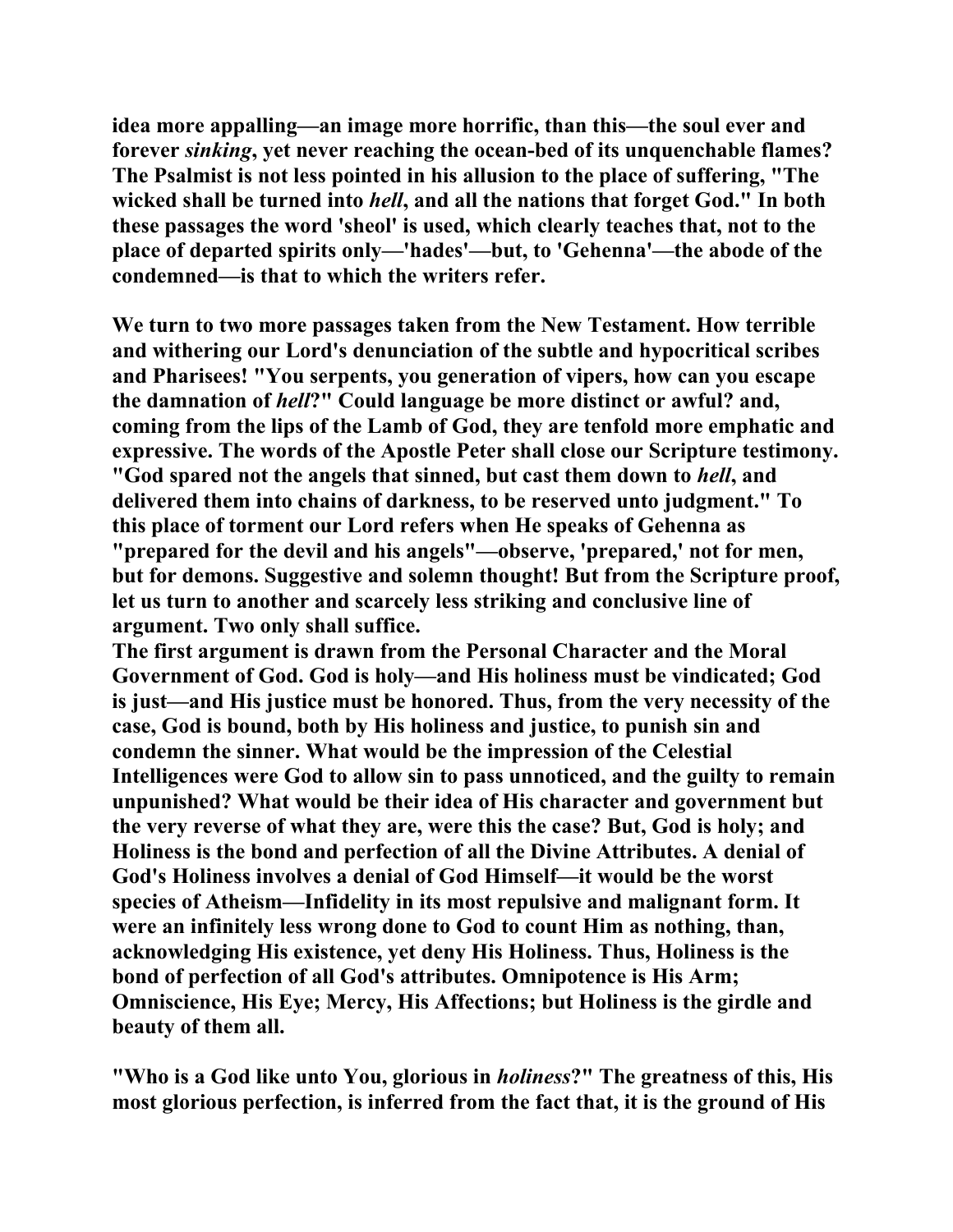idea more appalling—an image more horrific, than this—the soul ever and forever *sinking*, yet never reaching the ocean-bed of its unquenchable flames? The Psalmist is not less pointed in his allusion to the place of suffering, "The wicked shall be turned into *hell*, and all the nations that forget God." In both these passages the word 'sheol' is used, which clearly teaches that, not to the place of departed spirits only—'hades'—but, to 'Gehenna'—the abode of the condemned—is that to which the writers refer.

We turn to two more passages taken from the New Testament. How terrible and withering our Lord's denunciation of the subtle and hypocritical scribes and Pharisees! "You serpents, you generation of vipers, how can you escape the damnation of *hell*?" Could language be more distinct or awful? and, coming from the lips of the Lamb of God, they are tenfold more emphatic and expressive. The words of the Apostle Peter shall close our Scripture testimony. "God spared not the angels that sinned, but cast them down to *hell*, and delivered them into chains of darkness, to be reserved unto judgment." To this place of torment our Lord refers when He speaks of Gehenna as "prepared for the devil and his angels"—observe, 'prepared,' not for men, but for demons. Suggestive and solemn thought! But from the Scripture proof, let us turn to another and scarcely less striking and conclusive line of argument. Two only shall suffice.

The first argument is drawn from the Personal Character and the Moral Government of God. God is holy—and His holiness must be vindicated; God is just—and His justice must be honored. Thus, from the very necessity of the case, God is bound, both by His holiness and justice, to punish sin and condemn the sinner. What would be the impression of the Celestial Intelligences were God to allow sin to pass unnoticed, and the guilty to remain unpunished? What would be their idea of His character and government but the very reverse of what they are, were this the case? But, God is holy; and Holiness is the bond and perfection of all the Divine Attributes. A denial of God's Holiness involves a denial of God Himself—it would be the worst species of Atheism—Infidelity in its most repulsive and malignant form. It were an infinitely less wrong done to God to count Him as nothing, than, acknowledging His existence, yet deny His Holiness. Thus, Holiness is the bond of perfection of all God's attributes. Omnipotence is His Arm; Omniscience, His Eye; Mercy, His Affections; but Holiness is the girdle and beauty of them all.

"Who is a God like unto You, glorious in *holiness*?" The greatness of this, His most glorious perfection, is inferred from the fact that, it is the ground of His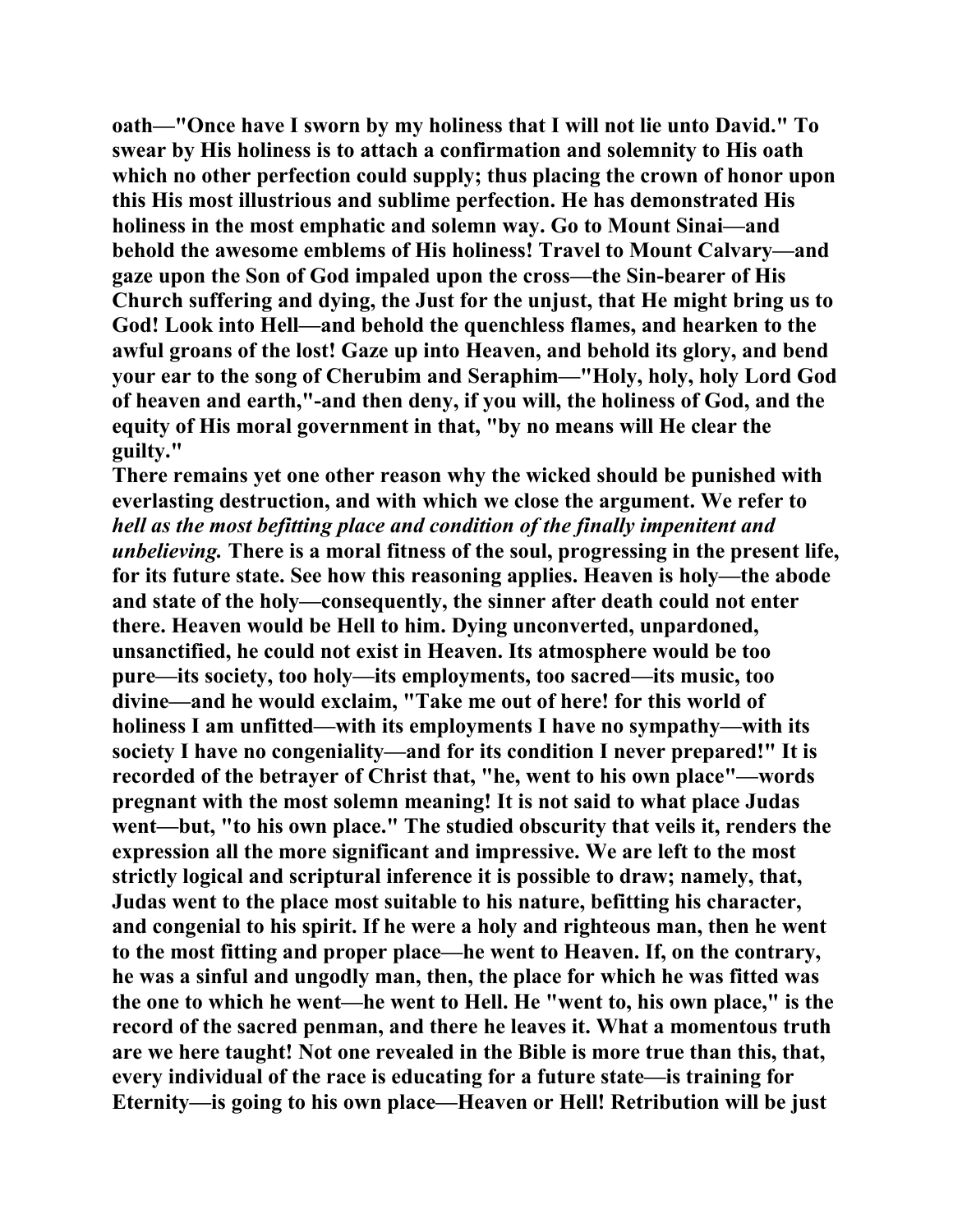**oath—"Once have I sworn by my holiness that I will not lie unto David." To swear by His holiness is to attach a confirmation and solemnity to His oath which no other perfection could supply; thus placing the crown of honor upon this His most illustrious and sublime perfection. He has demonstrated His holiness in the most emphatic and solemn way. Go to Mount Sinai—and behold the awesome emblems of His holiness! Travel to Mount Calvary—and gaze upon the Son of God impaled upon the cross—the Sin-bearer of His Church suffering and dying, the Just for the unjust, that He might bring us to God! Look into Hell—and behold the quenchless flames, and hearken to the awful groans of the lost! Gaze up into Heaven, and behold its glory, and bend your ear to the song of Cherubim and Seraphim—"Holy, holy, holy Lord God of heaven and earth,"-and then deny, if you will, the holiness of God, and the equity of His moral government in that, "by no means will He clear the guilty."**

**There remains yet one other reason why the wicked should be punished with everlasting destruction, and with which we close the argument. We refer to *hell as the most befitting place and condition of the finally impenitent and unbelieving.* There is a moral fitness of the soul, progressing in the present life, for its future state. See how this reasoning applies. Heaven is holy—the abode and state of the holy—consequently, the sinner after death could not enter there. Heaven would be Hell to him. Dying unconverted, unpardoned, unsanctified, he could not exist in Heaven. Its atmosphere would be too pure—its society, too holy—its employments, too sacred—its music, too divine—and he would exclaim, "Take me out of here! for this world of holiness I am unfitted—with its employments I have no sympathy—with its society I have no congeniality—and for its condition I never prepared!" It is recorded of the betrayer of Christ that, "he, went to his own place"—words pregnant with the most solemn meaning! It is not said to what place Judas went—but, "to his own place." The studied obscurity that veils it, renders the expression all the more significant and impressive. We are left to the most strictly logical and scriptural inference it is possible to draw; namely, that, Judas went to the place most suitable to his nature, befitting his character, and congenial to his spirit. If he were a holy and righteous man, then he went to the most fitting and proper place—he went to Heaven. If, on the contrary, he was a sinful and ungodly man, then, the place for which he was fitted was the one to which he went—he went to Hell. He "went to, his own place," is the record of the sacred penman, and there he leaves it. What a momentous truth are we here taught! Not one revealed in the Bible is more true than this, that, every individual of the race is educating for a future state—is training for Eternity—is going to his own place—Heaven or Hell! Retribution will be just**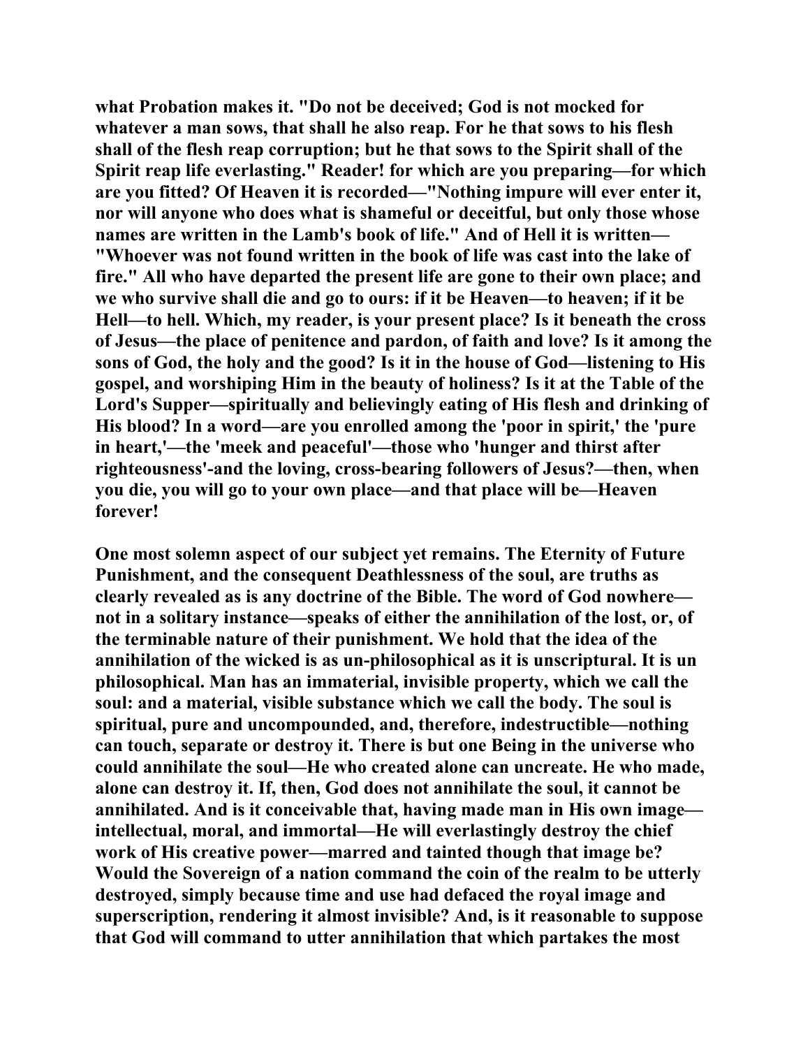**what Probation makes it. "Do not be deceived; God is not mocked for whatever a man sows, that shall he also reap. For he that sows to his flesh shall of the flesh reap corruption; but he that sows to the Spirit shall of the Spirit reap life everlasting." Reader! for which are you preparing—for which are you fitted? Of Heaven it is recorded—"Nothing impure will ever enter it, nor will anyone who does what is shameful or deceitful, but only those whose names are written in the Lamb's book of life." And of Hell it is written—"Whoever was not found written in the book of life was cast into the lake of fire." All who have departed the present life are gone to their own place; and we who survive shall die and go to ours: if it be Heaven—to heaven; if it be Hell—to hell. Which, my reader, is your present place? Is it beneath the cross of Jesus—the place of penitence and pardon, of faith and love? Is it among the sons of God, the holy and the good? Is it in the house of God—listening to His gospel, and worshiping Him in the beauty of holiness? Is it at the Table of the Lord's Supper—spiritually and believingly eating of His flesh and drinking of His blood? In a word—are you enrolled among the 'poor in spirit,' the 'pure in heart,'—the 'meek and peaceful'—those who 'hunger and thirst after righteousness'-and the loving, cross-bearing followers of Jesus?—then, when you die, you will go to your own place—and that place will be—Heaven forever!**

**One most solemn aspect of our subject yet remains. The Eternity of Future Punishment, and the consequent Deathlessness of the soul, are truths as clearly revealed as is any doctrine of the Bible. The word of God nowhere—not in a solitary instance—speaks of either the annihilation of the lost, or, of the terminable nature of their punishment. We hold that the idea of the annihilation of the wicked is as un-philosophical as it is unscriptural. It is un philosophical. Man has an immaterial, invisible property, which we call the soul: and a material, visible substance which we call the body. The soul is spiritual, pure and uncompounded, and, therefore, indestructible—nothing can touch, separate or destroy it. There is but one Being in the universe who could annihilate the soul—He who created alone can uncreate. He who made, alone can destroy it. If, then, God does not annihilate the soul, it cannot be annihilated. And is it conceivable that, having made man in His own image—intellectual, moral, and immortal—He will everlastingly destroy the chief work of His creative power—marred and tainted though that image be? Would the Sovereign of a nation command the coin of the realm to be utterly destroyed, simply because time and use had defaced the royal image and superscription, rendering it almost invisible? And, is it reasonable to suppose that God will command to utter annihilation that which partakes the most**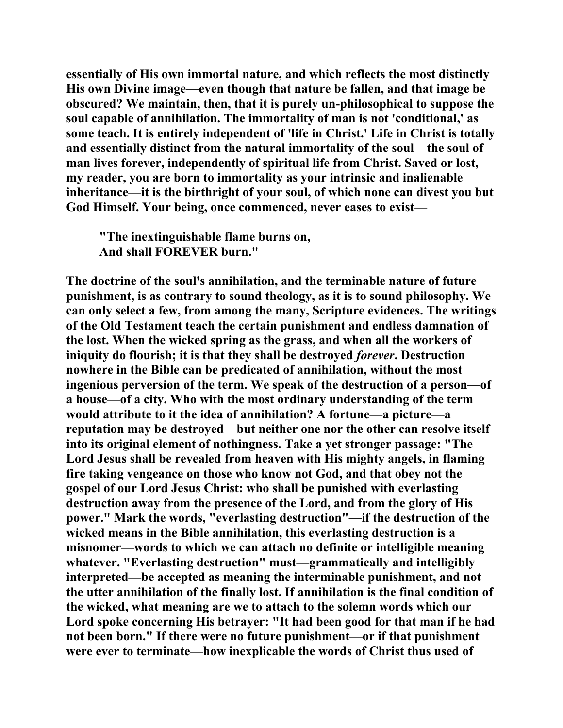**essentially of His own immortal nature, and which reflects the most distinctly His own Divine image—even though that nature be fallen, and that image be obscured? We maintain, then, that it is purely un-philosophical to suppose the soul capable of annihilation. The immortality of man is not 'conditional,' as some teach. It is entirely independent of 'life in Christ.' Life in Christ is totally and essentially distinct from the natural immortality of the soul—the soul of man lives forever, independently of spiritual life from Christ. Saved or lost, my reader, you are born to immortality as your intrinsic and inalienable inheritance—it is the birthright of your soul, of which none can divest you but God Himself. Your being, once commenced, never eases to exist—**

> **"The inextinguishable flame burns on,**
> **And shall FOREVER burn."**

**The doctrine of the soul's annihilation, and the terminable nature of future punishment, is as contrary to sound theology, as it is to sound philosophy. We can only select a few, from among the many, Scripture evidences. The writings of the Old Testament teach the certain punishment and endless damnation of the lost. When the wicked spring as the grass, and when all the workers of iniquity do flourish; it is that they shall be destroyed *forever*. Destruction nowhere in the Bible can be predicated of annihilation, without the most ingenious perversion of the term. We speak of the destruction of a person—of a house—of a city. Who with the most ordinary understanding of the term would attribute to it the idea of annihilation? A fortune—a picture—a reputation may be destroyed—but neither one nor the other can resolve itself into its original element of nothingness. Take a yet stronger passage: "The Lord Jesus shall be revealed from heaven with His mighty angels, in flaming fire taking vengeance on those who know not God, and that obey not the gospel of our Lord Jesus Christ: who shall be punished with everlasting destruction away from the presence of the Lord, and from the glory of His power." Mark the words, "everlasting destruction"—if the destruction of the wicked means in the Bible annihilation, this everlasting destruction is a misnomer—words to which we can attach no definite or intelligible meaning whatever. "Everlasting destruction" must—grammatically and intelligibly interpreted—be accepted as meaning the interminable punishment, and not the utter annihilation of the finally lost. If annihilation is the final condition of the wicked, what meaning are we to attach to the solemn words which our Lord spoke concerning His betrayer: "It had been good for that man if he had not been born." If there were no future punishment—or if that punishment were ever to terminate—how inexplicable the words of Christ thus used of**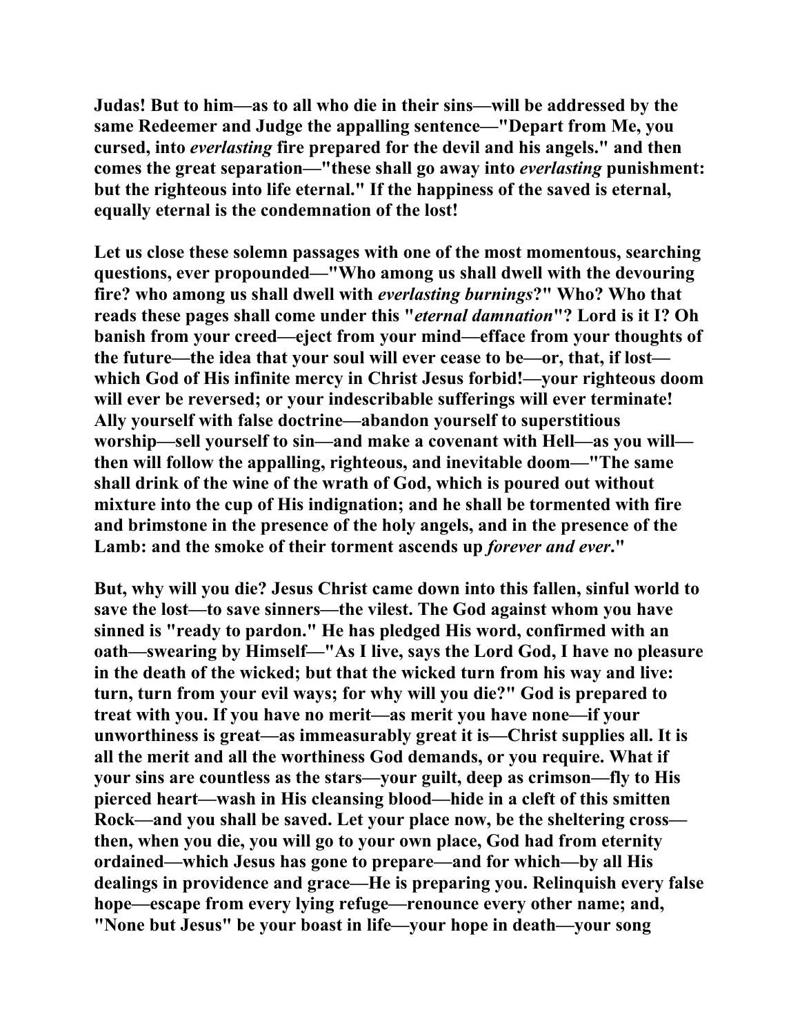**Judas! But to him—as to all who die in their sins—will be addressed by the same Redeemer and Judge the appalling sentence—"Depart from Me, you cursed, into *everlasting* fire prepared for the devil and his angels." and then comes the great separation—"these shall go away into *everlasting* punishment: but the righteous into life eternal." If the happiness of the saved is eternal, equally eternal is the condemnation of the lost!**

**Let us close these solemn passages with one of the most momentous, searching questions, ever propounded—"Who among us shall dwell with the devouring fire? who among us shall dwell with *everlasting burnings*?" Who? Who that reads these pages shall come under this "*eternal damnation*"? Lord is it I? Oh banish from your creed—eject from your mind—efface from your thoughts of the future—the idea that your soul will ever cease to be—or, that, if lost—which God of His infinite mercy in Christ Jesus forbid!—your righteous doom will ever be reversed; or your indescribable sufferings will ever terminate! Ally yourself with false doctrine—abandon yourself to superstitious worship—sell yourself to sin—and make a covenant with Hell—as you will—then will follow the appalling, righteous, and inevitable doom—"The same shall drink of the wine of the wrath of God, which is poured out without mixture into the cup of His indignation; and he shall be tormented with fire and brimstone in the presence of the holy angels, and in the presence of the Lamb: and the smoke of their torment ascends up *forever and ever*."**

**But, why will you die? Jesus Christ came down into this fallen, sinful world to save the lost—to save sinners—the vilest. The God against whom you have sinned is "ready to pardon." He has pledged His word, confirmed with an oath—swearing by Himself—"As I live, says the Lord God, I have no pleasure in the death of the wicked; but that the wicked turn from his way and live: turn, turn from your evil ways; for why will you die?" God is prepared to treat with you. If you have no merit—as merit you have none—if your unworthiness is great—as immeasurably great it is—Christ supplies all. It is all the merit and all the worthiness God demands, or you require. What if your sins are countless as the stars—your guilt, deep as crimson—fly to His pierced heart—wash in His cleansing blood—hide in a cleft of this smitten Rock—and you shall be saved. Let your place now, be the sheltering cross—then, when you die, you will go to your own place, God had from eternity ordained—which Jesus has gone to prepare—and for which—by all His dealings in providence and grace—He is preparing you. Relinquish every false hope—escape from every lying refuge—renounce every other name; and, "None but Jesus" be your boast in life—your hope in death—your song**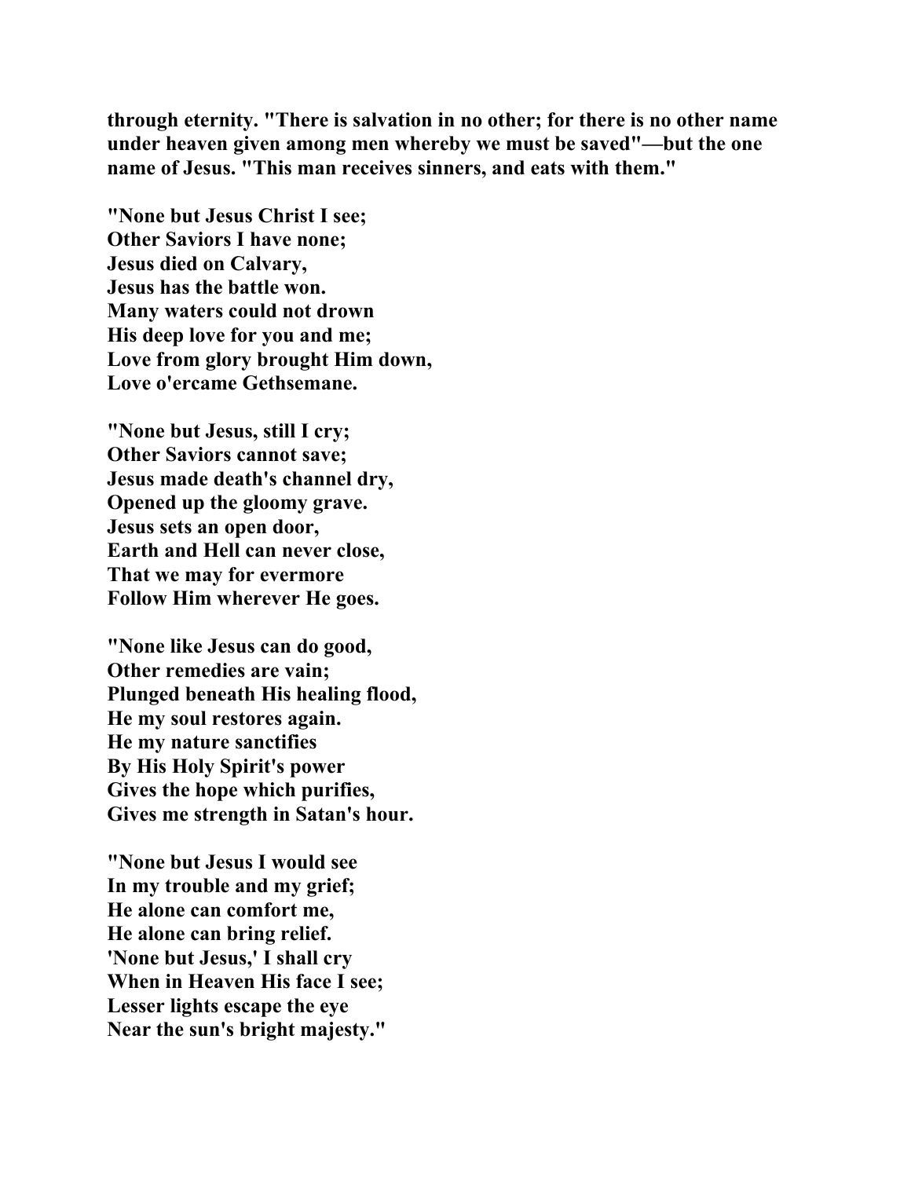**through eternity. "There is salvation in no other; for there is no other name under heaven given among men whereby we must be saved"—but the one name of Jesus. "This man receives sinners, and eats with them."**

**"None but Jesus Christ I see;**
**Other Saviors I have none;**
**Jesus died on Calvary,**
**Jesus has the battle won.**
**Many waters could not drown**
**His deep love for you and me;**
**Love from glory brought Him down,**
**Love o'ercame Gethsemane.**

**"None but Jesus, still I cry;**
**Other Saviors cannot save;**
**Jesus made death's channel dry,**
**Opened up the gloomy grave.**
**Jesus sets an open door,**
**Earth and Hell can never close,**
**That we may for evermore**
**Follow Him wherever He goes.**

**"None like Jesus can do good,**
**Other remedies are vain;**
**Plunged beneath His healing flood,**
**He my soul restores again.**
**He my nature sanctifies**
**By His Holy Spirit's power**
**Gives the hope which purifies,**
**Gives me strength in Satan's hour.**

**"None but Jesus I would see**
**In my trouble and my grief;**
**He alone can comfort me,**
**He alone can bring relief.**
**'None but Jesus,' I shall cry**
**When in Heaven His face I see;**
**Lesser lights escape the eye**
**Near the sun's bright majesty."**